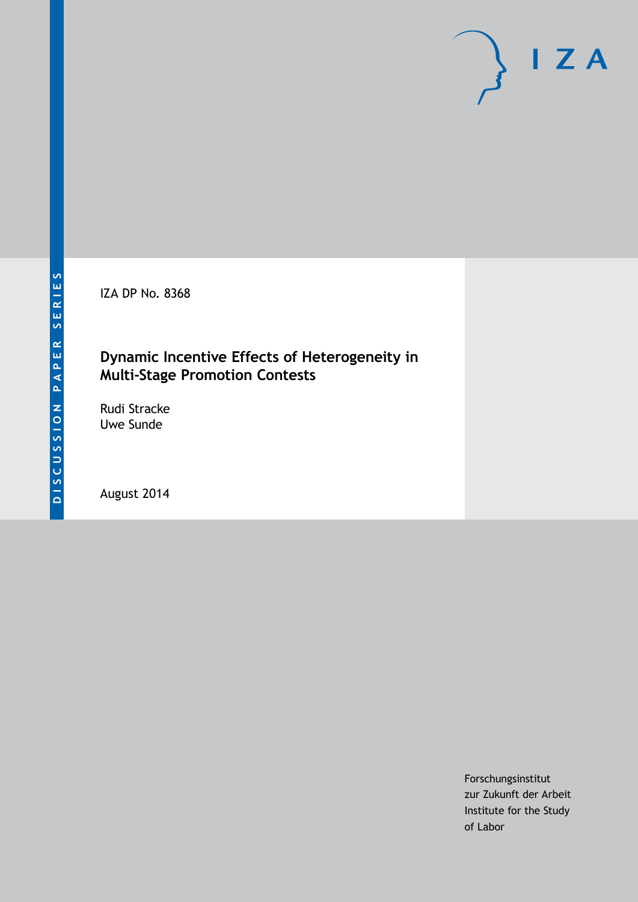DISCUSSION PAPER SERIES

IZA DP No. 8368

# Dynamic Incentive Effects of Heterogeneity in Multi-Stage Promotion Contests

Rudi Stracke
Uwe Sunde

August 2014

Forschungsinstitut
zur Zukunft der Arbeit
Institute for the Study
of Labor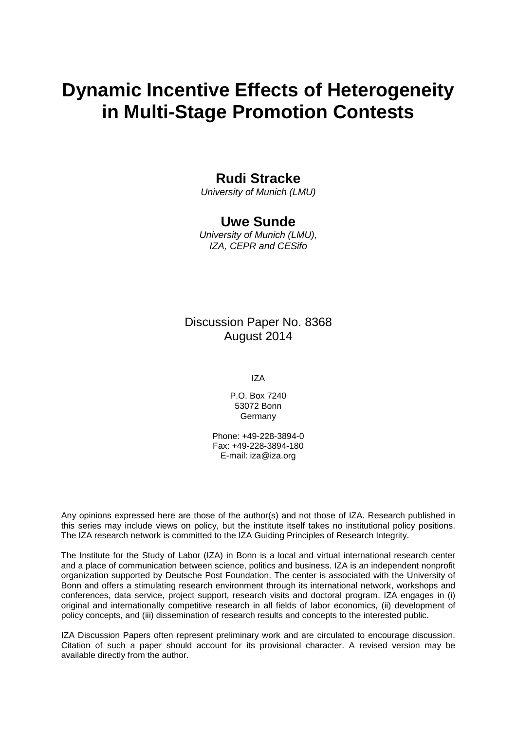# Dynamic Incentive Effects of Heterogeneity in Multi-Stage Promotion Contests

**Rudi Stracke**
*University of Munich (LMU)*

**Uwe Sunde**
*University of Munich (LMU), IZA, CEPR and CESifo*

Discussion Paper No. 8368
August 2014

IZA

P.O. Box 7240
53072 Bonn
Germany

Phone: +49-228-3894-0
Fax: +49-228-3894-180
E-mail: iza@iza.org

Any opinions expressed here are those of the author(s) and not those of IZA. Research published in this series may include views on policy, but the institute itself takes no institutional policy positions. The IZA research network is committed to the IZA Guiding Principles of Research Integrity.

The Institute for the Study of Labor (IZA) in Bonn is a local and virtual international research center and a place of communication between science, politics and business. IZA is an independent nonprofit organization supported by Deutsche Post Foundation. The center is associated with the University of Bonn and offers a stimulating research environment through its international network, workshops and conferences, data service, project support, research visits and doctoral program. IZA engages in (i) original and internationally competitive research in all fields of labor economics, (ii) development of policy concepts, and (iii) dissemination of research results and concepts to the interested public.

IZA Discussion Papers often represent preliminary work and are circulated to encourage discussion. Citation of such a paper should account for its provisional character. A revised version may be available directly from the author.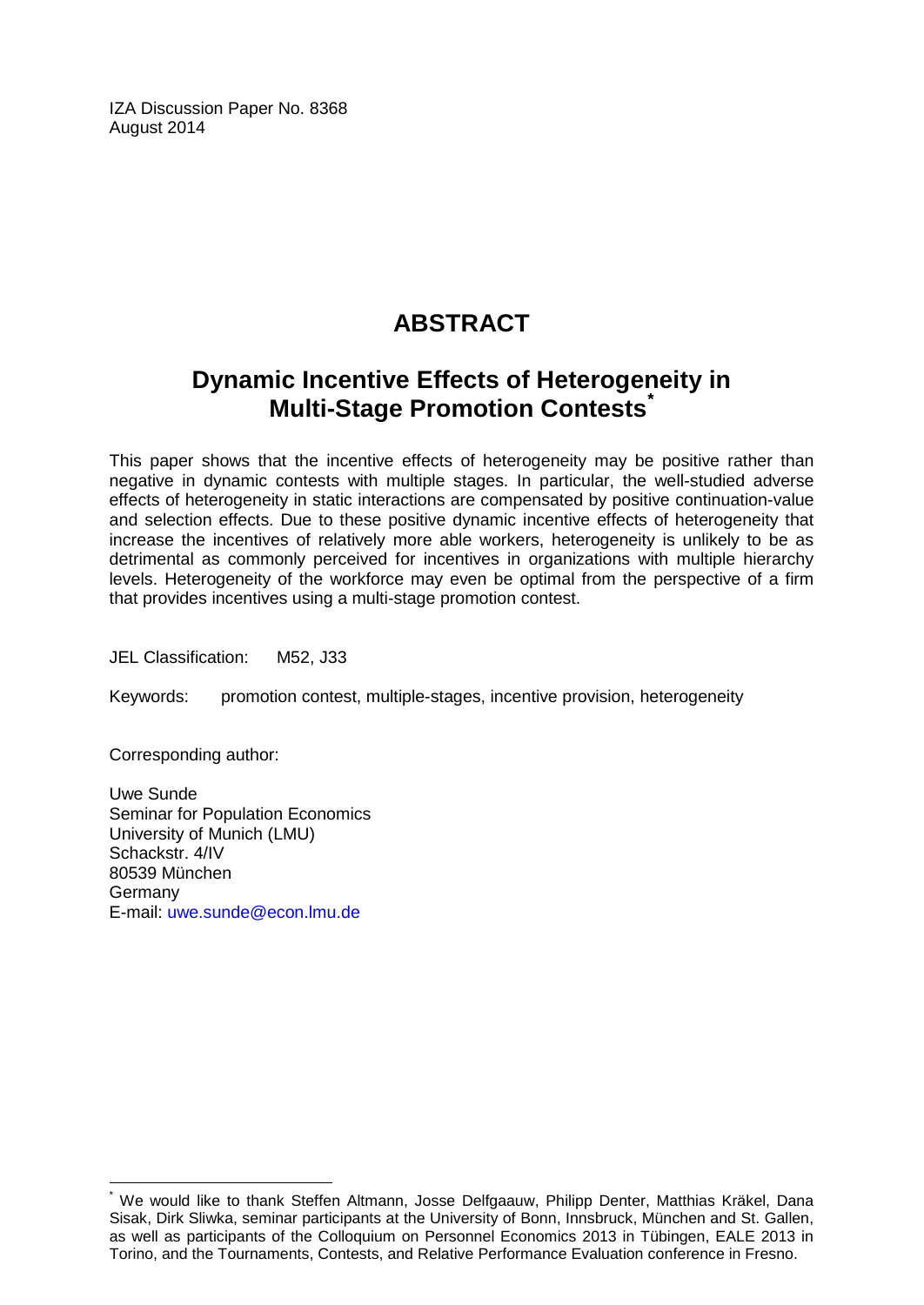IZA Discussion Paper No. 8368
August 2014

# ABSTRACT

## Dynamic Incentive Effects of Heterogeneity in Multi-Stage Promotion Contests*

This paper shows that the incentive effects of heterogeneity may be positive rather than negative in dynamic contests with multiple stages. In particular, the well-studied adverse effects of heterogeneity in static interactions are compensated by positive continuation-value and selection effects. Due to these positive dynamic incentive effects of heterogeneity that increase the incentives of relatively more able workers, heterogeneity is unlikely to be as detrimental as commonly perceived for incentives in organizations with multiple hierarchy levels. Heterogeneity of the workforce may even be optimal from the perspective of a firm that provides incentives using a multi-stage promotion contest.

JEL Classification: M52, J33

Keywords: promotion contest, multiple-stages, incentive provision, heterogeneity

Corresponding author:

Uwe Sunde
Seminar for Population Economics
University of Munich (LMU)
Schackstr. 4/IV
80539 München
Germany
E-mail: uwe.sunde@econ.lmu.de

---

* We would like to thank Steffen Altmann, Josse Delfgaauw, Philipp Denter, Matthias Kräkel, Dana Sisak, Dirk Sliwka, seminar participants at the University of Bonn, Innsbruck, München and St. Gallen, as well as participants of the Colloquium on Personnel Economics 2013 in Tübingen, EALE 2013 in Torino, and the Tournaments, Contests, and Relative Performance Evaluation conference in Fresno.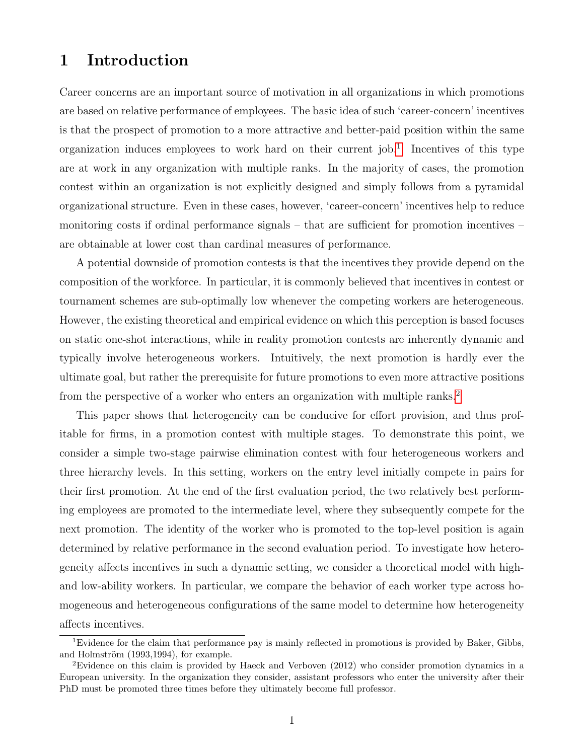# 1 Introduction

Career concerns are an important source of motivation in all organizations in which promotions are based on relative performance of employees. The basic idea of such 'career-concern' incentives is that the prospect of promotion to a more attractive and better-paid position within the same organization induces employees to work hard on their current job.[1] Incentives of this type are at work in any organization with multiple ranks. In the majority of cases, the promotion contest within an organization is not explicitly designed and simply follows from a pyramidal organizational structure. Even in these cases, however, 'career-concern' incentives help to reduce monitoring costs if ordinal performance signals – that are sufficient for promotion incentives – are obtainable at lower cost than cardinal measures of performance.

A potential downside of promotion contests is that the incentives they provide depend on the composition of the workforce. In particular, it is commonly believed that incentives in contest or tournament schemes are sub-optimally low whenever the competing workers are heterogeneous. However, the existing theoretical and empirical evidence on which this perception is based focuses on static one-shot interactions, while in reality promotion contests are inherently dynamic and typically involve heterogeneous workers. Intuitively, the next promotion is hardly ever the ultimate goal, but rather the prerequisite for future promotions to even more attractive positions from the perspective of a worker who enters an organization with multiple ranks.[2]

This paper shows that heterogeneity can be conducive for effort provision, and thus profitable for firms, in a promotion contest with multiple stages. To demonstrate this point, we consider a simple two-stage pairwise elimination contest with four heterogeneous workers and three hierarchy levels. In this setting, workers on the entry level initially compete in pairs for their first promotion. At the end of the first evaluation period, the two relatively best performing employees are promoted to the intermediate level, where they subsequently compete for the next promotion. The identity of the worker who is promoted to the top-level position is again determined by relative performance in the second evaluation period. To investigate how heterogeneity affects incentives in such a dynamic setting, we consider a theoretical model with high- and low-ability workers. In particular, we compare the behavior of each worker type across homogeneous and heterogeneous configurations of the same model to determine how heterogeneity affects incentives.

[1] Evidence for the claim that performance pay is mainly reflected in promotions is provided by Baker, Gibbs, and Holmström (1993,1994), for example.

[2] Evidence on this claim is provided by Haeck and Verboven (2012) who consider promotion dynamics in a European university. In the organization they consider, assistant professors who enter the university after their PhD must be promoted three times before they ultimately become full professor.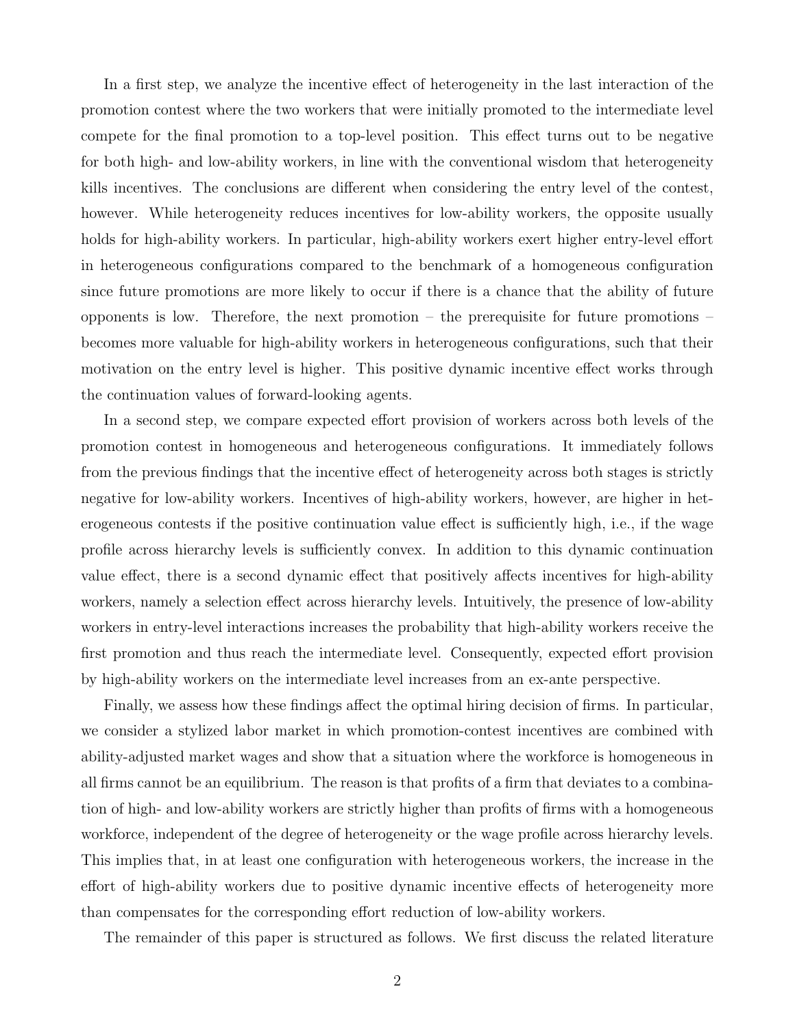In a first step, we analyze the incentive effect of heterogeneity in the last interaction of the promotion contest where the two workers that were initially promoted to the intermediate level compete for the final promotion to a top-level position. This effect turns out to be negative for both high- and low-ability workers, in line with the conventional wisdom that heterogeneity kills incentives. The conclusions are different when considering the entry level of the contest, however. While heterogeneity reduces incentives for low-ability workers, the opposite usually holds for high-ability workers. In particular, high-ability workers exert higher entry-level effort in heterogeneous configurations compared to the benchmark of a homogeneous configuration since future promotions are more likely to occur if there is a chance that the ability of future opponents is low. Therefore, the next promotion – the prerequisite for future promotions – becomes more valuable for high-ability workers in heterogeneous configurations, such that their motivation on the entry level is higher. This positive dynamic incentive effect works through the continuation values of forward-looking agents.

In a second step, we compare expected effort provision of workers across both levels of the promotion contest in homogeneous and heterogeneous configurations. It immediately follows from the previous findings that the incentive effect of heterogeneity across both stages is strictly negative for low-ability workers. Incentives of high-ability workers, however, are higher in heterogeneous contests if the positive continuation value effect is sufficiently high, i.e., if the wage profile across hierarchy levels is sufficiently convex. In addition to this dynamic continuation value effect, there is a second dynamic effect that positively affects incentives for high-ability workers, namely a selection effect across hierarchy levels. Intuitively, the presence of low-ability workers in entry-level interactions increases the probability that high-ability workers receive the first promotion and thus reach the intermediate level. Consequently, expected effort provision by high-ability workers on the intermediate level increases from an ex-ante perspective.

Finally, we assess how these findings affect the optimal hiring decision of firms. In particular, we consider a stylized labor market in which promotion-contest incentives are combined with ability-adjusted market wages and show that a situation where the workforce is homogeneous in all firms cannot be an equilibrium. The reason is that profits of a firm that deviates to a combination of high- and low-ability workers are strictly higher than profits of firms with a homogeneous workforce, independent of the degree of heterogeneity or the wage profile across hierarchy levels. This implies that, in at least one configuration with heterogeneous workers, the increase in the effort of high-ability workers due to positive dynamic incentive effects of heterogeneity more than compensates for the corresponding effort reduction of low-ability workers.

The remainder of this paper is structured as follows. We first discuss the related literature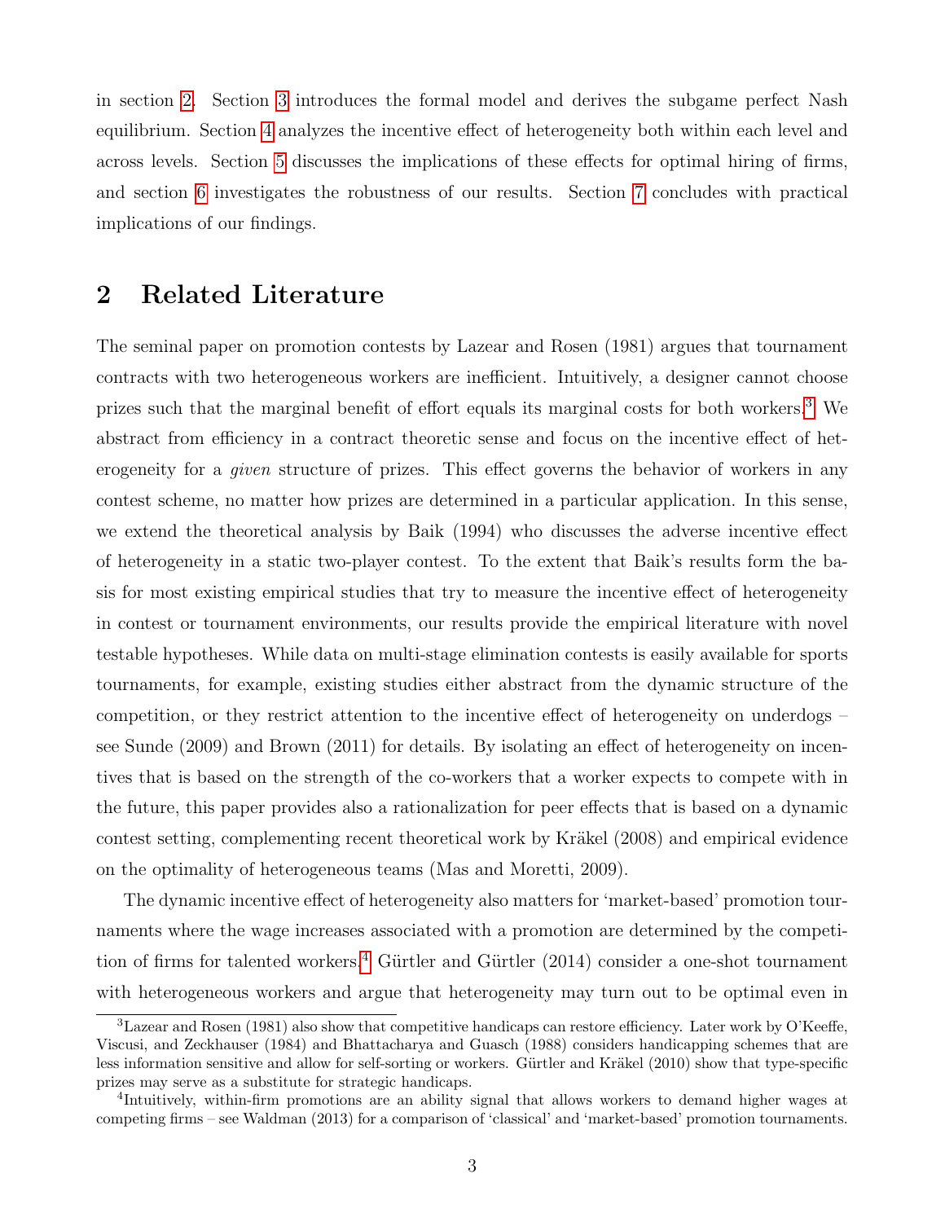in section 2. Section 3 introduces the formal model and derives the subgame perfect Nash equilibrium. Section 4 analyzes the incentive effect of heterogeneity both within each level and across levels. Section 5 discusses the implications of these effects for optimal hiring of firms, and section 6 investigates the robustness of our results. Section 7 concludes with practical implications of our findings.

## 2 Related Literature

The seminal paper on promotion contests by Lazear and Rosen (1981) argues that tournament contracts with two heterogeneous workers are inefficient. Intuitively, a designer cannot choose prizes such that the marginal benefit of effort equals its marginal costs for both workers.[3] We abstract from efficiency in a contract theoretic sense and focus on the incentive effect of heterogeneity for a *given* structure of prizes. This effect governs the behavior of workers in any contest scheme, no matter how prizes are determined in a particular application. In this sense, we extend the theoretical analysis by Baik (1994) who discusses the adverse incentive effect of heterogeneity in a static two-player contest. To the extent that Baik's results form the basis for most existing empirical studies that try to measure the incentive effect of heterogeneity in contest or tournament environments, our results provide the empirical literature with novel testable hypotheses. While data on multi-stage elimination contests is easily available for sports tournaments, for example, existing studies either abstract from the dynamic structure of the competition, or they restrict attention to the incentive effect of heterogeneity on underdogs – see Sunde (2009) and Brown (2011) for details. By isolating an effect of heterogeneity on incentives that is based on the strength of the co-workers that a worker expects to compete with in the future, this paper provides also a rationalization for peer effects that is based on a dynamic contest setting, complementing recent theoretical work by Kräkel (2008) and empirical evidence on the optimality of heterogeneous teams (Mas and Moretti, 2009).

The dynamic incentive effect of heterogeneity also matters for 'market-based' promotion tournaments where the wage increases associated with a promotion are determined by the competition of firms for talented workers.[4] Gürtler and Gürtler (2014) consider a one-shot tournament with heterogeneous workers and argue that heterogeneity may turn out to be optimal even in

[3] Lazear and Rosen (1981) also show that competitive handicaps can restore efficiency. Later work by O'Keeffe, Viscusi, and Zeckhauser (1984) and Bhattacharya and Guasch (1988) considers handicapping schemes that are less information sensitive and allow for self-sorting or workers. Gürtler and Kräkel (2010) show that type-specific prizes may serve as a substitute for strategic handicaps.

[4] Intuitively, within-firm promotions are an ability signal that allows workers to demand higher wages at competing firms – see Waldman (2013) for a comparison of 'classical' and 'market-based' promotion tournaments.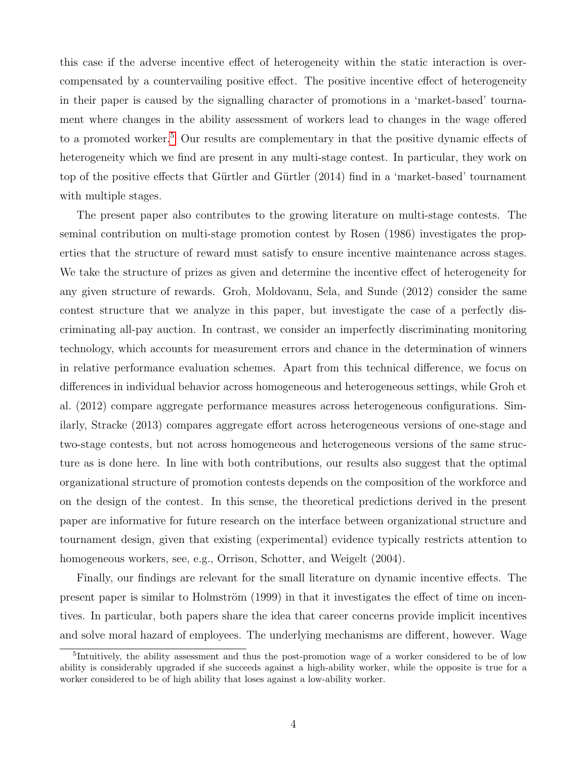this case if the adverse incentive effect of heterogeneity within the static interaction is overcompensated by a countervailing positive effect. The positive incentive effect of heterogeneity in their paper is caused by the signalling character of promotions in a 'market-based' tournament where changes in the ability assessment of workers lead to changes in the wage offered to a promoted worker.[5] Our results are complementary in that the positive dynamic effects of heterogeneity which we find are present in any multi-stage contest. In particular, they work on top of the positive effects that Gürtler and Gürtler (2014) find in a 'market-based' tournament with multiple stages.

The present paper also contributes to the growing literature on multi-stage contests. The seminal contribution on multi-stage promotion contest by Rosen (1986) investigates the properties that the structure of reward must satisfy to ensure incentive maintenance across stages. We take the structure of prizes as given and determine the incentive effect of heterogeneity for any given structure of rewards. Groh, Moldovanu, Sela, and Sunde (2012) consider the same contest structure that we analyze in this paper, but investigate the case of a perfectly discriminating all-pay auction. In contrast, we consider an imperfectly discriminating monitoring technology, which accounts for measurement errors and chance in the determination of winners in relative performance evaluation schemes. Apart from this technical difference, we focus on differences in individual behavior across homogeneous and heterogeneous settings, while Groh et al. (2012) compare aggregate performance measures across heterogeneous configurations. Similarly, Stracke (2013) compares aggregate effort across heterogeneous versions of one-stage and two-stage contests, but not across homogeneous and heterogeneous versions of the same structure as is done here. In line with both contributions, our results also suggest that the optimal organizational structure of promotion contests depends on the composition of the workforce and on the design of the contest. In this sense, the theoretical predictions derived in the present paper are informative for future research on the interface between organizational structure and tournament design, given that existing (experimental) evidence typically restricts attention to homogeneous workers, see, e.g., Orrison, Schotter, and Weigelt (2004).

Finally, our findings are relevant for the small literature on dynamic incentive effects. The present paper is similar to Holmström (1999) in that it investigates the effect of time on incentives. In particular, both papers share the idea that career concerns provide implicit incentives and solve moral hazard of employees. The underlying mechanisms are different, however. Wage

[5] Intuitively, the ability assessment and thus the post-promotion wage of a worker considered to be of low ability is considerably upgraded if she succeeds against a high-ability worker, while the opposite is true for a worker considered to be of high ability that loses against a low-ability worker.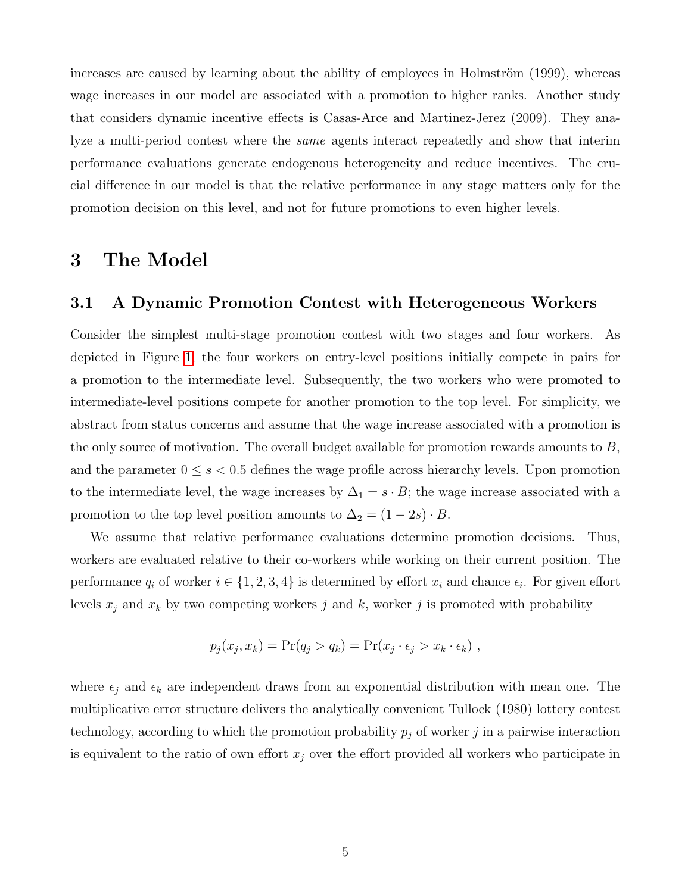increases are caused by learning about the ability of employees in Holmström (1999), whereas wage increases in our model are associated with a promotion to higher ranks. Another study that considers dynamic incentive effects is Casas-Arce and Martinez-Jerez (2009). They analyze a multi-period contest where the *same* agents interact repeatedly and show that interim performance evaluations generate endogenous heterogeneity and reduce incentives. The crucial difference in our model is that the relative performance in any stage matters only for the promotion decision on this level, and not for future promotions to even higher levels.

# 3 The Model

## 3.1 A Dynamic Promotion Contest with Heterogeneous Workers

Consider the simplest multi-stage promotion contest with two stages and four workers. As depicted in Figure 1, the four workers on entry-level positions initially compete in pairs for a promotion to the intermediate level. Subsequently, the two workers who were promoted to intermediate-level positions compete for another promotion to the top level. For simplicity, we abstract from status concerns and assume that the wage increase associated with a promotion is the only source of motivation. The overall budget available for promotion rewards amounts to $B$, and the parameter $0 \leq s < 0.5$ defines the wage profile across hierarchy levels. Upon promotion to the intermediate level, the wage increases by $\Delta_1 = s \cdot B$; the wage increase associated with a promotion to the top level position amounts to $\Delta_2 = (1 - 2s) \cdot B$.

We assume that relative performance evaluations determine promotion decisions. Thus, workers are evaluated relative to their co-workers while working on their current position. The performance $q_i$ of worker $i \in \{1, 2, 3, 4\}$ is determined by effort $x_i$ and chance $\epsilon_i$. For given effort levels $x_j$ and $x_k$ by two competing workers $j$ and $k$, worker $j$ is promoted with probability

$$p_j(x_j, x_k) = \Pr(q_j > q_k) = \Pr(x_j \cdot \epsilon_j > x_k \cdot \epsilon_k) ,$$

where $\epsilon_j$ and $\epsilon_k$ are independent draws from an exponential distribution with mean one. The multiplicative error structure delivers the analytically convenient Tullock (1980) lottery contest technology, according to which the promotion probability $p_j$ of worker $j$ in a pairwise interaction is equivalent to the ratio of own effort $x_j$ over the effort provided all workers who participate in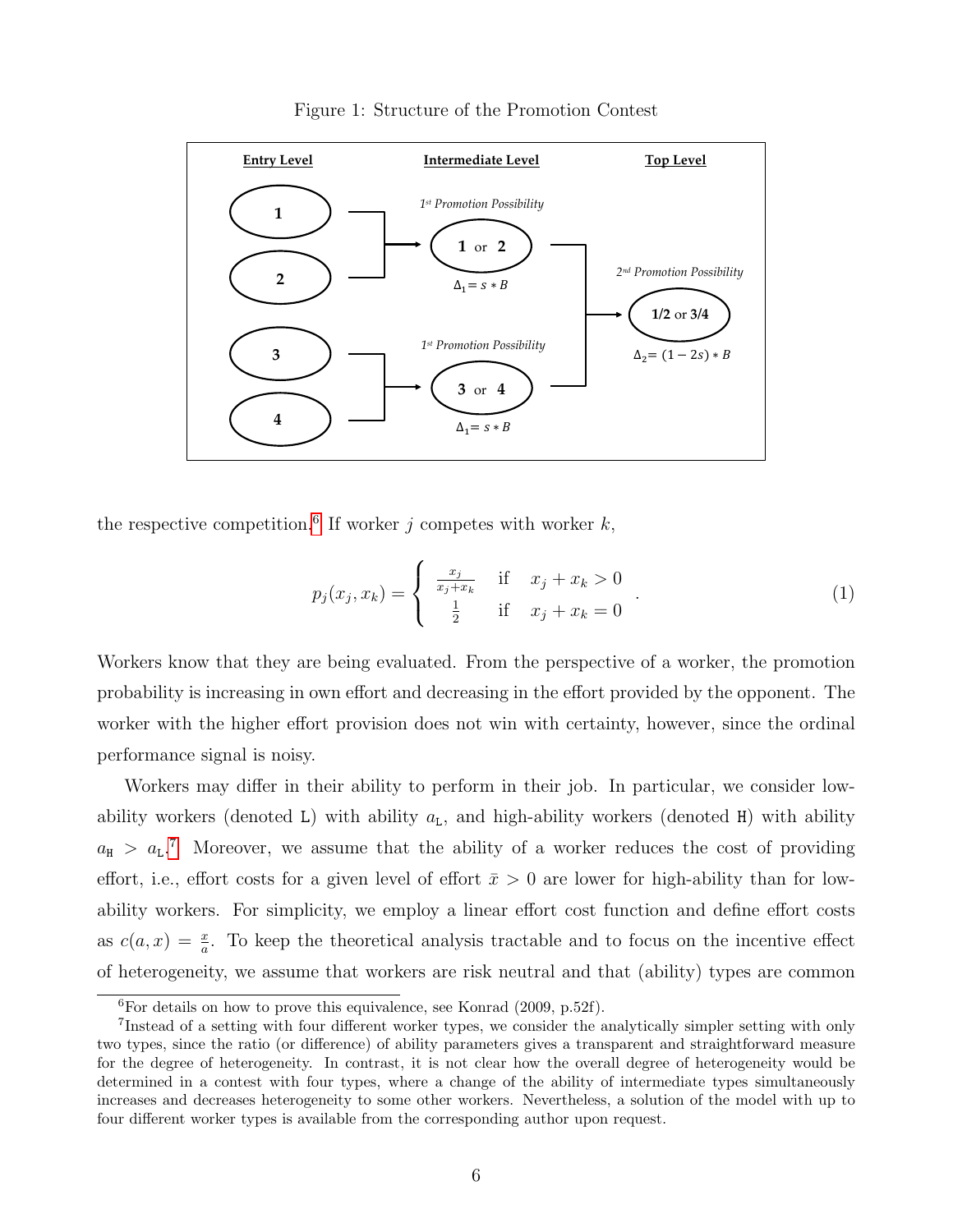Figure 1: Structure of the Promotion Contest

Entry Level | Intermediate Level | Top Level

1, 2 → 1st Promotion Possibility: 1 or 2, $\Delta_1 = s * B$

3, 4 → 1st Promotion Possibility: 3 or 4, $\Delta_1 = s * B$

→ 2nd Promotion Possibility: 1/2 or 3/4, $\Delta_2 = (1-2s) * B$

the respective competition.[6] If worker $j$ competes with worker $k$,

$$p_j(x_j, x_k) = \begin{cases} \frac{x_j}{x_j + x_k} & \text{if} \quad x_j + x_k > 0 \\ \frac{1}{2} & \text{if} \quad x_j + x_k = 0 \end{cases} . \tag{1}$$

Workers know that they are being evaluated. From the perspective of a worker, the promotion probability is increasing in own effort and decreasing in the effort provided by the opponent. The worker with the higher effort provision does not win with certainty, however, since the ordinal performance signal is noisy.

Workers may differ in their ability to perform in their job. In particular, we consider low-ability workers (denoted L) with ability $a_{\mathtt{L}}$, and high-ability workers (denoted H) with ability $a_{\mathtt{H}} > a_{\mathtt{L}}$.[7] Moreover, we assume that the ability of a worker reduces the cost of providing effort, i.e., effort costs for a given level of effort $\bar{x} > 0$ are lower for high-ability than for low-ability workers. For simplicity, we employ a linear effort cost function and define effort costs as $c(a, x) = \frac{x}{a}$. To keep the theoretical analysis tractable and to focus on the incentive effect of heterogeneity, we assume that workers are risk neutral and that (ability) types are common

[6] For details on how to prove this equivalence, see Konrad (2009, p.52f).

[7] Instead of a setting with four different worker types, we consider the analytically simpler setting with only two types, since the ratio (or difference) of ability parameters gives a transparent and straightforward measure for the degree of heterogeneity. In contrast, it is not clear how the overall degree of heterogeneity would be determined in a contest with four types, where a change of the ability of intermediate types simultaneously increases and decreases heterogeneity to some other workers. Nevertheless, a solution of the model with up to four different worker types is available from the corresponding author upon request.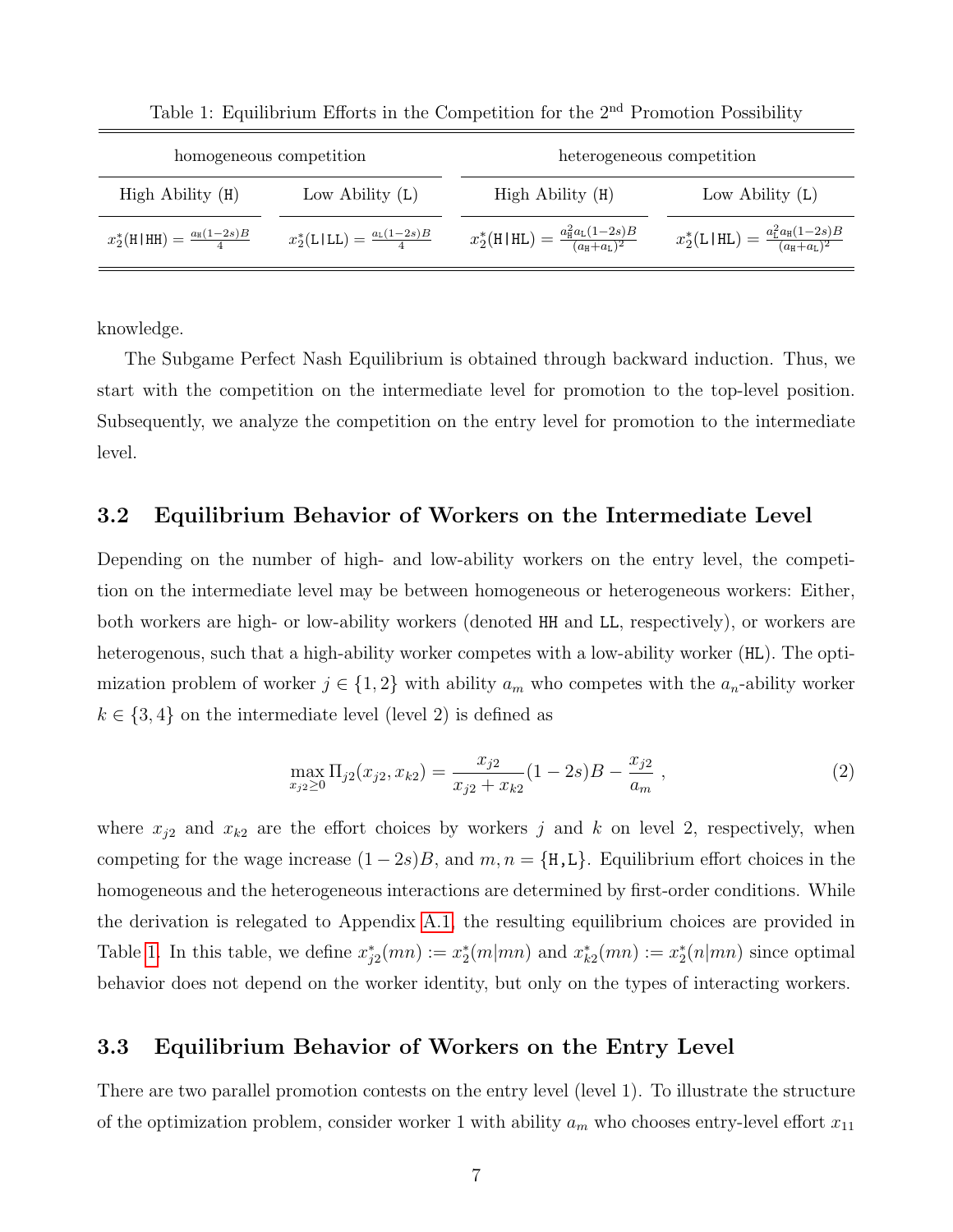Table 1: Equilibrium Efforts in the Competition for the 2nd Promotion Possibility

| homogeneous competition | | heterogeneous competition | |
|---|---|---|---|
| High Ability (H) | Low Ability (L) | High Ability (H) | Low Ability (L) |
| $x_2^*(\texttt{H}\vert\texttt{HH}) = \frac{a_{\texttt{H}}(1-2s)B}{4}$ | $x_2^*(\texttt{L}\vert\texttt{LL}) = \frac{a_{\texttt{L}}(1-2s)B}{4}$ | $x_2^*(\texttt{H}\vert\texttt{HL}) = \frac{a_{\texttt{H}}^2 a_{\texttt{L}}(1-2s)B}{(a_{\texttt{H}}+a_{\texttt{L}})^2}$ | $x_2^*(\texttt{L}\vert\texttt{HL}) = \frac{a_{\texttt{L}}^2 a_{\texttt{H}}(1-2s)B}{(a_{\texttt{H}}+a_{\texttt{L}})^2}$ |

knowledge.

The Subgame Perfect Nash Equilibrium is obtained through backward induction. Thus, we start with the competition on the intermediate level for promotion to the top-level position. Subsequently, we analyze the competition on the entry level for promotion to the intermediate level.

## 3.2 Equilibrium Behavior of Workers on the Intermediate Level

Depending on the number of high- and low-ability workers on the entry level, the competition on the intermediate level may be between homogeneous or heterogeneous workers: Either, both workers are high- or low-ability workers (denoted HH and LL, respectively), or workers are heterogenous, such that a high-ability worker competes with a low-ability worker (HL). The optimization problem of worker $j \in \{1, 2\}$ with ability $a_m$ who competes with the $a_n$-ability worker $k \in \{3, 4\}$ on the intermediate level (level 2) is defined as

$$\max_{x_{j2} \geq 0} \Pi_{j2}(x_{j2}, x_{k2}) = \frac{x_{j2}}{x_{j2} + x_{k2}}(1 - 2s)B - \frac{x_{j2}}{a_m} , \tag{2}$$

where $x_{j2}$ and $x_{k2}$ are the effort choices by workers $j$ and $k$ on level 2, respectively, when competing for the wage increase $(1 - 2s)B$, and $m, n = \{\texttt{H},\texttt{L}\}$. Equilibrium effort choices in the homogeneous and the heterogeneous interactions are determined by first-order conditions. While the derivation is relegated to Appendix A.1, the resulting equilibrium choices are provided in Table 1. In this table, we define $x_{j2}^*(mn) := x_2^*(m|mn)$ and $x_{k2}^*(mn) := x_2^*(n|mn)$ since optimal behavior does not depend on the worker identity, but only on the types of interacting workers.

## 3.3 Equilibrium Behavior of Workers on the Entry Level

There are two parallel promotion contests on the entry level (level 1). To illustrate the structure of the optimization problem, consider worker 1 with ability $a_m$ who chooses entry-level effort $x_{11}$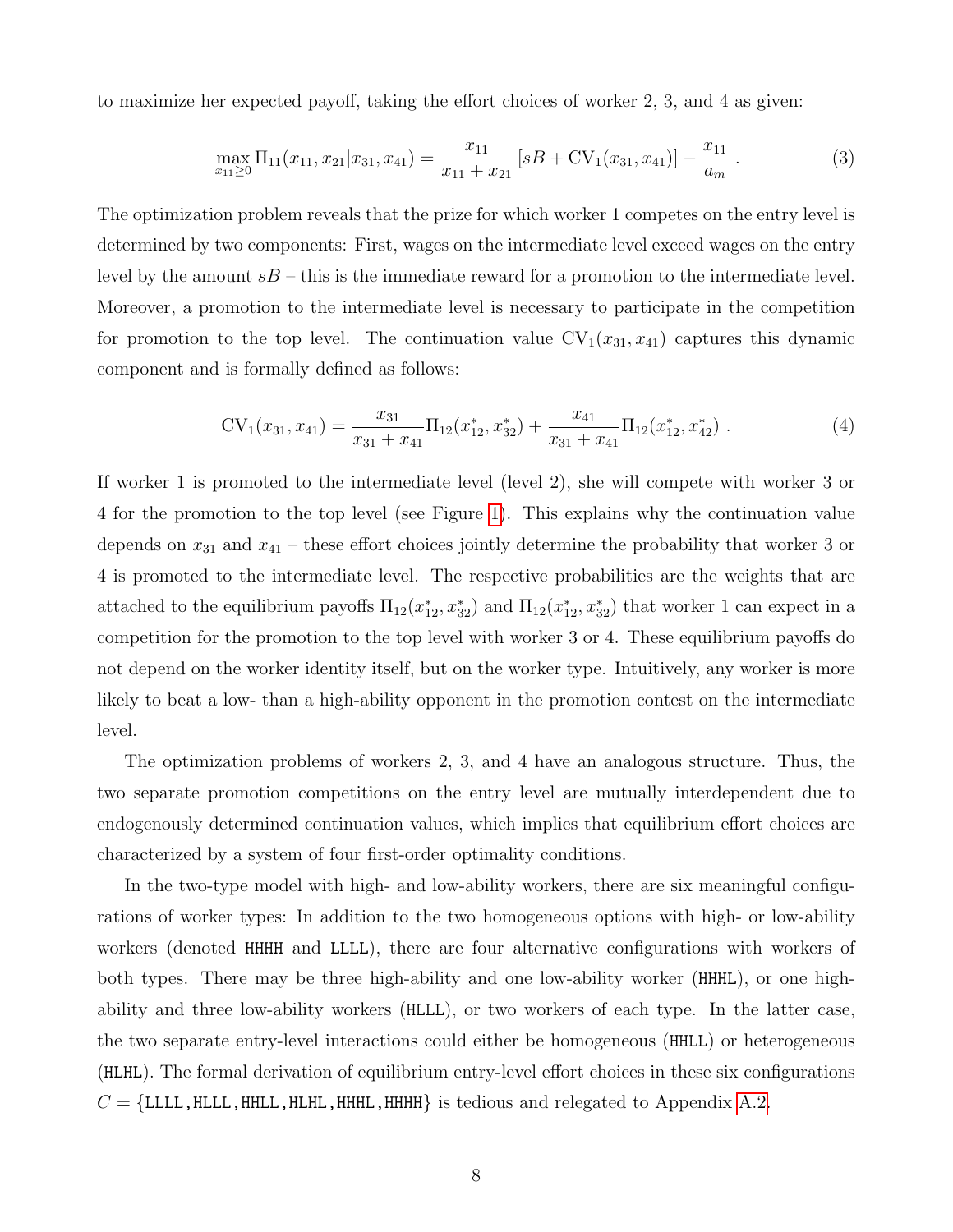to maximize her expected payoff, taking the effort choices of worker 2, 3, and 4 as given:

$$\max_{x_{11}\geq 0} \Pi_{11}(x_{11}, x_{21}|x_{31}, x_{41}) = \frac{x_{11}}{x_{11}+x_{21}}\left[sB + \text{CV}_1(x_{31}, x_{41})\right] - \frac{x_{11}}{a_m} \; . \tag{3}$$

The optimization problem reveals that the prize for which worker 1 competes on the entry level is determined by two components: First, wages on the intermediate level exceed wages on the entry level by the amount $sB$ – this is the immediate reward for a promotion to the intermediate level. Moreover, a promotion to the intermediate level is necessary to participate in the competition for promotion to the top level. The continuation value $\text{CV}_1(x_{31}, x_{41})$ captures this dynamic component and is formally defined as follows:

$$\text{CV}_1(x_{31}, x_{41}) = \frac{x_{31}}{x_{31}+x_{41}}\Pi_{12}(x_{12}^*, x_{32}^*) + \frac{x_{41}}{x_{31}+x_{41}}\Pi_{12}(x_{12}^*, x_{42}^*) \; . \tag{4}$$

If worker 1 is promoted to the intermediate level (level 2), she will compete with worker 3 or 4 for the promotion to the top level (see Figure 1). This explains why the continuation value depends on $x_{31}$ and $x_{41}$ – these effort choices jointly determine the probability that worker 3 or 4 is promoted to the intermediate level. The respective probabilities are the weights that are attached to the equilibrium payoffs $\Pi_{12}(x_{12}^*, x_{32}^*)$ and $\Pi_{12}(x_{12}^*, x_{32}^*)$ that worker 1 can expect in a competition for the promotion to the top level with worker 3 or 4. These equilibrium payoffs do not depend on the worker identity itself, but on the worker type. Intuitively, any worker is more likely to beat a low- than a high-ability opponent in the promotion contest on the intermediate level.

The optimization problems of workers 2, 3, and 4 have an analogous structure. Thus, the two separate promotion competitions on the entry level are mutually interdependent due to endogenously determined continuation values, which implies that equilibrium effort choices are characterized by a system of four first-order optimality conditions.

In the two-type model with high- and low-ability workers, there are six meaningful configurations of worker types: In addition to the two homogeneous options with high- or low-ability workers (denoted HHHH and LLLL), there are four alternative configurations with workers of both types. There may be three high-ability and one low-ability worker (HHHL), or one high-ability and three low-ability workers (HLLL), or two workers of each type. In the latter case, the two separate entry-level interactions could either be homogeneous (HHLL) or heterogeneous (HLHL). The formal derivation of equilibrium entry-level effort choices in these six configurations $C = \{$LLLL, HLLL, HHLL, HLHL, HHHL, HHHH$\}$ is tedious and relegated to Appendix A.2.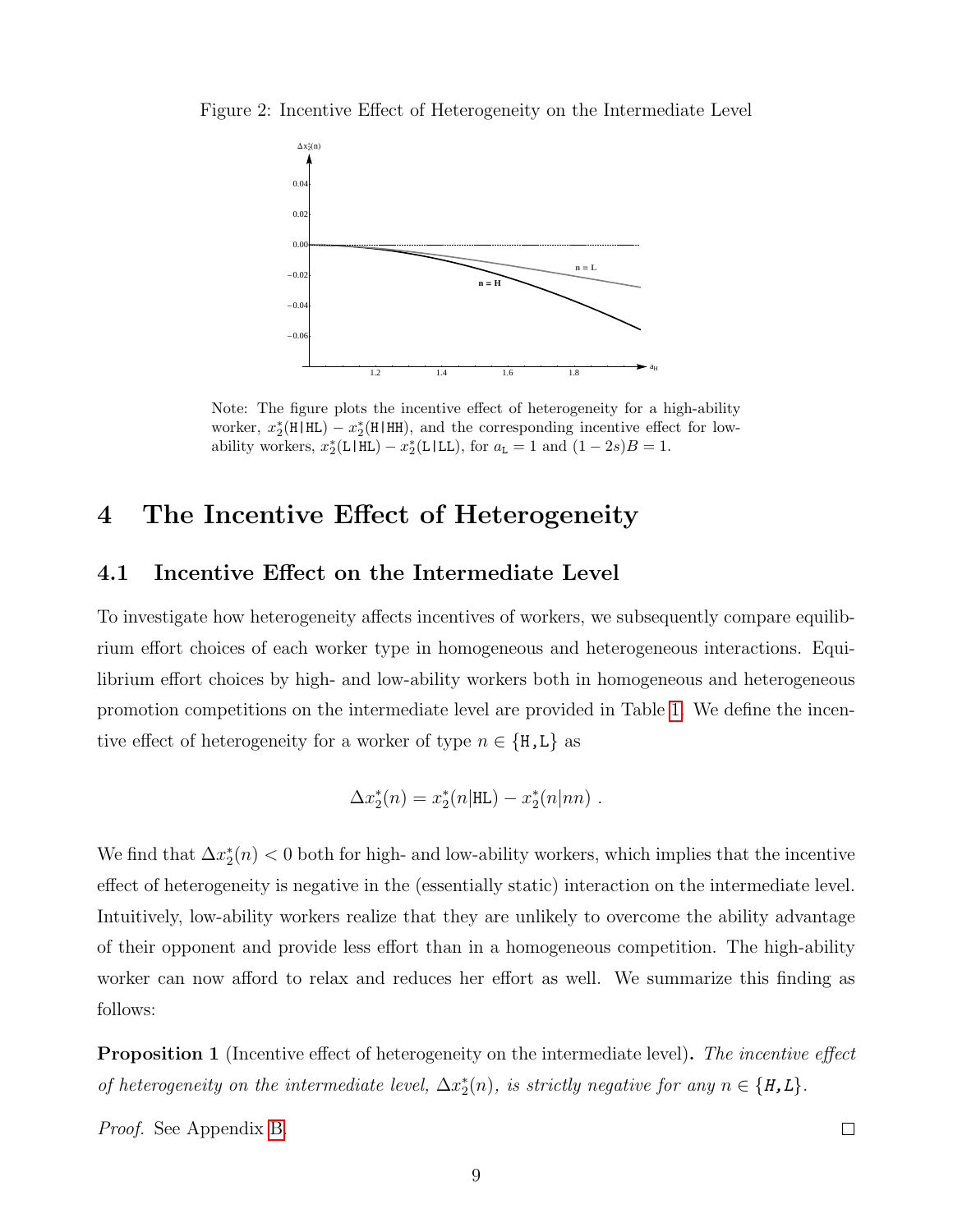Figure 2: Incentive Effect of Heterogeneity on the Intermediate Level

Note: The figure plots the incentive effect of heterogeneity for a high-ability worker, $x_2^*(\texttt{H|HL}) - x_2^*(\texttt{H|HH})$, and the corresponding incentive effect for low-ability workers, $x_2^*(\texttt{L|HL}) - x_2^*(\texttt{L|LL})$, for $a_\texttt{L} = 1$ and $(1-2s)B = 1$.

# 4 The Incentive Effect of Heterogeneity

## 4.1 Incentive Effect on the Intermediate Level

To investigate how heterogeneity affects incentives of workers, we subsequently compare equilibrium effort choices of each worker type in homogeneous and heterogeneous interactions. Equilibrium effort choices by high- and low-ability workers both in homogeneous and heterogeneous promotion competitions on the intermediate level are provided in Table 1. We define the incentive effect of heterogeneity for a worker of type $n \in \{\texttt{H},\texttt{L}\}$ as

$$\Delta x_2^*(n) = x_2^*(n|\texttt{HL}) - x_2^*(n|nn) \ .$$

We find that $\Delta x_2^*(n) < 0$ both for high- and low-ability workers, which implies that the incentive effect of heterogeneity is negative in the (essentially static) interaction on the intermediate level. Intuitively, low-ability workers realize that they are unlikely to overcome the ability advantage of their opponent and provide less effort than in a homogeneous competition. The high-ability worker can now afford to relax and reduces her effort as well. We summarize this finding as follows:

**Proposition 1** (Incentive effect of heterogeneity on the intermediate level)**.** *The incentive effect of heterogeneity on the intermediate level, $\Delta x_2^*(n)$, is strictly negative for any $n \in \{\texttt{H},\texttt{L}\}$.*

*Proof.* See Appendix B. □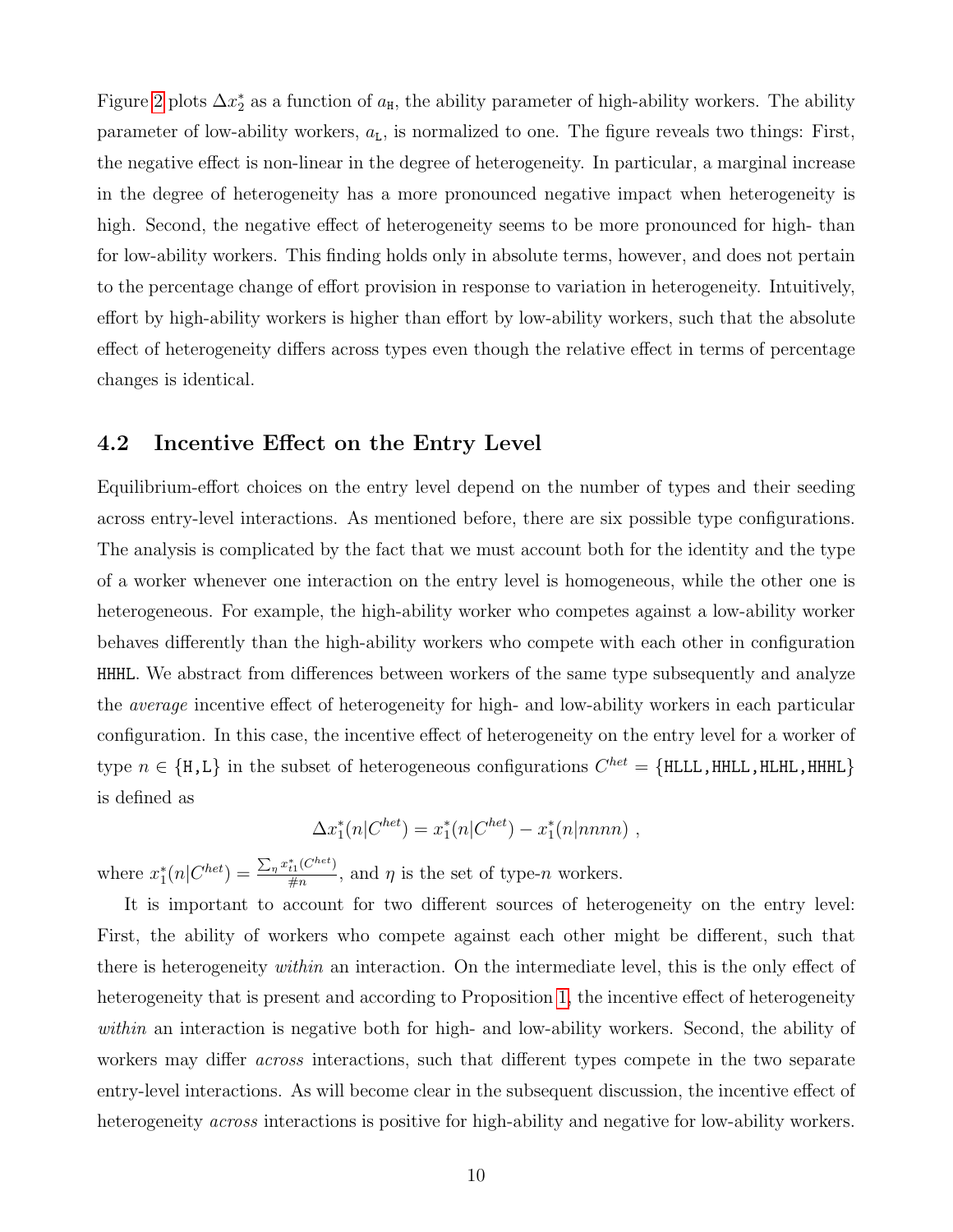Figure 2 plots $\Delta x_2^*$ as a function of $a_{\text{H}}$, the ability parameter of high-ability workers. The ability parameter of low-ability workers, $a_{\text{L}}$, is normalized to one. The figure reveals two things: First, the negative effect is non-linear in the degree of heterogeneity. In particular, a marginal increase in the degree of heterogeneity has a more pronounced negative impact when heterogeneity is high. Second, the negative effect of heterogeneity seems to be more pronounced for high- than for low-ability workers. This finding holds only in absolute terms, however, and does not pertain to the percentage change of effort provision in response to variation in heterogeneity. Intuitively, effort by high-ability workers is higher than effort by low-ability workers, such that the absolute effect of heterogeneity differs across types even though the relative effect in terms of percentage changes is identical.

## 4.2 Incentive Effect on the Entry Level

Equilibrium-effort choices on the entry level depend on the number of types and their seeding across entry-level interactions. As mentioned before, there are six possible type configurations. The analysis is complicated by the fact that we must account both for the identity and the type of a worker whenever one interaction on the entry level is homogeneous, while the other one is heterogeneous. For example, the high-ability worker who competes against a low-ability worker behaves differently than the high-ability workers who compete with each other in configuration HHHL. We abstract from differences between workers of the same type subsequently and analyze the *average* incentive effect of heterogeneity for high- and low-ability workers in each particular configuration. In this case, the incentive effect of heterogeneity on the entry level for a worker of type $n \in \{\text{H,L}\}$ in the subset of heterogeneous configurations $C^{het} = \{\text{HLLL,HHLL,HLHL,HHHL}\}$ is defined as

$$\Delta x_1^*(n|C^{het}) = x_1^*(n|C^{het}) - x_1^*(n|nnnn) \ ,$$

where $x_1^*(n|C^{het}) = \frac{\sum_\eta x_{t1}^*(C^{het})}{\#n}$, and $\eta$ is the set of type-$n$ workers.

It is important to account for two different sources of heterogeneity on the entry level: First, the ability of workers who compete against each other might be different, such that there is heterogeneity *within* an interaction. On the intermediate level, this is the only effect of heterogeneity that is present and according to Proposition 1, the incentive effect of heterogeneity *within* an interaction is negative both for high- and low-ability workers. Second, the ability of workers may differ *across* interactions, such that different types compete in the two separate entry-level interactions. As will become clear in the subsequent discussion, the incentive effect of heterogeneity *across* interactions is positive for high-ability and negative for low-ability workers.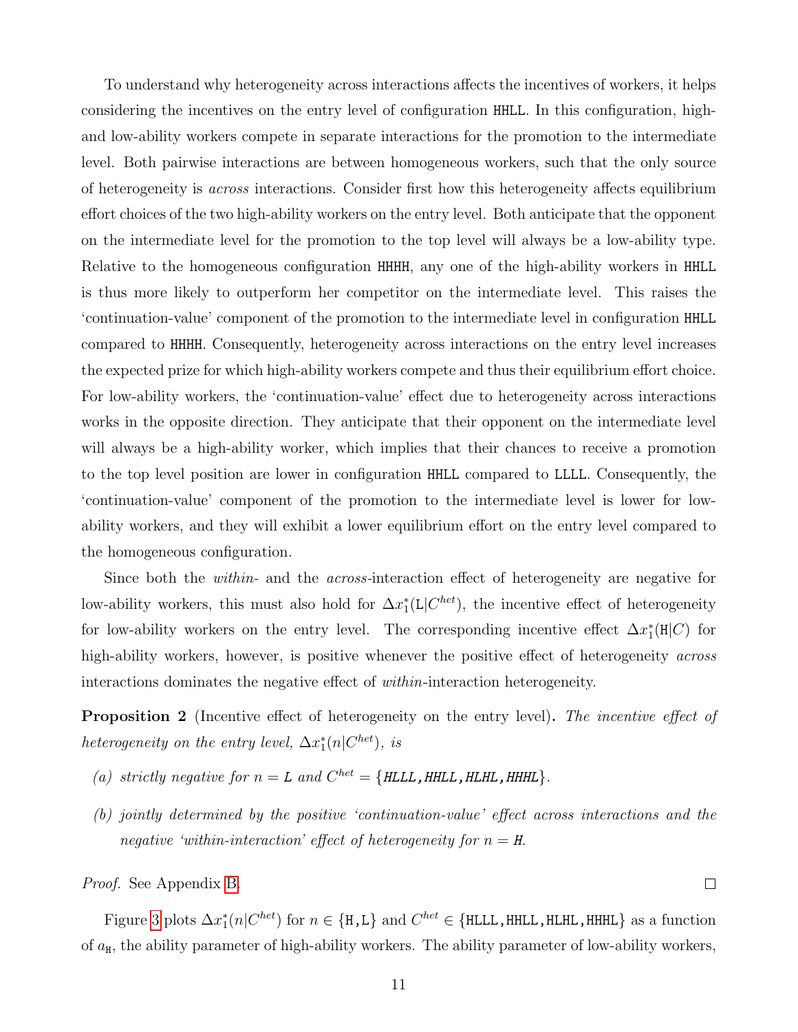To understand why heterogeneity across interactions affects the incentives of workers, it helps considering the incentives on the entry level of configuration HHLL. In this configuration, high- and low-ability workers compete in separate interactions for the promotion to the intermediate level. Both pairwise interactions are between homogeneous workers, such that the only source of heterogeneity is *across* interactions. Consider first how this heterogeneity affects equilibrium effort choices of the two high-ability workers on the entry level. Both anticipate that the opponent on the intermediate level for the promotion to the top level will always be a low-ability type. Relative to the homogeneous configuration HHHH, any one of the high-ability workers in HHLL is thus more likely to outperform her competitor on the intermediate level. This raises the 'continuation-value' component of the promotion to the intermediate level in configuration HHLL compared to HHHH. Consequently, heterogeneity across interactions on the entry level increases the expected prize for which high-ability workers compete and thus their equilibrium effort choice. For low-ability workers, the 'continuation-value' effect due to heterogeneity across interactions works in the opposite direction. They anticipate that their opponent on the intermediate level will always be a high-ability worker, which implies that their chances to receive a promotion to the top level position are lower in configuration HHLL compared to LLLL. Consequently, the 'continuation-value' component of the promotion to the intermediate level is lower for low-ability workers, and they will exhibit a lower equilibrium effort on the entry level compared to the homogeneous configuration.

Since both the *within*- and the *across*-interaction effect of heterogeneity are negative for low-ability workers, this must also hold for $\Delta x_1^*(\texttt{L}|C^{het})$, the incentive effect of heterogeneity for low-ability workers on the entry level. The corresponding incentive effect $\Delta x_1^*(\texttt{H}|C)$ for high-ability workers, however, is positive whenever the positive effect of heterogeneity *across* interactions dominates the negative effect of *within*-interaction heterogeneity.

**Proposition 2** (Incentive effect of heterogeneity on the entry level)**.** *The incentive effect of heterogeneity on the entry level, $\Delta x_1^*(n|C^{het})$, is*

*(a) strictly negative for $n = \texttt{L}$ and $C^{het} = \{$HLLL, HHLL, HLHL, HHHL$\}$.*

*(b) jointly determined by the positive 'continuation-value' effect across interactions and the negative 'within-interaction' effect of heterogeneity for $n = \texttt{H}$.*

*Proof.* See Appendix B. □

Figure 3 plots $\Delta x_1^*(n|C^{het})$ for $n \in \{\texttt{H}, \texttt{L}\}$ and $C^{het} \in \{$HLLL, HHLL, HLHL, HHHL$\}$ as a function of $a_{\texttt{H}}$, the ability parameter of high-ability workers. The ability parameter of low-ability workers,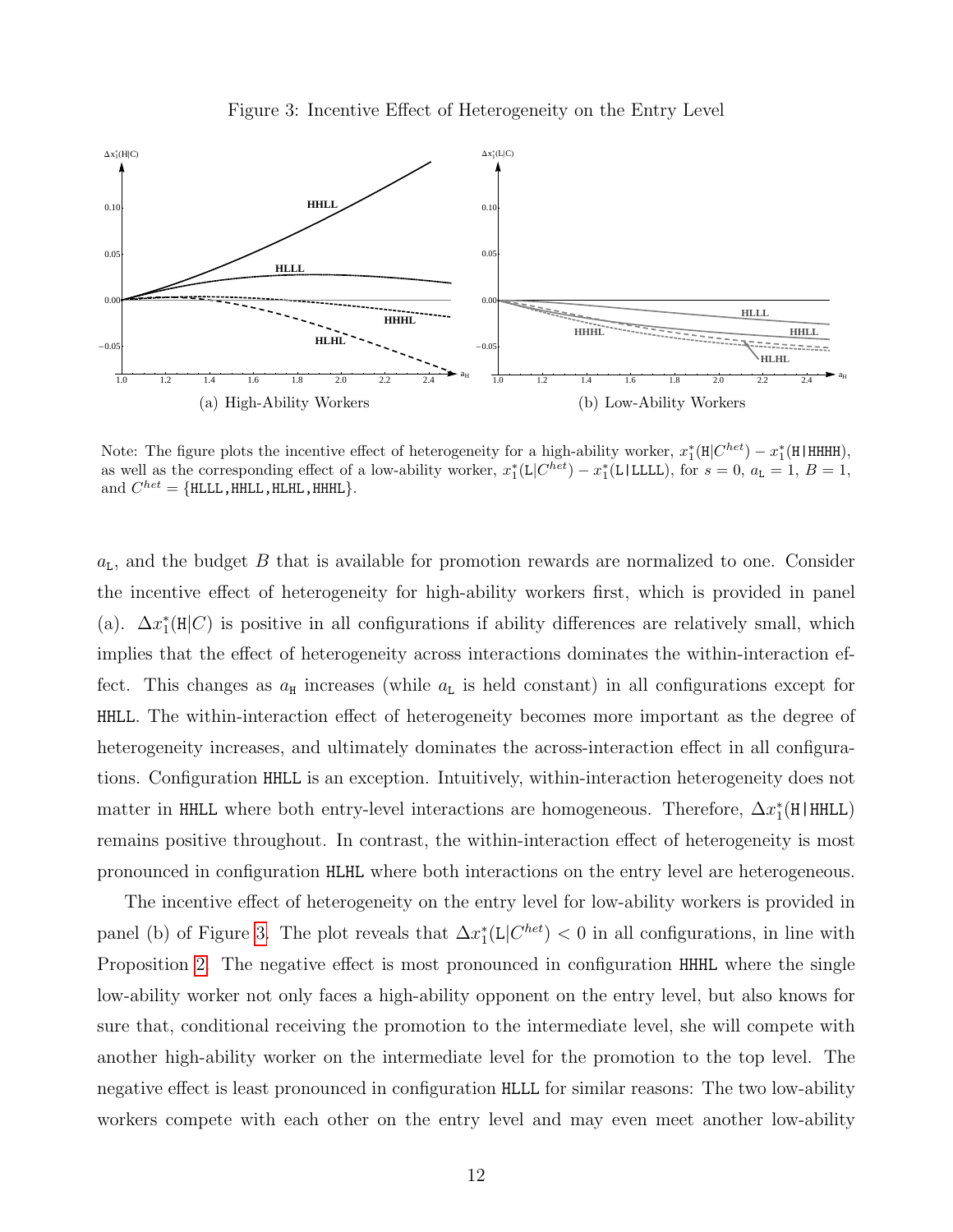Figure 3: Incentive Effect of Heterogeneity on the Entry Level

(a) High-Ability Workers

(b) Low-Ability Workers

Note: The figure plots the incentive effect of heterogeneity for a high-ability worker, $x_1^*(\texttt{H}|C^{het}) - x_1^*(\texttt{H|HHHH})$, as well as the corresponding effect of a low-ability worker, $x_1^*(\texttt{L}|C^{het}) - x_1^*(\texttt{L|LLLL})$, for $s = 0$, $a_\texttt{L} = 1$, $B = 1$, and $C^{het} = \{\texttt{HLLL}, \texttt{HHLL}, \texttt{HLHL}, \texttt{HHHL}\}$.

$a_\texttt{L}$, and the budget $B$ that is available for promotion rewards are normalized to one. Consider the incentive effect of heterogeneity for high-ability workers first, which is provided in panel (a). $\Delta x_1^*(\texttt{H}|C)$ is positive in all configurations if ability differences are relatively small, which implies that the effect of heterogeneity across interactions dominates the within-interaction effect. This changes as $a_\texttt{H}$ increases (while $a_\texttt{L}$ is held constant) in all configurations except for HHLL. The within-interaction effect of heterogeneity becomes more important as the degree of heterogeneity increases, and ultimately dominates the across-interaction effect in all configurations. Configuration HHLL is an exception. Intuitively, within-interaction heterogeneity does not matter in HHLL where both entry-level interactions are homogeneous. Therefore, $\Delta x_1^*(\texttt{H|HHLL})$ remains positive throughout. In contrast, the within-interaction effect of heterogeneity is most pronounced in configuration HLHL where both interactions on the entry level are heterogeneous.

The incentive effect of heterogeneity on the entry level for low-ability workers is provided in panel (b) of Figure 3. The plot reveals that $\Delta x_1^*(\texttt{L}|C^{het}) < 0$ in all configurations, in line with Proposition 2. The negative effect is most pronounced in configuration HHHL where the single low-ability worker not only faces a high-ability opponent on the entry level, but also knows for sure that, conditional receiving the promotion to the intermediate level, she will compete with another high-ability worker on the intermediate level for the promotion to the top level. The negative effect is least pronounced in configuration HLLL for similar reasons: The two low-ability workers compete with each other on the entry level and may even meet another low-ability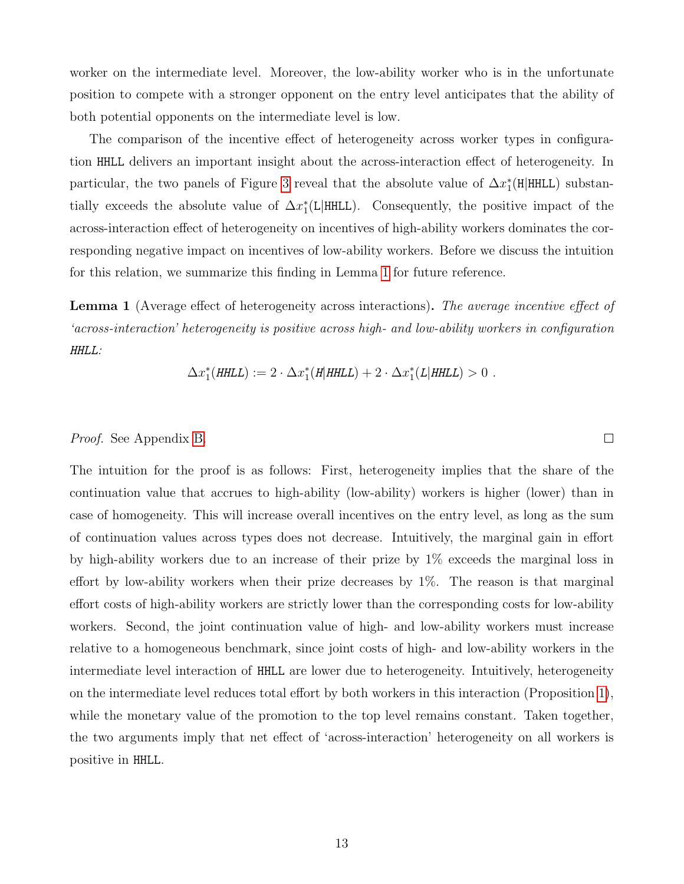worker on the intermediate level. Moreover, the low-ability worker who is in the unfortunate position to compete with a stronger opponent on the entry level anticipates that the ability of both potential opponents on the intermediate level is low.

The comparison of the incentive effect of heterogeneity across worker types in configuration HHLL delivers an important insight about the across-interaction effect of heterogeneity. In particular, the two panels of Figure 3 reveal that the absolute value of $\Delta x_1^*(\texttt{H}|\texttt{HHLL})$ substantially exceeds the absolute value of $\Delta x_1^*(\texttt{L}|\texttt{HHLL})$. Consequently, the positive impact of the across-interaction effect of heterogeneity on incentives of high-ability workers dominates the corresponding negative impact on incentives of low-ability workers. Before we discuss the intuition for this relation, we summarize this finding in Lemma 1 for future reference.

**Lemma 1** (Average effect of heterogeneity across interactions)**.** *The average incentive effect of 'across-interaction' heterogeneity is positive across high- and low-ability workers in configuration HHLL:*

$$\Delta x_1^*(\mathit{HHLL}) := 2 \cdot \Delta x_1^*(\mathit{H}|\mathit{HHLL}) + 2 \cdot \Delta x_1^*(\mathit{L}|\mathit{HHLL}) > 0 \ .$$

*Proof.* See Appendix B. □

The intuition for the proof is as follows: First, heterogeneity implies that the share of the continuation value that accrues to high-ability (low-ability) workers is higher (lower) than in case of homogeneity. This will increase overall incentives on the entry level, as long as the sum of continuation values across types does not decrease. Intuitively, the marginal gain in effort by high-ability workers due to an increase of their prize by 1% exceeds the marginal loss in effort by low-ability workers when their prize decreases by 1%. The reason is that marginal effort costs of high-ability workers are strictly lower than the corresponding costs for low-ability workers. Second, the joint continuation value of high- and low-ability workers must increase relative to a homogeneous benchmark, since joint costs of high- and low-ability workers in the intermediate level interaction of HHLL are lower due to heterogeneity. Intuitively, heterogeneity on the intermediate level reduces total effort by both workers in this interaction (Proposition 1), while the monetary value of the promotion to the top level remains constant. Taken together, the two arguments imply that net effect of 'across-interaction' heterogeneity on all workers is positive in HHLL.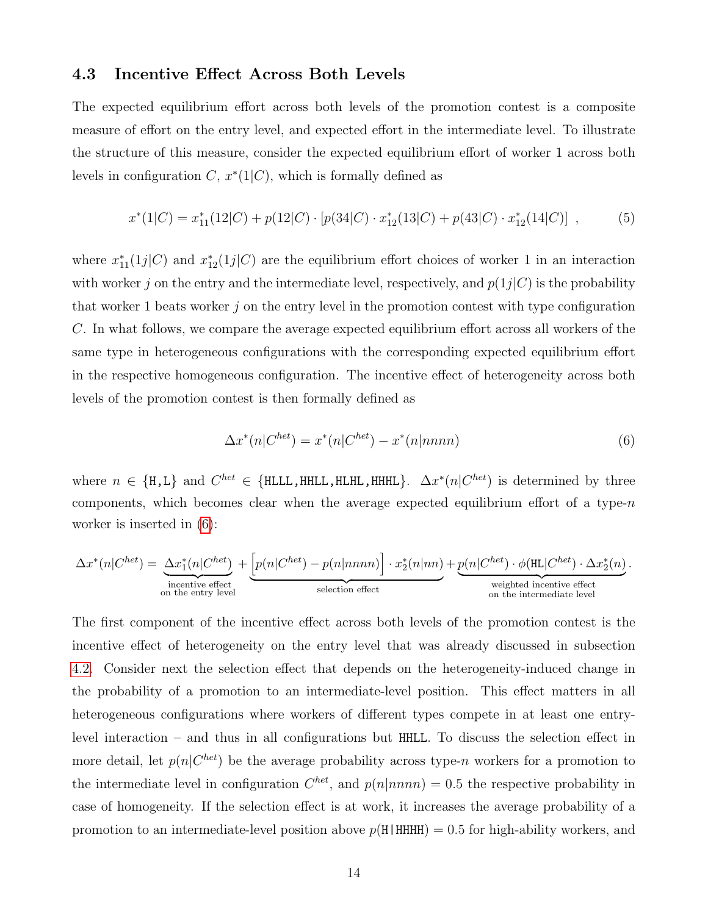### 4.3 Incentive Effect Across Both Levels

The expected equilibrium effort across both levels of the promotion contest is a composite measure of effort on the entry level, and expected effort in the intermediate level. To illustrate the structure of this measure, consider the expected equilibrium effort of worker 1 across both levels in configuration $C$, $x^*(1|C)$, which is formally defined as

$$x^*(1|C) = x^*_{11}(12|C) + p(12|C) \cdot [p(34|C) \cdot x^*_{12}(13|C) + p(43|C) \cdot x^*_{12}(14|C)] \ , \tag{5}$$

where $x^*_{11}(1j|C)$ and $x^*_{12}(1j|C)$ are the equilibrium effort choices of worker 1 in an interaction with worker $j$ on the entry and the intermediate level, respectively, and $p(1j|C)$ is the probability that worker 1 beats worker $j$ on the entry level in the promotion contest with type configuration $C$. In what follows, we compare the average expected equilibrium effort across all workers of the same type in heterogeneous configurations with the corresponding expected equilibrium effort in the respective homogeneous configuration. The incentive effect of heterogeneity across both levels of the promotion contest is then formally defined as

$$\Delta x^*(n|C^{het}) = x^*(n|C^{het}) - x^*(n|nnnn) \tag{6}$$

where $n \in \{\texttt{H,L}\}$ and $C^{het} \in \{\texttt{HLLL,HHLL,HLHL,HHHL}\}$. $\Delta x^*(n|C^{het})$ is determined by three components, which becomes clear when the average expected equilibrium effort of a type-$n$ worker is inserted in (6):

$$\Delta x^*(n|C^{het}) = \underbrace{\Delta x^*_1(n|C^{het})}_{\substack{\text{incentive effect}\\ \text{on the entry level}}} + \underbrace{\Big[p(n|C^{het}) - p(n|nnnn)\Big] \cdot x^*_2(n|nn)}_{\text{selection effect}} + \underbrace{p(n|C^{het}) \cdot \phi(\texttt{HL}|C^{het}) \cdot \Delta x^*_2(n)}_{\substack{\text{weighted incentive effect}\\ \text{on the intermediate level}}}.$$

The first component of the incentive effect across both levels of the promotion contest is the incentive effect of heterogeneity on the entry level that was already discussed in subsection 4.2. Consider next the selection effect that depends on the heterogeneity-induced change in the probability of a promotion to an intermediate-level position. This effect matters in all heterogeneous configurations where workers of different types compete in at least one entry-level interaction – and thus in all configurations but HHLL. To discuss the selection effect in more detail, let $p(n|C^{het})$ be the average probability across type-$n$ workers for a promotion to the intermediate level in configuration $C^{het}$, and $p(n|nnnn) = 0.5$ the respective probability in case of homogeneity. If the selection effect is at work, it increases the average probability of a promotion to an intermediate-level position above $p(\texttt{H|HHHH}) = 0.5$ for high-ability workers, and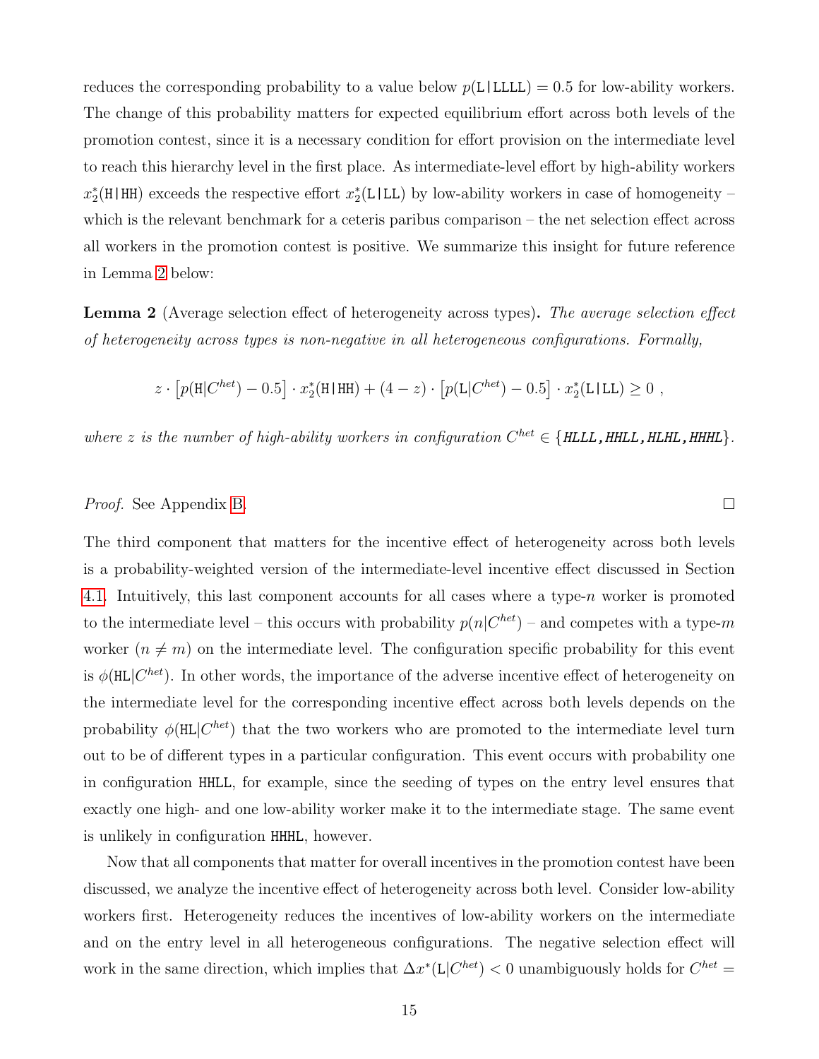reduces the corresponding probability to a value below $p(\mathtt{L}|\mathtt{LLLL}) = 0.5$ for low-ability workers. The change of this probability matters for expected equilibrium effort across both levels of the promotion contest, since it is a necessary condition for effort provision on the intermediate level to reach this hierarchy level in the first place. As intermediate-level effort by high-ability workers $x_2^*(\mathtt{H|HH})$ exceeds the respective effort $x_2^*(\mathtt{L|LL})$ by low-ability workers in case of homogeneity – which is the relevant benchmark for a ceteris paribus comparison – the net selection effect across all workers in the promotion contest is positive. We summarize this insight for future reference in Lemma 2 below:

**Lemma 2** (Average selection effect of heterogeneity across types)**.** *The average selection effect of heterogeneity across types is non-negative in all heterogeneous configurations. Formally,*

$$z \cdot \left[p(\mathtt{H}|C^{het}) - 0.5\right] \cdot x_2^*(\mathtt{H|HH}) + (4 - z) \cdot \left[p(\mathtt{L}|C^{het}) - 0.5\right] \cdot x_2^*(\mathtt{L|LL}) \geq 0 \ ,$$

*where $z$ is the number of high-ability workers in configuration $C^{het} \in \{\mathtt{HLLL,HHLL,HLHL,HHHL}\}$.*

*Proof.* See Appendix B. □

The third component that matters for the incentive effect of heterogeneity across both levels is a probability-weighted version of the intermediate-level incentive effect discussed in Section 4.1. Intuitively, this last component accounts for all cases where a type-$n$ worker is promoted to the intermediate level – this occurs with probability $p(n|C^{het})$ – and competes with a type-$m$ worker ($n \neq m$) on the intermediate level. The configuration specific probability for this event is $\phi(\mathtt{HL}|C^{het})$. In other words, the importance of the adverse incentive effect of heterogeneity on the intermediate level for the corresponding incentive effect across both levels depends on the probability $\phi(\mathtt{HL}|C^{het})$ that the two workers who are promoted to the intermediate level turn out to be of different types in a particular configuration. This event occurs with probability one in configuration HHLL, for example, since the seeding of types on the entry level ensures that exactly one high- and one low-ability worker make it to the intermediate stage. The same event is unlikely in configuration HHHL, however.

Now that all components that matter for overall incentives in the promotion contest have been discussed, we analyze the incentive effect of heterogeneity across both level. Consider low-ability workers first. Heterogeneity reduces the incentives of low-ability workers on the intermediate and on the entry level in all heterogeneous configurations. The negative selection effect will work in the same direction, which implies that $\Delta x^*(\mathtt{L}|C^{het}) < 0$ unambiguously holds for $C^{het} =$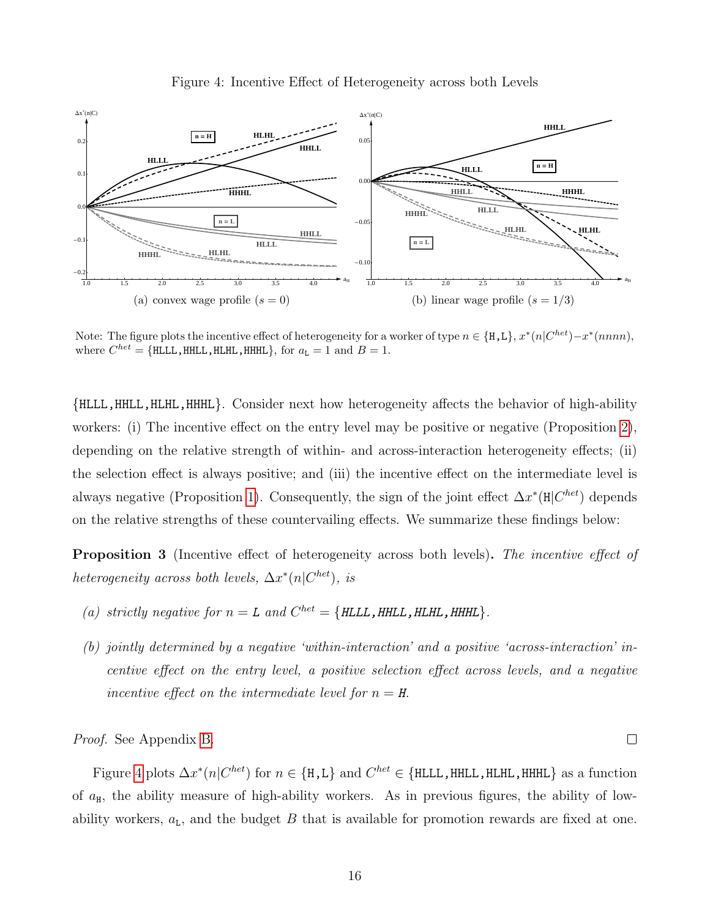Figure 4: Incentive Effect of Heterogeneity across both Levels

(a) convex wage profile ($s = 0$)

(b) linear wage profile ($s = 1/3$)

Note: The figure plots the incentive effect of heterogeneity for a worker of type $n \in \{\texttt{H},\texttt{L}\}$, $x^*(n|C^{het}) - x^*(nnnn)$, where $C^{het} = \{\texttt{HLLL},\texttt{HHLL},\texttt{HLHL},\texttt{HHHL}\}$, for $a_{\texttt{L}} = 1$ and $B = 1$.

$\{\texttt{HLLL},\texttt{HHLL},\texttt{HLHL},\texttt{HHHL}\}$. Consider next how heterogeneity affects the behavior of high-ability workers: (i) The incentive effect on the entry level may be positive or negative (Proposition 2), depending on the relative strength of within- and across-interaction heterogeneity effects; (ii) the selection effect is always positive; and (iii) the incentive effect on the intermediate level is always negative (Proposition 1). Consequently, the sign of the joint effect $\Delta x^*(\texttt{H}|C^{het})$ depends on the relative strengths of these countervailing effects. We summarize these findings below:

**Proposition 3** (Incentive effect of heterogeneity across both levels)**.** *The incentive effect of heterogeneity across both levels,* $\Delta x^*(n|C^{het})$*, is*

*(a) strictly negative for* $n = \texttt{L}$ *and* $C^{het} = \{\texttt{HLLL},\texttt{HHLL},\texttt{HLHL},\texttt{HHHL}\}$*.*

*(b) jointly determined by a negative 'within-interaction' and a positive 'across-interaction' incentive effect on the entry level, a positive selection effect across levels, and a negative incentive effect on the intermediate level for* $n = \texttt{H}$*.*

*Proof.* See Appendix B. □

Figure 4 plots $\Delta x^*(n|C^{het})$ for $n \in \{\texttt{H},\texttt{L}\}$ and $C^{het} \in \{\texttt{HLLL},\texttt{HHLL},\texttt{HLHL},\texttt{HHHL}\}$ as a function of $a_{\texttt{H}}$, the ability measure of high-ability workers. As in previous figures, the ability of low-ability workers, $a_{\texttt{L}}$, and the budget $B$ that is available for promotion rewards are fixed at one.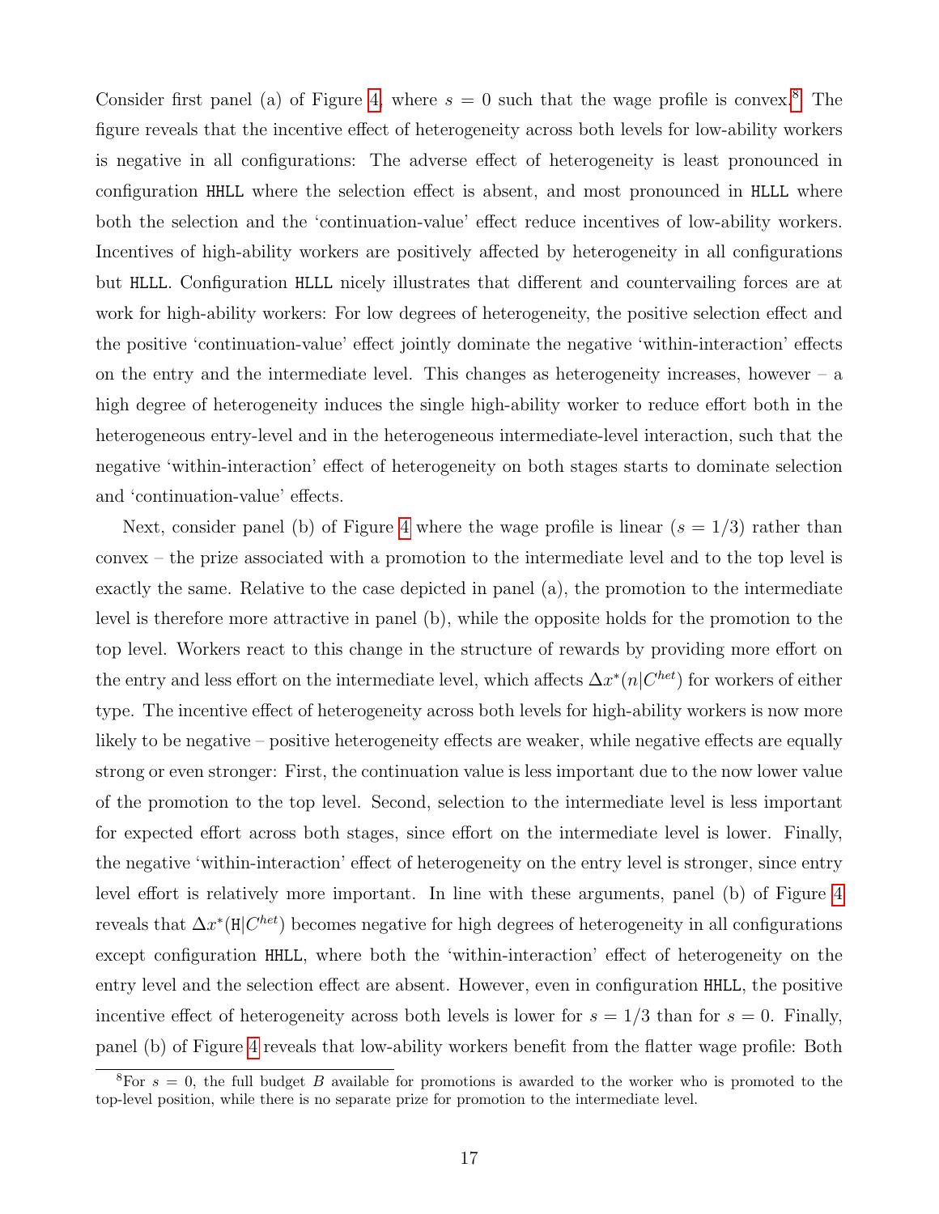Consider first panel (a) of Figure 4, where $s = 0$ such that the wage profile is convex.[8] The figure reveals that the incentive effect of heterogeneity across both levels for low-ability workers is negative in all configurations: The adverse effect of heterogeneity is least pronounced in configuration HHLL where the selection effect is absent, and most pronounced in HLLL where both the selection and the 'continuation-value' effect reduce incentives of low-ability workers. Incentives of high-ability workers are positively affected by heterogeneity in all configurations but HLLL. Configuration HLLL nicely illustrates that different and countervailing forces are at work for high-ability workers: For low degrees of heterogeneity, the positive selection effect and the positive 'continuation-value' effect jointly dominate the negative 'within-interaction' effects on the entry and the intermediate level. This changes as heterogeneity increases, however – a high degree of heterogeneity induces the single high-ability worker to reduce effort both in the heterogeneous entry-level and in the heterogeneous intermediate-level interaction, such that the negative 'within-interaction' effect of heterogeneity on both stages starts to dominate selection and 'continuation-value' effects.

Next, consider panel (b) of Figure 4 where the wage profile is linear ($s = 1/3$) rather than convex – the prize associated with a promotion to the intermediate level and to the top level is exactly the same. Relative to the case depicted in panel (a), the promotion to the intermediate level is therefore more attractive in panel (b), while the opposite holds for the promotion to the top level. Workers react to this change in the structure of rewards by providing more effort on the entry and less effort on the intermediate level, which affects $\Delta x^*(n|C^{het})$ for workers of either type. The incentive effect of heterogeneity across both levels for high-ability workers is now more likely to be negative – positive heterogeneity effects are weaker, while negative effects are equally strong or even stronger: First, the continuation value is less important due to the now lower value of the promotion to the top level. Second, selection to the intermediate level is less important for expected effort across both stages, since effort on the intermediate level is lower. Finally, the negative 'within-interaction' effect of heterogeneity on the entry level is stronger, since entry level effort is relatively more important. In line with these arguments, panel (b) of Figure 4 reveals that $\Delta x^*(\texttt{H}|C^{het})$ becomes negative for high degrees of heterogeneity in all configurations except configuration HHLL, where both the 'within-interaction' effect of heterogeneity on the entry level and the selection effect are absent. However, even in configuration HHLL, the positive incentive effect of heterogeneity across both levels is lower for $s = 1/3$ than for $s = 0$. Finally, panel (b) of Figure 4 reveals that low-ability workers benefit from the flatter wage profile: Both

[8] For $s = 0$, the full budget $B$ available for promotions is awarded to the worker who is promoted to the top-level position, while there is no separate prize for promotion to the intermediate level.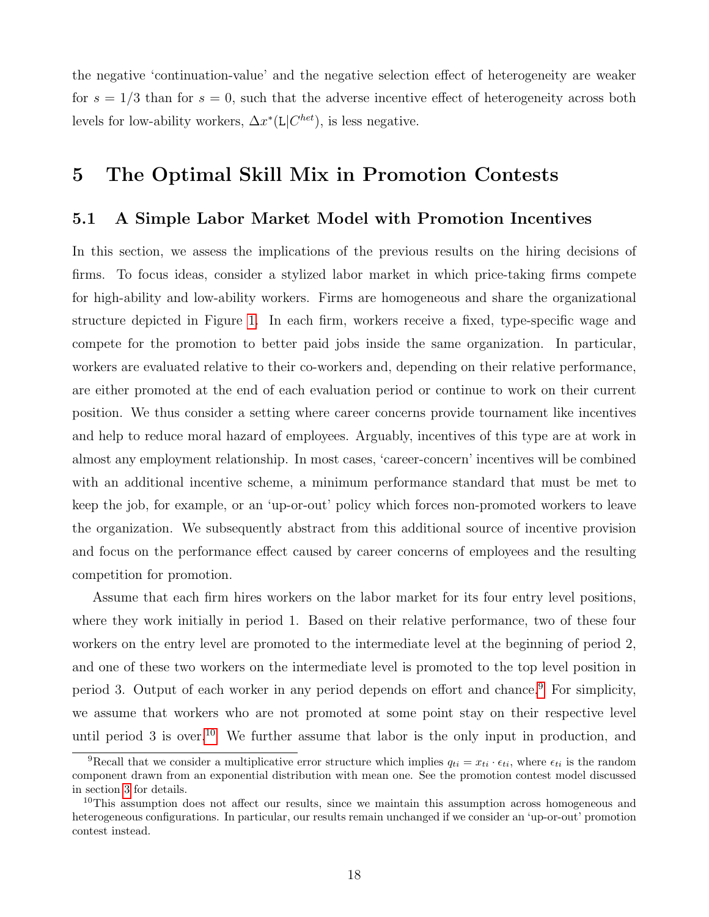the negative 'continuation-value' and the negative selection effect of heterogeneity are weaker for $s = 1/3$ than for $s = 0$, such that the adverse incentive effect of heterogeneity across both levels for low-ability workers, $\Delta x^*(\texttt{L}|C^{het})$, is less negative.

# 5 The Optimal Skill Mix in Promotion Contests

## 5.1 A Simple Labor Market Model with Promotion Incentives

In this section, we assess the implications of the previous results on the hiring decisions of firms. To focus ideas, consider a stylized labor market in which price-taking firms compete for high-ability and low-ability workers. Firms are homogeneous and share the organizational structure depicted in Figure 1. In each firm, workers receive a fixed, type-specific wage and compete for the promotion to better paid jobs inside the same organization. In particular, workers are evaluated relative to their co-workers and, depending on their relative performance, are either promoted at the end of each evaluation period or continue to work on their current position. We thus consider a setting where career concerns provide tournament like incentives and help to reduce moral hazard of employees. Arguably, incentives of this type are at work in almost any employment relationship. In most cases, 'career-concern' incentives will be combined with an additional incentive scheme, a minimum performance standard that must be met to keep the job, for example, or an 'up-or-out' policy which forces non-promoted workers to leave the organization. We subsequently abstract from this additional source of incentive provision and focus on the performance effect caused by career concerns of employees and the resulting competition for promotion.

Assume that each firm hires workers on the labor market for its four entry level positions, where they work initially in period 1. Based on their relative performance, two of these four workers on the entry level are promoted to the intermediate level at the beginning of period 2, and one of these two workers on the intermediate level is promoted to the top level position in period 3. Output of each worker in any period depends on effort and chance.[9] For simplicity, we assume that workers who are not promoted at some point stay on their respective level until period 3 is over.[10] We further assume that labor is the only input in production, and

[9] Recall that we consider a multiplicative error structure which implies $q_{ti} = x_{ti} \cdot \epsilon_{ti}$, where $\epsilon_{ti}$ is the random component drawn from an exponential distribution with mean one. See the promotion contest model discussed in section 3 for details.

[10] This assumption does not affect our results, since we maintain this assumption across homogeneous and heterogeneous configurations. In particular, our results remain unchanged if we consider an 'up-or-out' promotion contest instead.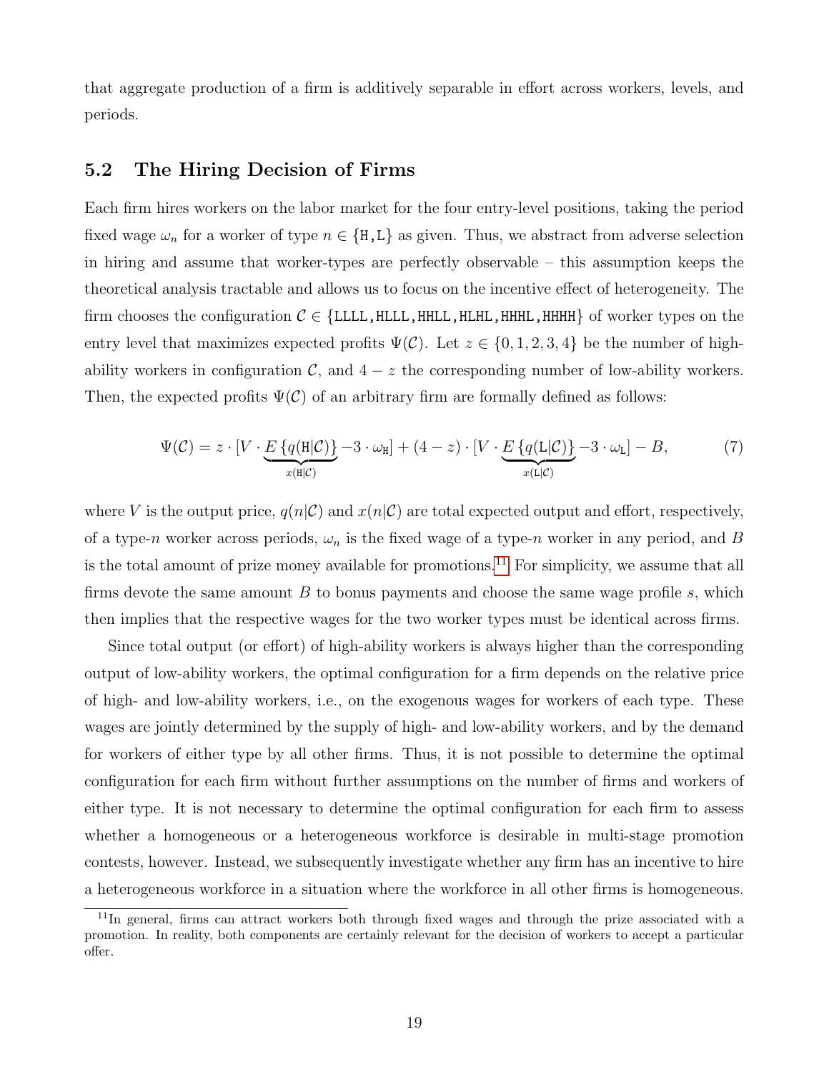that aggregate production of a firm is additively separable in effort across workers, levels, and periods.

## 5.2 The Hiring Decision of Firms

Each firm hires workers on the labor market for the four entry-level positions, taking the period fixed wage $\omega_n$ for a worker of type $n \in \{\texttt{H},\texttt{L}\}$ as given. Thus, we abstract from adverse selection in hiring and assume that worker-types are perfectly observable – this assumption keeps the theoretical analysis tractable and allows us to focus on the incentive effect of heterogeneity. The firm chooses the configuration $\mathcal{C} \in \{\texttt{LLLL},\texttt{HLLL},\texttt{HHLL},\texttt{HLHL},\texttt{HHHL},\texttt{HHHH}\}$ of worker types on the entry level that maximizes expected profits $\Psi(\mathcal{C})$. Let $z \in \{0, 1, 2, 3, 4\}$ be the number of high-ability workers in configuration $\mathcal{C}$, and $4 - z$ the corresponding number of low-ability workers. Then, the expected profits $\Psi(\mathcal{C})$ of an arbitrary firm are formally defined as follows:

$$\Psi(\mathcal{C}) = z \cdot [V \cdot \underbrace{E\{q(\texttt{H}|\mathcal{C})\}}_{x(\texttt{H}|\mathcal{C})} - 3 \cdot \omega_{\texttt{H}}] + (4 - z) \cdot [V \cdot \underbrace{E\{q(\texttt{L}|\mathcal{C})\}}_{x(\texttt{L}|\mathcal{C})} - 3 \cdot \omega_{\texttt{L}}] - B, \tag{7}$$

where $V$ is the output price, $q(n|\mathcal{C})$ and $x(n|\mathcal{C})$ are total expected output and effort, respectively, of a type-$n$ worker across periods, $\omega_n$ is the fixed wage of a type-$n$ worker in any period, and $B$ is the total amount of prize money available for promotions.[11] For simplicity, we assume that all firms devote the same amount $B$ to bonus payments and choose the same wage profile $s$, which then implies that the respective wages for the two worker types must be identical across firms.

Since total output (or effort) of high-ability workers is always higher than the corresponding output of low-ability workers, the optimal configuration for a firm depends on the relative price of high- and low-ability workers, i.e., on the exogenous wages for workers of each type. These wages are jointly determined by the supply of high- and low-ability workers, and by the demand for workers of either type by all other firms. Thus, it is not possible to determine the optimal configuration for each firm without further assumptions on the number of firms and workers of either type. It is not necessary to determine the optimal configuration for each firm to assess whether a homogeneous or a heterogeneous workforce is desirable in multi-stage promotion contests, however. Instead, we subsequently investigate whether any firm has an incentive to hire a heterogeneous workforce in a situation where the workforce in all other firms is homogeneous.

[11] In general, firms can attract workers both through fixed wages and through the prize associated with a promotion. In reality, both components are certainly relevant for the decision of workers to accept a particular offer.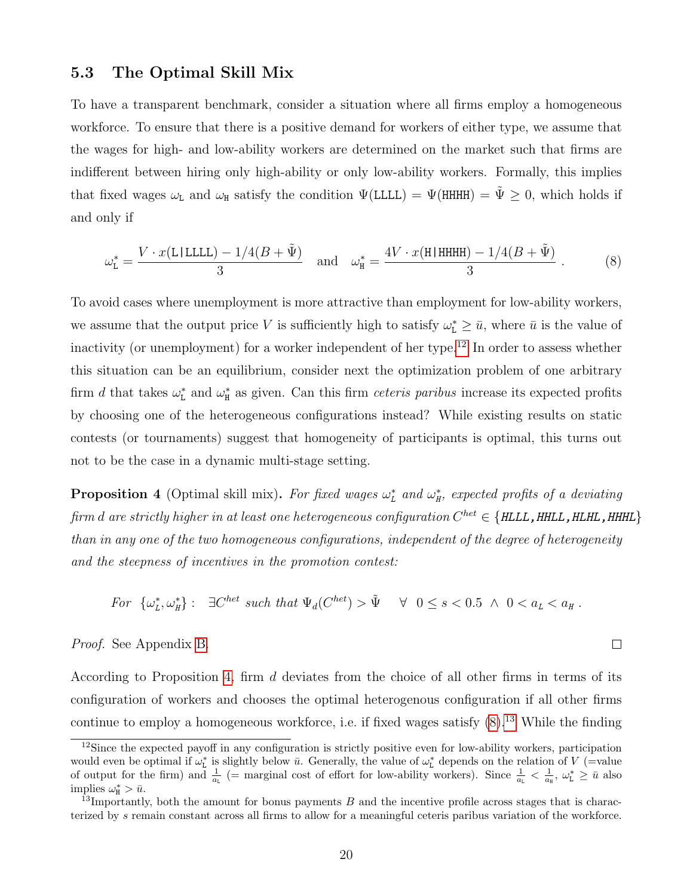### 5.3 The Optimal Skill Mix

To have a transparent benchmark, consider a situation where all firms employ a homogeneous workforce. To ensure that there is a positive demand for workers of either type, we assume that the wages for high- and low-ability workers are determined on the market such that firms are indifferent between hiring only high-ability or only low-ability workers. Formally, this implies that fixed wages $\omega_{\mathtt{L}}$ and $\omega_{\mathtt{H}}$ satisfy the condition $\Psi(\mathtt{LLLL}) = \Psi(\mathtt{HHHH}) = \tilde{\Psi} \geq 0$, which holds if and only if

$$\omega^*_{\mathtt{L}} = \frac{V \cdot x(\mathtt{L|LLLL}) - 1/4(B + \tilde{\Psi})}{3} \quad \text{and} \quad \omega^*_{\mathtt{H}} = \frac{4V \cdot x(\mathtt{H|HHHH}) - 1/4(B + \tilde{\Psi})}{3} \,. \tag{8}$$

To avoid cases where unemployment is more attractive than employment for low-ability workers, we assume that the output price $V$ is sufficiently high to satisfy $\omega^*_{\mathtt{L}} \geq \bar{u}$, where $\bar{u}$ is the value of inactivity (or unemployment) for a worker independent of her type.[12] In order to assess whether this situation can be an equilibrium, consider next the optimization problem of one arbitrary firm $d$ that takes $\omega^*_{\mathtt{L}}$ and $\omega^*_{\mathtt{H}}$ as given. Can this firm *ceteris paribus* increase its expected profits by choosing one of the heterogeneous configurations instead? While existing results on static contests (or tournaments) suggest that homogeneity of participants is optimal, this turns out not to be the case in a dynamic multi-stage setting.

**Proposition 4** (Optimal skill mix)**.** *For fixed wages $\omega^*_L$ and $\omega^*_H$, expected profits of a deviating firm d are strictly higher in at least one heterogeneous configuration $C^{het} \in \{\mathtt{HLLL,HHLL,HLHL,HHHL}\}$ than in any one of the two homogeneous configurations, independent of the degree of heterogeneity and the steepness of incentives in the promotion contest:*

$$\textit{For } \{\omega^*_L, \omega^*_H\}: \quad \exists C^{het} \textit{ such that } \Psi_d(C^{het}) > \tilde{\Psi} \quad \forall \;\; 0 \leq s < 0.5 \;\wedge\; 0 < a_L < a_H \,.$$

*Proof.* See Appendix B. □

According to Proposition 4, firm $d$ deviates from the choice of all other firms in terms of its configuration of workers and chooses the optimal heterogenous configuration if all other firms continue to employ a homogeneous workforce, i.e. if fixed wages satisfy (8).[13] While the finding

---

[12] Since the expected payoff in any configuration is strictly positive even for low-ability workers, participation would even be optimal if $\omega^*_{\mathtt{L}}$ is slightly below $\bar{u}$. Generally, the value of $\omega^*_{\mathtt{L}}$ depends on the relation of $V$ (=value of output for the firm) and $\frac{1}{a_{\mathtt{L}}}$ (= marginal cost of effort for low-ability workers). Since $\frac{1}{a_{\mathtt{L}}} < \frac{1}{a_{\mathtt{H}}}$, $\omega^*_{\mathtt{L}} \geq \bar{u}$ also implies $\omega^*_{\mathtt{H}} > \bar{u}$.

[13] Importantly, both the amount for bonus payments $B$ and the incentive profile across stages that is characterized by $s$ remain constant across all firms to allow for a meaningful ceteris paribus variation of the workforce.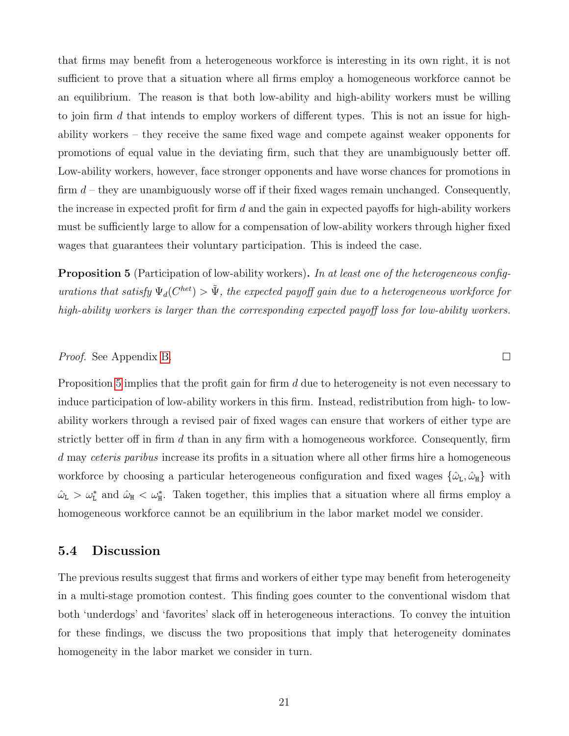that firms may benefit from a heterogeneous workforce is interesting in its own right, it is not sufficient to prove that a situation where all firms employ a homogeneous workforce cannot be an equilibrium. The reason is that both low-ability and high-ability workers must be willing to join firm $d$ that intends to employ workers of different types. This is not an issue for high-ability workers – they receive the same fixed wage and compete against weaker opponents for promotions of equal value in the deviating firm, such that they are unambiguously better off. Low-ability workers, however, face stronger opponents and have worse chances for promotions in firm $d$ – they are unambiguously worse off if their fixed wages remain unchanged. Consequently, the increase in expected profit for firm $d$ and the gain in expected payoffs for high-ability workers must be sufficiently large to allow for a compensation of low-ability workers through higher fixed wages that guarantees their voluntary participation. This is indeed the case.

**Proposition 5** (Participation of low-ability workers)**.** *In at least one of the heterogeneous configurations that satisfy $\Psi_d(C^{het}) > \tilde{\Psi}$, the expected payoff gain due to a heterogeneous workforce for high-ability workers is larger than the corresponding expected payoff loss for low-ability workers.*

*Proof.* See Appendix B. □

Proposition 5 implies that the profit gain for firm $d$ due to heterogeneity is not even necessary to induce participation of low-ability workers in this firm. Instead, redistribution from high- to low-ability workers through a revised pair of fixed wages can ensure that workers of either type are strictly better off in firm $d$ than in any firm with a homogeneous workforce. Consequently, firm $d$ may *ceteris paribus* increase its profits in a situation where all other firms hire a homogeneous workforce by choosing a particular heterogeneous configuration and fixed wages $\{\hat{\omega}_{\mathtt{L}}, \hat{\omega}_{\mathtt{H}}\}$ with $\hat{\omega}_{\mathtt{L}} > \omega^*_{\mathtt{L}}$ and $\hat{\omega}_{\mathtt{H}} < \omega^*_{\mathtt{H}}$. Taken together, this implies that a situation where all firms employ a homogeneous workforce cannot be an equilibrium in the labor market model we consider.

## 5.4 Discussion

The previous results suggest that firms and workers of either type may benefit from heterogeneity in a multi-stage promotion contest. This finding goes counter to the conventional wisdom that both 'underdogs' and 'favorites' slack off in heterogeneous interactions. To convey the intuition for these findings, we discuss the two propositions that imply that heterogeneity dominates homogeneity in the labor market we consider in turn.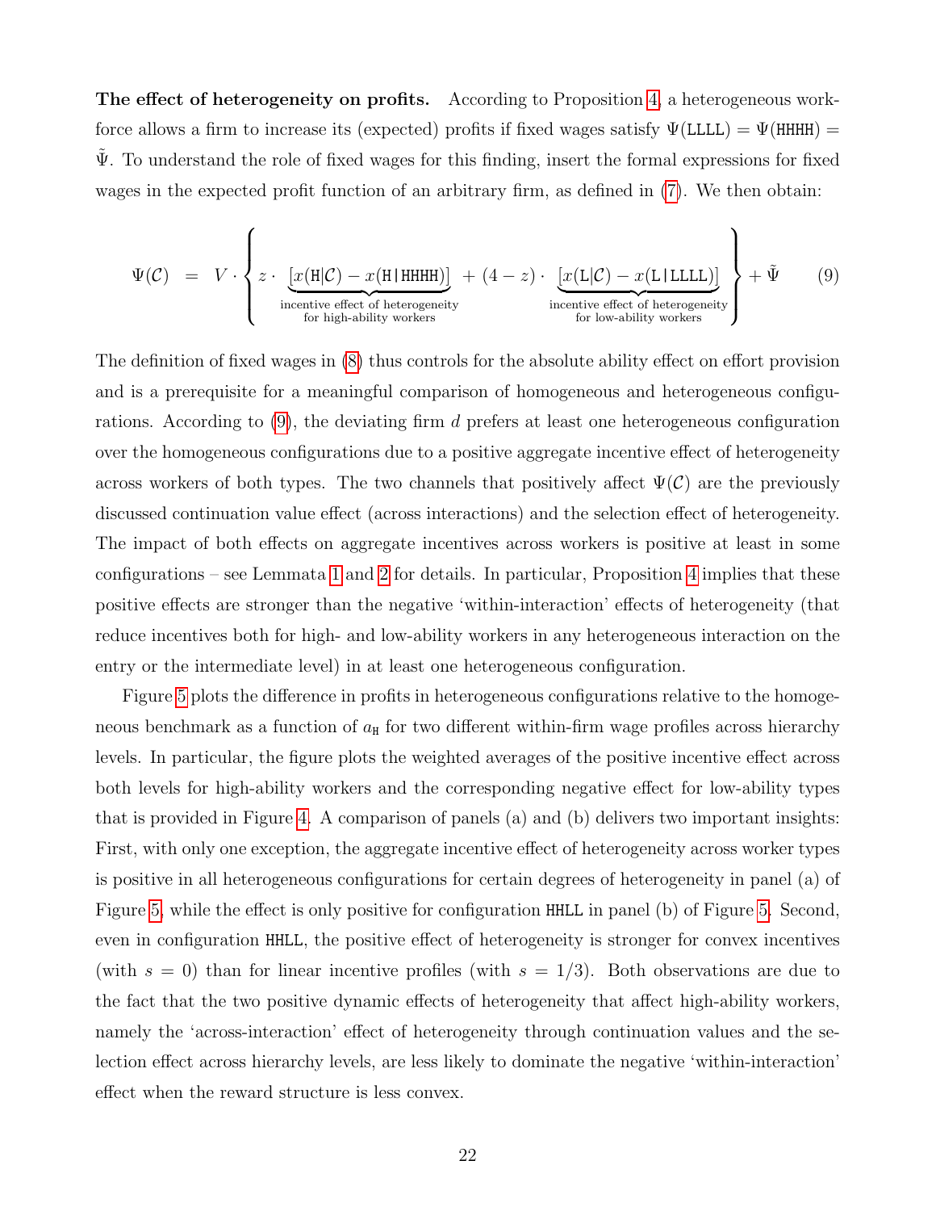**The effect of heterogeneity on profits.** According to Proposition 4, a heterogeneous workforce allows a firm to increase its (expected) profits if fixed wages satisfy $\Psi(\texttt{LLLL}) = \Psi(\texttt{HHHH}) = \tilde{\Psi}$. To understand the role of fixed wages for this finding, insert the formal expressions for fixed wages in the expected profit function of an arbitrary firm, as defined in (7). We then obtain:

$$\Psi(\mathcal{C}) \;=\; V \cdot \left\{ z \cdot \underbrace{\left[x(\texttt{H}|\mathcal{C}) - x(\texttt{H}\,|\,\texttt{HHHH})\right]}_{\substack{\text{incentive effect of heterogeneity} \\ \text{for high-ability workers}}} + (4-z) \cdot \underbrace{\left[x(\texttt{L}|\mathcal{C}) - x(\texttt{L}\,|\,\texttt{LLLL})\right]}_{\substack{\text{incentive effect of heterogeneity} \\ \text{for low-ability workers}}} \right\} + \tilde{\Psi} \qquad (9)$$

The definition of fixed wages in (8) thus controls for the absolute ability effect on effort provision and is a prerequisite for a meaningful comparison of homogeneous and heterogeneous configurations. According to (9), the deviating firm $d$ prefers at least one heterogeneous configuration over the homogeneous configurations due to a positive aggregate incentive effect of heterogeneity across workers of both types. The two channels that positively affect $\Psi(\mathcal{C})$ are the previously discussed continuation value effect (across interactions) and the selection effect of heterogeneity. The impact of both effects on aggregate incentives across workers is positive at least in some configurations – see Lemmata 1 and 2 for details. In particular, Proposition 4 implies that these positive effects are stronger than the negative 'within-interaction' effects of heterogeneity (that reduce incentives both for high- and low-ability workers in any heterogeneous interaction on the entry or the intermediate level) in at least one heterogeneous configuration.

Figure 5 plots the difference in profits in heterogeneous configurations relative to the homogeneous benchmark as a function of $a_{\texttt{H}}$ for two different within-firm wage profiles across hierarchy levels. In particular, the figure plots the weighted averages of the positive incentive effect across both levels for high-ability workers and the corresponding negative effect for low-ability types that is provided in Figure 4. A comparison of panels (a) and (b) delivers two important insights: First, with only one exception, the aggregate incentive effect of heterogeneity across worker types is positive in all heterogeneous configurations for certain degrees of heterogeneity in panel (a) of Figure 5, while the effect is only positive for configuration HHLL in panel (b) of Figure 5. Second, even in configuration HHLL, the positive effect of heterogeneity is stronger for convex incentives (with $s = 0$) than for linear incentive profiles (with $s = 1/3$). Both observations are due to the fact that the two positive dynamic effects of heterogeneity that affect high-ability workers, namely the 'across-interaction' effect of heterogeneity through continuation values and the selection effect across hierarchy levels, are less likely to dominate the negative 'within-interaction' effect when the reward structure is less convex.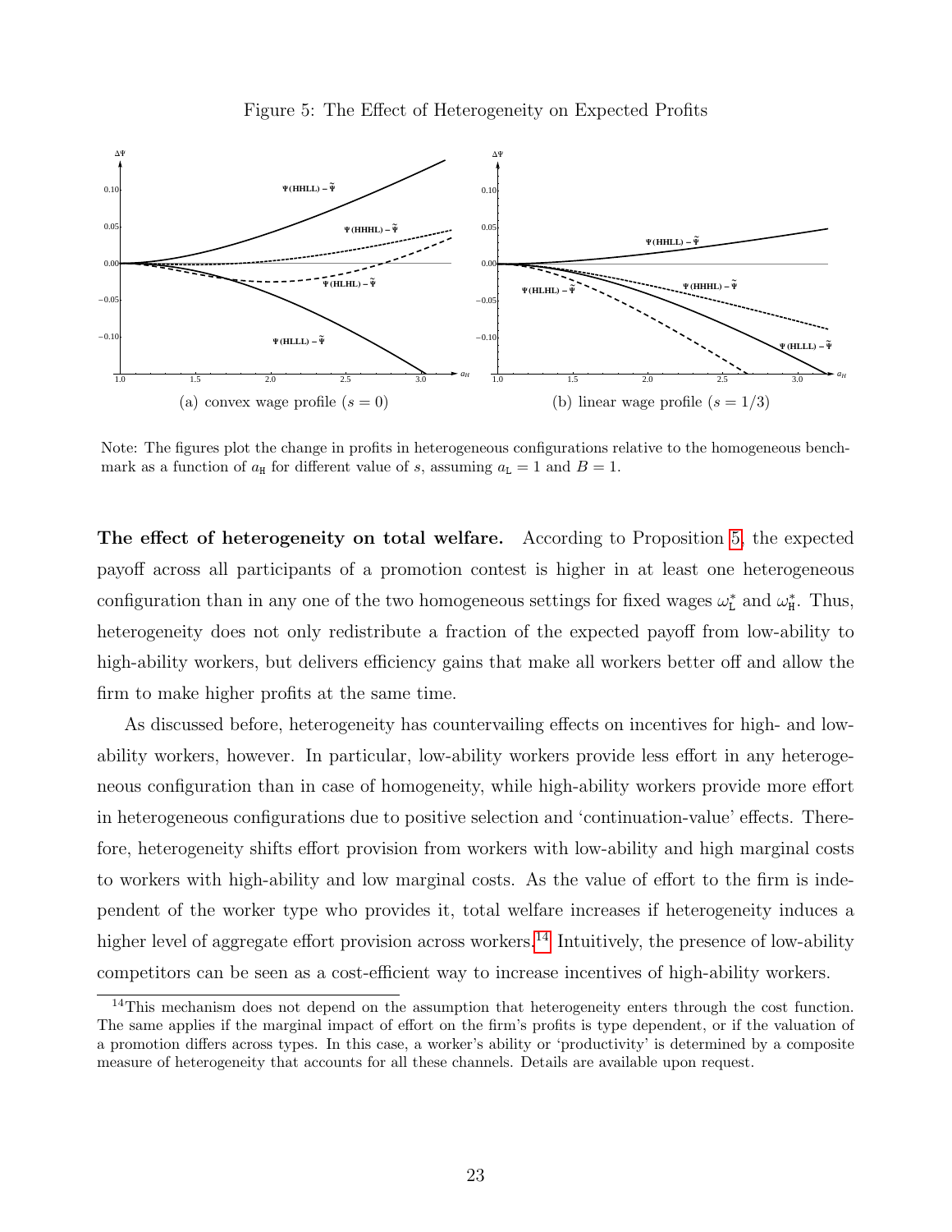Figure 5: The Effect of Heterogeneity on Expected Profits

(a) convex wage profile ($s = 0$)

(b) linear wage profile ($s = 1/3$)

Note: The figures plot the change in profits in heterogeneous configurations relative to the homogeneous benchmark as a function of $a_{\mathtt{H}}$ for different value of $s$, assuming $a_{\mathtt{L}} = 1$ and $B = 1$.

**The effect of heterogeneity on total welfare.** According to Proposition 5, the expected payoff across all participants of a promotion contest is higher in at least one heterogeneous configuration than in any one of the two homogeneous settings for fixed wages $\omega^*_{\mathtt{L}}$ and $\omega^*_{\mathtt{H}}$. Thus, heterogeneity does not only redistribute a fraction of the expected payoff from low-ability to high-ability workers, but delivers efficiency gains that make all workers better off and allow the firm to make higher profits at the same time.

As discussed before, heterogeneity has countervailing effects on incentives for high- and low-ability workers, however. In particular, low-ability workers provide less effort in any heterogeneous configuration than in case of homogeneity, while high-ability workers provide more effort in heterogeneous configurations due to positive selection and 'continuation-value' effects. Therefore, heterogeneity shifts effort provision from workers with low-ability and high marginal costs to workers with high-ability and low marginal costs. As the value of effort to the firm is independent of the worker type who provides it, total welfare increases if heterogeneity induces a higher level of aggregate effort provision across workers.[14] Intuitively, the presence of low-ability competitors can be seen as a cost-efficient way to increase incentives of high-ability workers.

[14]This mechanism does not depend on the assumption that heterogeneity enters through the cost function. The same applies if the marginal impact of effort on the firm's profits is type dependent, or if the valuation of a promotion differs across types. In this case, a worker's ability or 'productivity' is determined by a composite measure of heterogeneity that accounts for all these channels. Details are available upon request.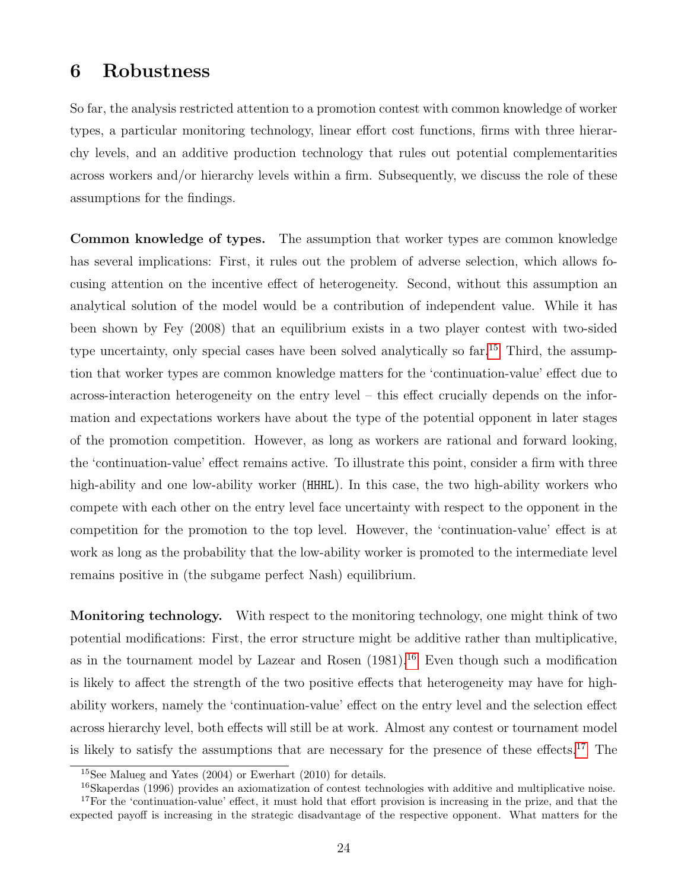# 6 Robustness

So far, the analysis restricted attention to a promotion contest with common knowledge of worker types, a particular monitoring technology, linear effort cost functions, firms with three hierarchy levels, and an additive production technology that rules out potential complementarities across workers and/or hierarchy levels within a firm. Subsequently, we discuss the role of these assumptions for the findings.

**Common knowledge of types.** The assumption that worker types are common knowledge has several implications: First, it rules out the problem of adverse selection, which allows focusing attention on the incentive effect of heterogeneity. Second, without this assumption an analytical solution of the model would be a contribution of independent value. While it has been shown by Fey (2008) that an equilibrium exists in a two player contest with two-sided type uncertainty, only special cases have been solved analytically so far.[15] Third, the assumption that worker types are common knowledge matters for the 'continuation-value' effect due to across-interaction heterogeneity on the entry level – this effect crucially depends on the information and expectations workers have about the type of the potential opponent in later stages of the promotion competition. However, as long as workers are rational and forward looking, the 'continuation-value' effect remains active. To illustrate this point, consider a firm with three high-ability and one low-ability worker (HHHL). In this case, the two high-ability workers who compete with each other on the entry level face uncertainty with respect to the opponent in the competition for the promotion to the top level. However, the 'continuation-value' effect is at work as long as the probability that the low-ability worker is promoted to the intermediate level remains positive in (the subgame perfect Nash) equilibrium.

**Monitoring technology.** With respect to the monitoring technology, one might think of two potential modifications: First, the error structure might be additive rather than multiplicative, as in the tournament model by Lazear and Rosen (1981).[16] Even though such a modification is likely to affect the strength of the two positive effects that heterogeneity may have for high-ability workers, namely the 'continuation-value' effect on the entry level and the selection effect across hierarchy level, both effects will still be at work. Almost any contest or tournament model is likely to satisfy the assumptions that are necessary for the presence of these effects.[17] The

[15] See Malueg and Yates (2004) or Ewerhart (2010) for details.

[16] Skaperdas (1996) provides an axiomatization of contest technologies with additive and multiplicative noise.

[17] For the 'continuation-value' effect, it must hold that effort provision is increasing in the prize, and that the expected payoff is increasing in the strategic disadvantage of the respective opponent. What matters for the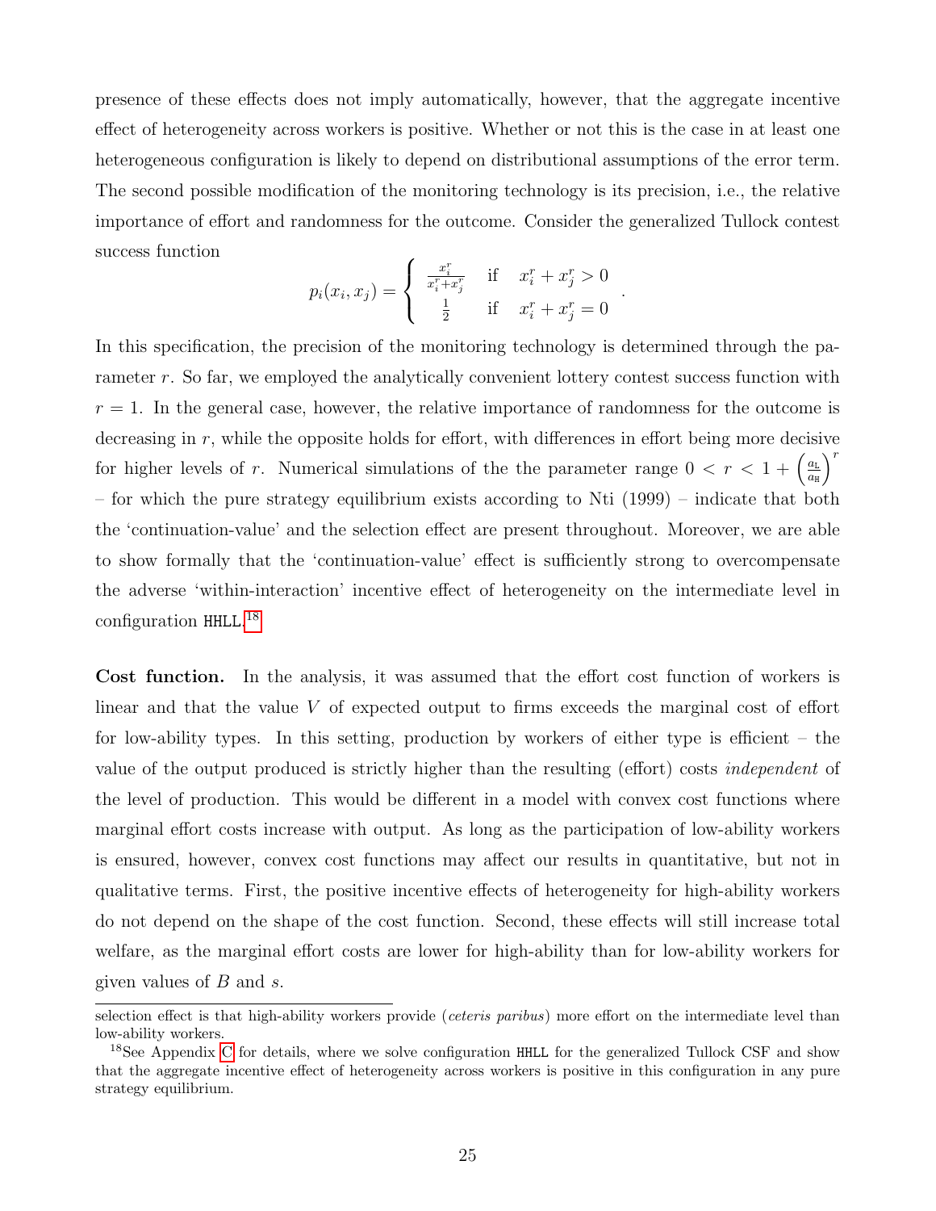presence of these effects does not imply automatically, however, that the aggregate incentive effect of heterogeneity across workers is positive. Whether or not this is the case in at least one heterogeneous configuration is likely to depend on distributional assumptions of the error term. The second possible modification of the monitoring technology is its precision, i.e., the relative importance of effort and randomness for the outcome. Consider the generalized Tullock contest success function

$$p_i(x_i, x_j) = \begin{cases} \frac{x_i^r}{x_i^r + x_j^r} & \text{if} \quad x_i^r + x_j^r > 0 \\ \frac{1}{2} & \text{if} \quad x_i^r + x_j^r = 0 \end{cases} .$$

In this specification, the precision of the monitoring technology is determined through the parameter $r$. So far, we employed the analytically convenient lottery contest success function with $r = 1$. In the general case, however, the relative importance of randomness for the outcome is decreasing in $r$, while the opposite holds for effort, with differences in effort being more decisive for higher levels of $r$. Numerical simulations of the the parameter range $0 < r < 1 + \left(\frac{a_{\mathtt{L}}}{a_{\mathtt{H}}}\right)^r$ – for which the pure strategy equilibrium exists according to Nti (1999) – indicate that both the 'continuation-value' and the selection effect are present throughout. Moreover, we are able to show formally that the 'continuation-value' effect is sufficiently strong to overcompensate the adverse 'within-interaction' incentive effect of heterogeneity on the intermediate level in configuration HHLL.[18]

**Cost function.** In the analysis, it was assumed that the effort cost function of workers is linear and that the value $V$ of expected output to firms exceeds the marginal cost of effort for low-ability types. In this setting, production by workers of either type is efficient – the value of the output produced is strictly higher than the resulting (effort) costs *independent* of the level of production. This would be different in a model with convex cost functions where marginal effort costs increase with output. As long as the participation of low-ability workers is ensured, however, convex cost functions may affect our results in quantitative, but not in qualitative terms. First, the positive incentive effects of heterogeneity for high-ability workers do not depend on the shape of the cost function. Second, these effects will still increase total welfare, as the marginal effort costs are lower for high-ability than for low-ability workers for given values of $B$ and $s$.

selection effect is that high-ability workers provide (*ceteris paribus*) more effort on the intermediate level than low-ability workers.

[18] See Appendix C for details, where we solve configuration HHLL for the generalized Tullock CSF and show that the aggregate incentive effect of heterogeneity across workers is positive in this configuration in any pure strategy equilibrium.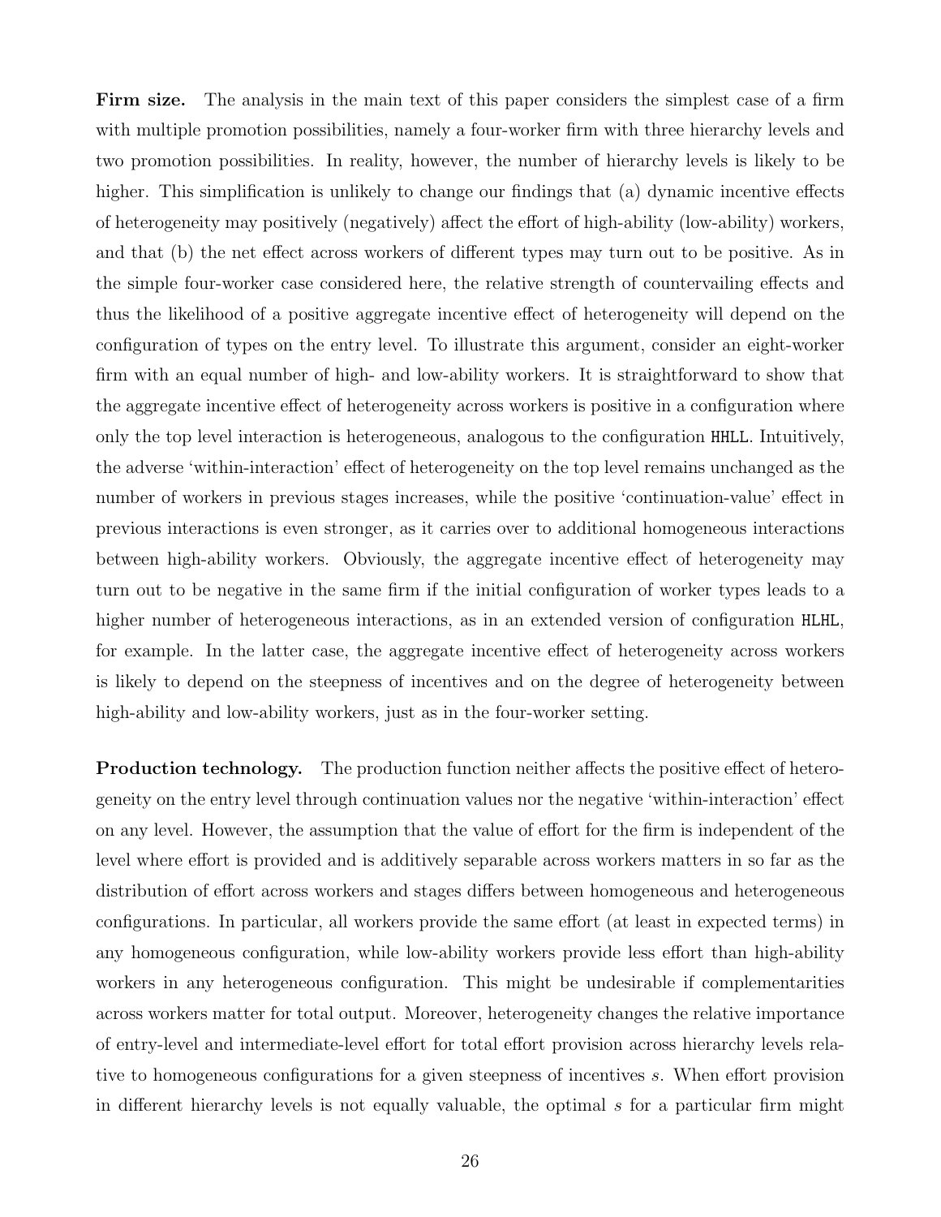**Firm size.** The analysis in the main text of this paper considers the simplest case of a firm with multiple promotion possibilities, namely a four-worker firm with three hierarchy levels and two promotion possibilities. In reality, however, the number of hierarchy levels is likely to be higher. This simplification is unlikely to change our findings that (a) dynamic incentive effects of heterogeneity may positively (negatively) affect the effort of high-ability (low-ability) workers, and that (b) the net effect across workers of different types may turn out to be positive. As in the simple four-worker case considered here, the relative strength of countervailing effects and thus the likelihood of a positive aggregate incentive effect of heterogeneity will depend on the configuration of types on the entry level. To illustrate this argument, consider an eight-worker firm with an equal number of high- and low-ability workers. It is straightforward to show that the aggregate incentive effect of heterogeneity across workers is positive in a configuration where only the top level interaction is heterogeneous, analogous to the configuration `HHLL`. Intuitively, the adverse 'within-interaction' effect of heterogeneity on the top level remains unchanged as the number of workers in previous stages increases, while the positive 'continuation-value' effect in previous interactions is even stronger, as it carries over to additional homogeneous interactions between high-ability workers. Obviously, the aggregate incentive effect of heterogeneity may turn out to be negative in the same firm if the initial configuration of worker types leads to a higher number of heterogeneous interactions, as in an extended version of configuration `HLHL`, for example. In the latter case, the aggregate incentive effect of heterogeneity across workers is likely to depend on the steepness of incentives and on the degree of heterogeneity between high-ability and low-ability workers, just as in the four-worker setting.

**Production technology.** The production function neither affects the positive effect of heterogeneity on the entry level through continuation values nor the negative 'within-interaction' effect on any level. However, the assumption that the value of effort for the firm is independent of the level where effort is provided and is additively separable across workers matters in so far as the distribution of effort across workers and stages differs between homogeneous and heterogeneous configurations. In particular, all workers provide the same effort (at least in expected terms) in any homogeneous configuration, while low-ability workers provide less effort than high-ability workers in any heterogeneous configuration. This might be undesirable if complementarities across workers matter for total output. Moreover, heterogeneity changes the relative importance of entry-level and intermediate-level effort for total effort provision across hierarchy levels relative to homogeneous configurations for a given steepness of incentives $s$. When effort provision in different hierarchy levels is not equally valuable, the optimal $s$ for a particular firm might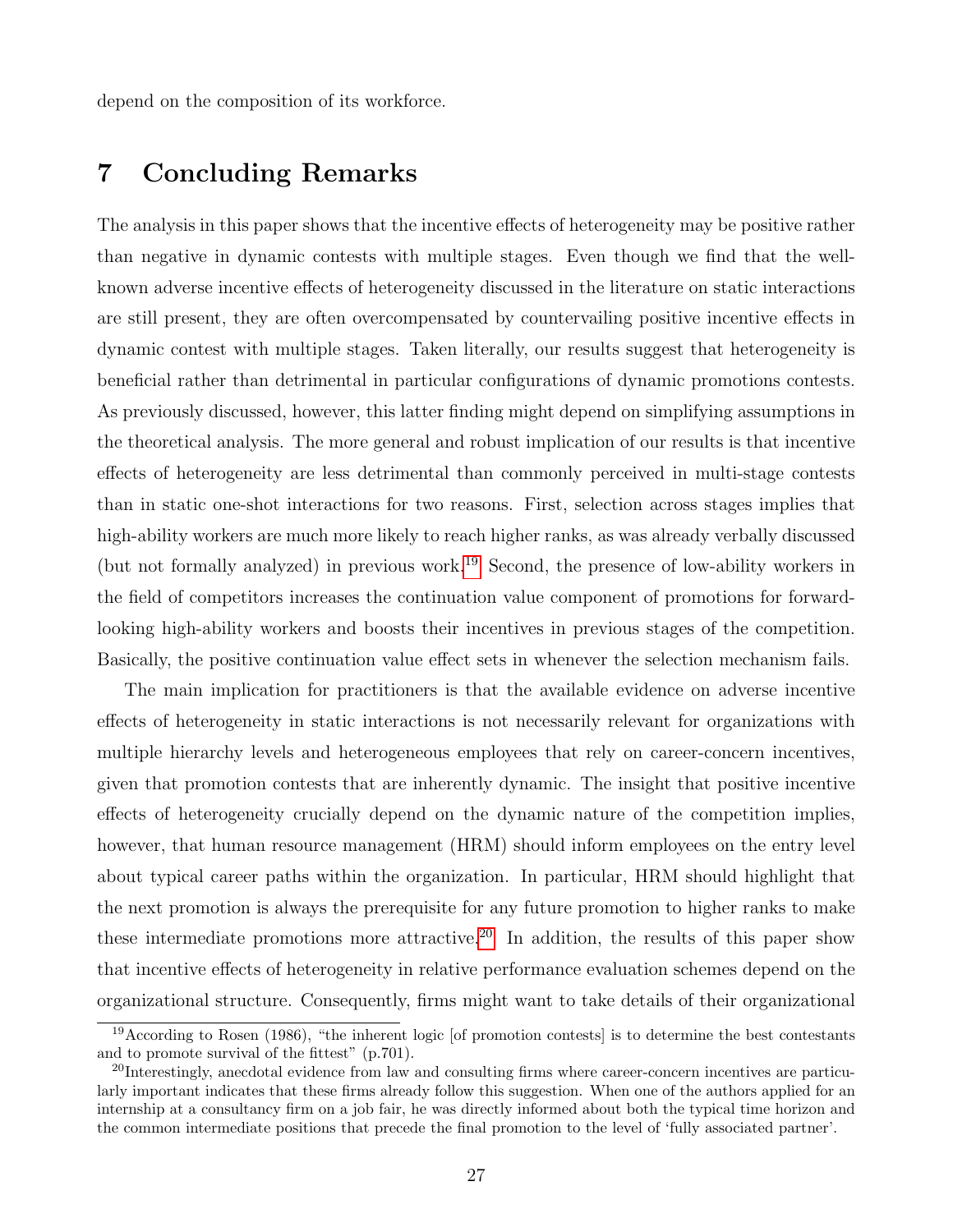depend on the composition of its workforce.

# 7 Concluding Remarks

The analysis in this paper shows that the incentive effects of heterogeneity may be positive rather than negative in dynamic contests with multiple stages. Even though we find that the well-known adverse incentive effects of heterogeneity discussed in the literature on static interactions are still present, they are often overcompensated by countervailing positive incentive effects in dynamic contest with multiple stages. Taken literally, our results suggest that heterogeneity is beneficial rather than detrimental in particular configurations of dynamic promotions contests. As previously discussed, however, this latter finding might depend on simplifying assumptions in the theoretical analysis. The more general and robust implication of our results is that incentive effects of heterogeneity are less detrimental than commonly perceived in multi-stage contests than in static one-shot interactions for two reasons. First, selection across stages implies that high-ability workers are much more likely to reach higher ranks, as was already verbally discussed (but not formally analyzed) in previous work.[19] Second, the presence of low-ability workers in the field of competitors increases the continuation value component of promotions for forward-looking high-ability workers and boosts their incentives in previous stages of the competition. Basically, the positive continuation value effect sets in whenever the selection mechanism fails.

The main implication for practitioners is that the available evidence on adverse incentive effects of heterogeneity in static interactions is not necessarily relevant for organizations with multiple hierarchy levels and heterogeneous employees that rely on career-concern incentives, given that promotion contests that are inherently dynamic. The insight that positive incentive effects of heterogeneity crucially depend on the dynamic nature of the competition implies, however, that human resource management (HRM) should inform employees on the entry level about typical career paths within the organization. In particular, HRM should highlight that the next promotion is always the prerequisite for any future promotion to higher ranks to make these intermediate promotions more attractive.[20] In addition, the results of this paper show that incentive effects of heterogeneity in relative performance evaluation schemes depend on the organizational structure. Consequently, firms might want to take details of their organizational

[19] According to Rosen (1986), "the inherent logic [of promotion contests] is to determine the best contestants and to promote survival of the fittest" (p.701).

[20] Interestingly, anecdotal evidence from law and consulting firms where career-concern incentives are particularly important indicates that these firms already follow this suggestion. When one of the authors applied for an internship at a consultancy firm on a job fair, he was directly informed about both the typical time horizon and the common intermediate positions that precede the final promotion to the level of 'fully associated partner'.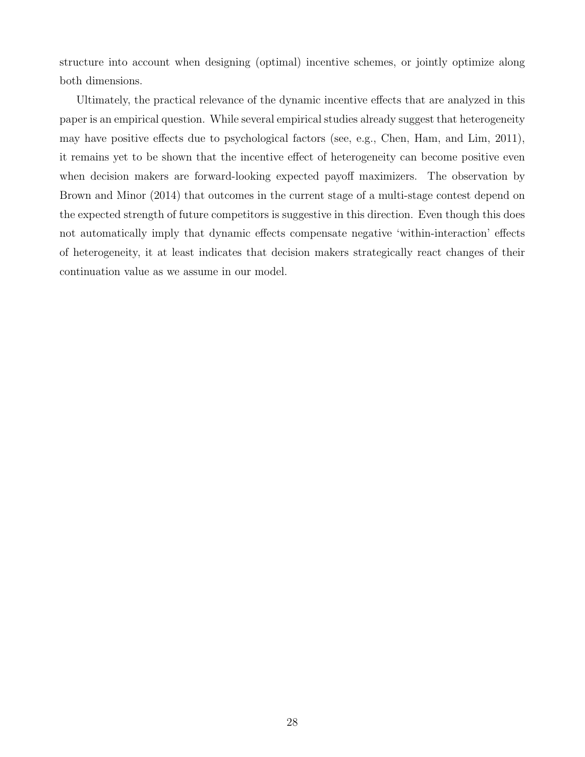structure into account when designing (optimal) incentive schemes, or jointly optimize along both dimensions.

Ultimately, the practical relevance of the dynamic incentive effects that are analyzed in this paper is an empirical question. While several empirical studies already suggest that heterogeneity may have positive effects due to psychological factors (see, e.g., Chen, Ham, and Lim, 2011), it remains yet to be shown that the incentive effect of heterogeneity can become positive even when decision makers are forward-looking expected payoff maximizers. The observation by Brown and Minor (2014) that outcomes in the current stage of a multi-stage contest depend on the expected strength of future competitors is suggestive in this direction. Even though this does not automatically imply that dynamic effects compensate negative 'within-interaction' effects of heterogeneity, it at least indicates that decision makers strategically react changes of their continuation value as we assume in our model.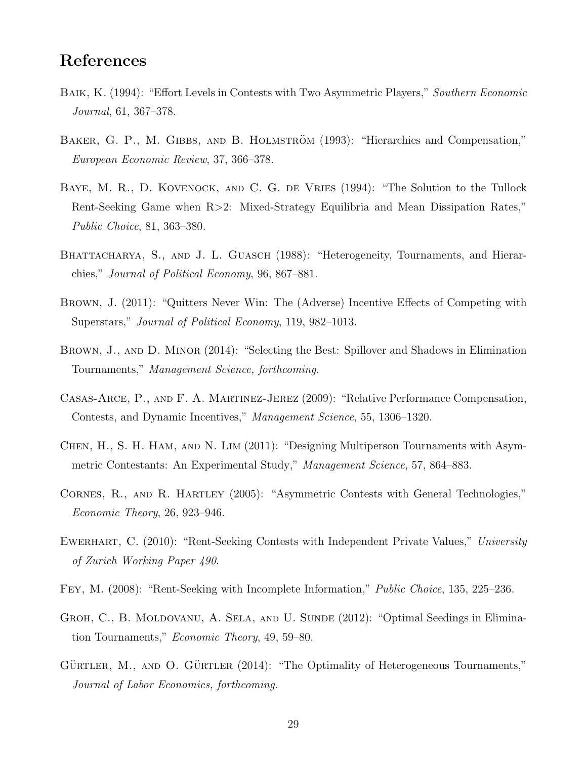## References

Baik, K. (1994): "Effort Levels in Contests with Two Asymmetric Players," *Southern Economic Journal*, 61, 367–378.

Baker, G. P., M. Gibbs, and B. Holmström (1993): "Hierarchies and Compensation," *European Economic Review*, 37, 366–378.

Baye, M. R., D. Kovenock, and C. G. de Vries (1994): "The Solution to the Tullock Rent-Seeking Game when R>2: Mixed-Strategy Equilibria and Mean Dissipation Rates," *Public Choice*, 81, 363–380.

Bhattacharya, S., and J. L. Guasch (1988): "Heterogeneity, Tournaments, and Hierarchies," *Journal of Political Economy*, 96, 867–881.

Brown, J. (2011): "Quitters Never Win: The (Adverse) Incentive Effects of Competing with Superstars," *Journal of Political Economy*, 119, 982–1013.

Brown, J., and D. Minor (2014): "Selecting the Best: Spillover and Shadows in Elimination Tournaments," *Management Science, forthcoming*.

Casas-Arce, P., and F. A. Martinez-Jerez (2009): "Relative Performance Compensation, Contests, and Dynamic Incentives," *Management Science*, 55, 1306–1320.

Chen, H., S. H. Ham, and N. Lim (2011): "Designing Multiperson Tournaments with Asymmetric Contestants: An Experimental Study," *Management Science*, 57, 864–883.

Cornes, R., and R. Hartley (2005): "Asymmetric Contests with General Technologies," *Economic Theory*, 26, 923–946.

Ewerhart, C. (2010): "Rent-Seeking Contests with Independent Private Values," *University of Zurich Working Paper 490*.

Fey, M. (2008): "Rent-Seeking with Incomplete Information," *Public Choice*, 135, 225–236.

Groh, C., B. Moldovanu, A. Sela, and U. Sunde (2012): "Optimal Seedings in Elimination Tournaments," *Economic Theory*, 49, 59–80.

Gürtler, M., and O. Gürtler (2014): "The Optimality of Heterogeneous Tournaments," *Journal of Labor Economics, forthcoming*.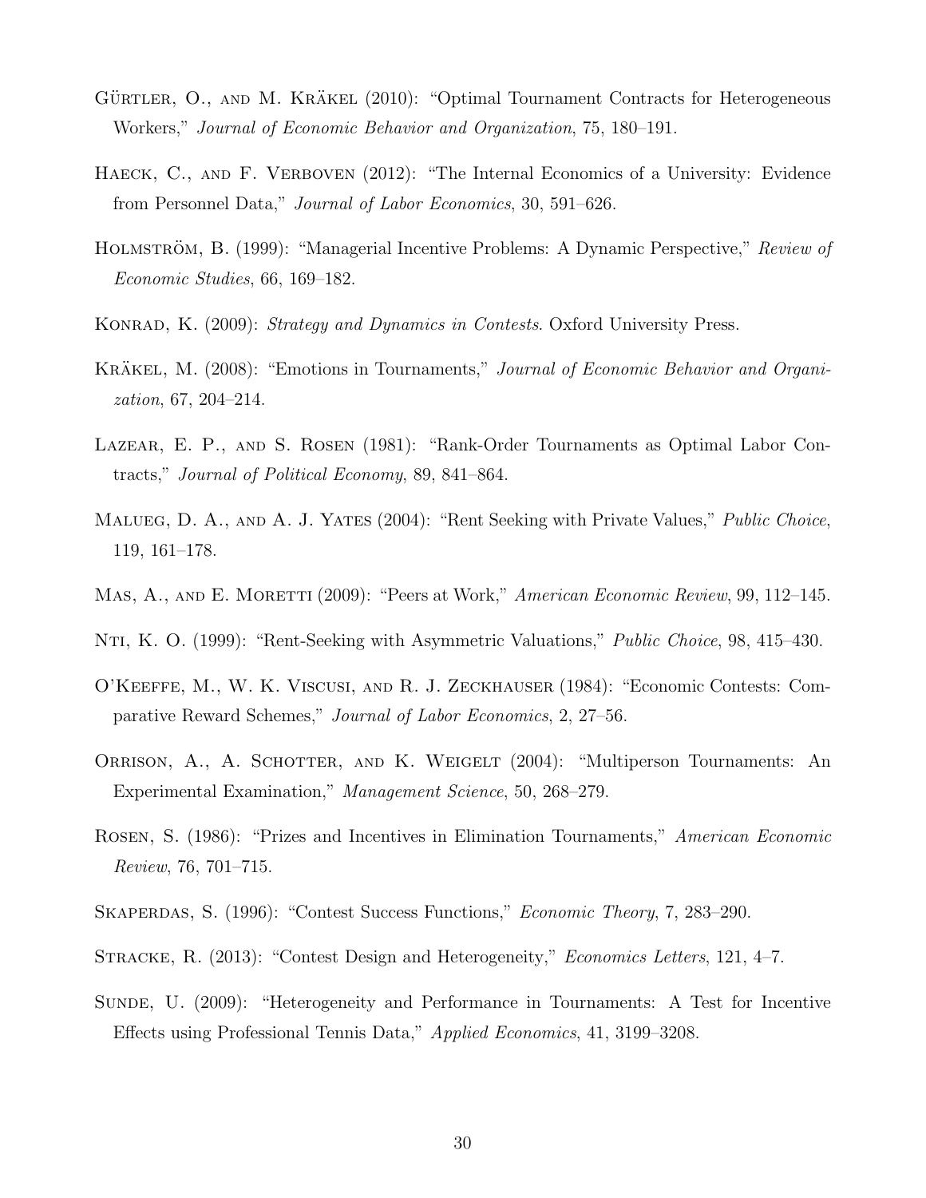Gürtler, O., and M. Kräkel (2010): "Optimal Tournament Contracts for Heterogeneous Workers," *Journal of Economic Behavior and Organization*, 75, 180–191.

Haeck, C., and F. Verboven (2012): "The Internal Economics of a University: Evidence from Personnel Data," *Journal of Labor Economics*, 30, 591–626.

Holmström, B. (1999): "Managerial Incentive Problems: A Dynamic Perspective," *Review of Economic Studies*, 66, 169–182.

Konrad, K. (2009): *Strategy and Dynamics in Contests*. Oxford University Press.

Kräkel, M. (2008): "Emotions in Tournaments," *Journal of Economic Behavior and Organization*, 67, 204–214.

Lazear, E. P., and S. Rosen (1981): "Rank-Order Tournaments as Optimal Labor Contracts," *Journal of Political Economy*, 89, 841–864.

Malueg, D. A., and A. J. Yates (2004): "Rent Seeking with Private Values," *Public Choice*, 119, 161–178.

Mas, A., and E. Moretti (2009): "Peers at Work," *American Economic Review*, 99, 112–145.

Nti, K. O. (1999): "Rent-Seeking with Asymmetric Valuations," *Public Choice*, 98, 415–430.

O'Keeffe, M., W. K. Viscusi, and R. J. Zeckhauser (1984): "Economic Contests: Comparative Reward Schemes," *Journal of Labor Economics*, 2, 27–56.

Orrison, A., A. Schotter, and K. Weigelt (2004): "Multiperson Tournaments: An Experimental Examination," *Management Science*, 50, 268–279.

Rosen, S. (1986): "Prizes and Incentives in Elimination Tournaments," *American Economic Review*, 76, 701–715.

Skaperdas, S. (1996): "Contest Success Functions," *Economic Theory*, 7, 283–290.

Stracke, R. (2013): "Contest Design and Heterogeneity," *Economics Letters*, 121, 4–7.

Sunde, U. (2009): "Heterogeneity and Performance in Tournaments: A Test for Incentive Effects using Professional Tennis Data," *Applied Economics*, 41, 3199–3208.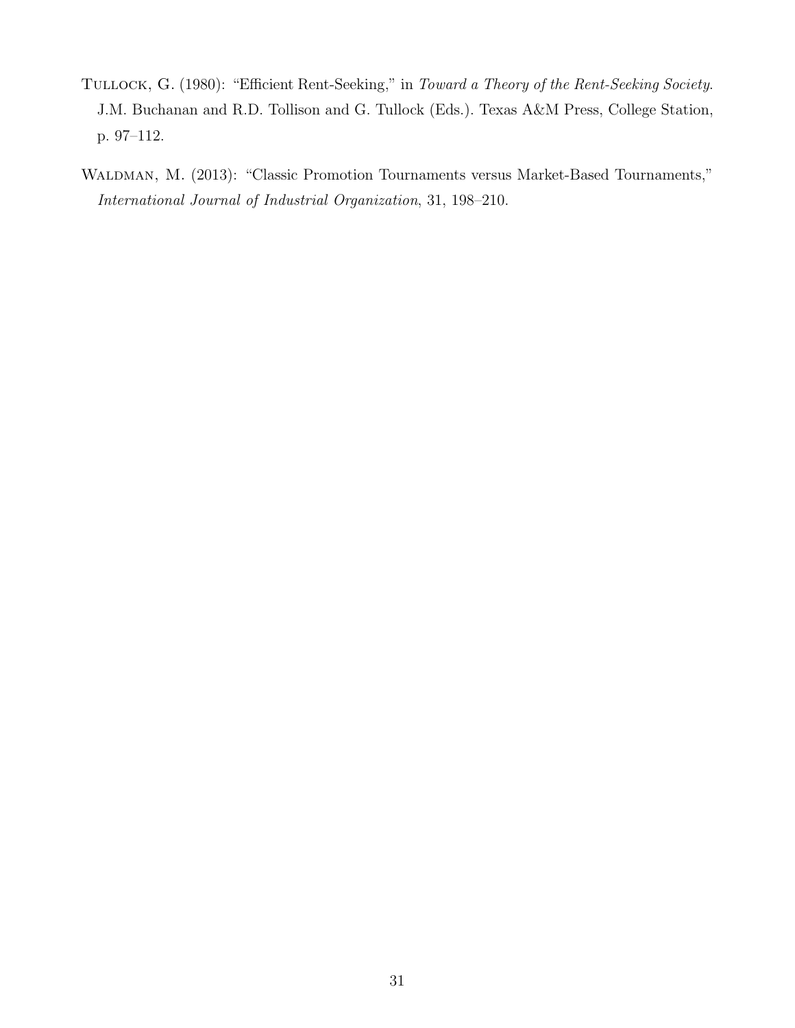Tullock, G. (1980): "Efficient Rent-Seeking," in *Toward a Theory of the Rent-Seeking Society*. J.M. Buchanan and R.D. Tollison and G. Tullock (Eds.). Texas A&M Press, College Station, p. 97–112.

Waldman, M. (2013): "Classic Promotion Tournaments versus Market-Based Tournaments," *International Journal of Industrial Organization*, 31, 198–210.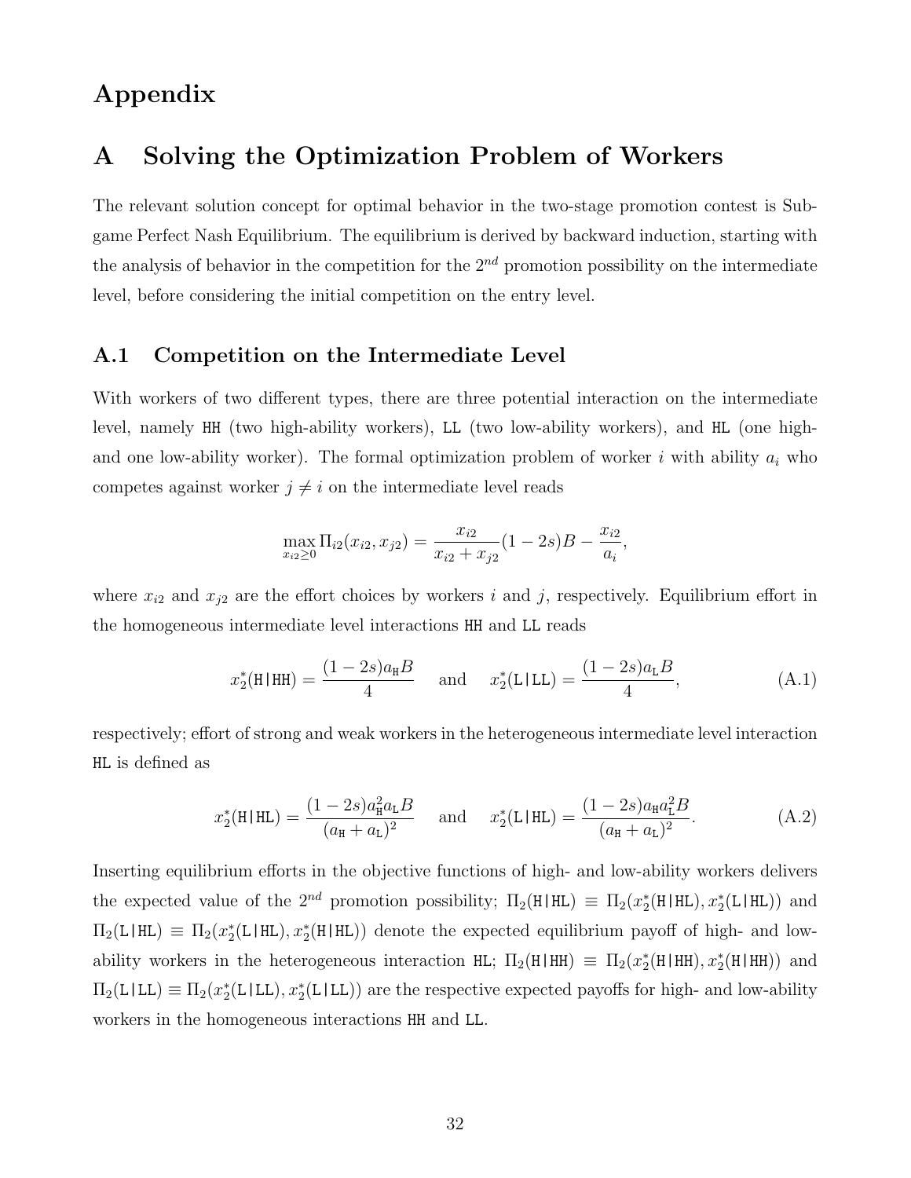# Appendix

## A Solving the Optimization Problem of Workers

The relevant solution concept for optimal behavior in the two-stage promotion contest is Subgame Perfect Nash Equilibrium. The equilibrium is derived by backward induction, starting with the analysis of behavior in the competition for the $2^{nd}$ promotion possibility on the intermediate level, before considering the initial competition on the entry level.

### A.1 Competition on the Intermediate Level

With workers of two different types, there are three potential interaction on the intermediate level, namely HH (two high-ability workers), LL (two low-ability workers), and HL (one high- and one low-ability worker). The formal optimization problem of worker $i$ with ability $a_i$ who competes against worker $j \neq i$ on the intermediate level reads

$$\max_{x_{i2} \geq 0} \Pi_{i2}(x_{i2}, x_{j2}) = \frac{x_{i2}}{x_{i2} + x_{j2}}(1-2s)B - \frac{x_{i2}}{a_i},$$

where $x_{i2}$ and $x_{j2}$ are the effort choices by workers $i$ and $j$, respectively. Equilibrium effort in the homogeneous intermediate level interactions HH and LL reads

$$x_2^*(\mathtt{H|HH}) = \frac{(1-2s)a_{\mathtt{H}}B}{4} \quad \text{and} \quad x_2^*(\mathtt{L|LL}) = \frac{(1-2s)a_{\mathtt{L}}B}{4}, \tag{A.1}$$

respectively; effort of strong and weak workers in the heterogeneous intermediate level interaction HL is defined as

$$x_2^*(\mathtt{H|HL}) = \frac{(1-2s)a_{\mathtt{H}}^2 a_{\mathtt{L}}B}{(a_{\mathtt{H}} + a_{\mathtt{L}})^2} \quad \text{and} \quad x_2^*(\mathtt{L|HL}) = \frac{(1-2s)a_{\mathtt{H}} a_{\mathtt{L}}^2 B}{(a_{\mathtt{H}} + a_{\mathtt{L}})^2}. \tag{A.2}$$

Inserting equilibrium efforts in the objective functions of high- and low-ability workers delivers the expected value of the $2^{nd}$ promotion possibility; $\Pi_2(\mathtt{H|HL}) \equiv \Pi_2(x_2^*(\mathtt{H|HL}), x_2^*(\mathtt{L|HL}))$ and $\Pi_2(\mathtt{L|HL}) \equiv \Pi_2(x_2^*(\mathtt{L|HL}), x_2^*(\mathtt{H|HL}))$ denote the expected equilibrium payoff of high- and low-ability workers in the heterogeneous interaction HL; $\Pi_2(\mathtt{H|HH}) \equiv \Pi_2(x_2^*(\mathtt{H|HH}), x_2^*(\mathtt{H|HH}))$ and $\Pi_2(\mathtt{L|LL}) \equiv \Pi_2(x_2^*(\mathtt{L|LL}), x_2^*(\mathtt{L|LL}))$ are the respective expected payoffs for high- and low-ability workers in the homogeneous interactions HH and LL.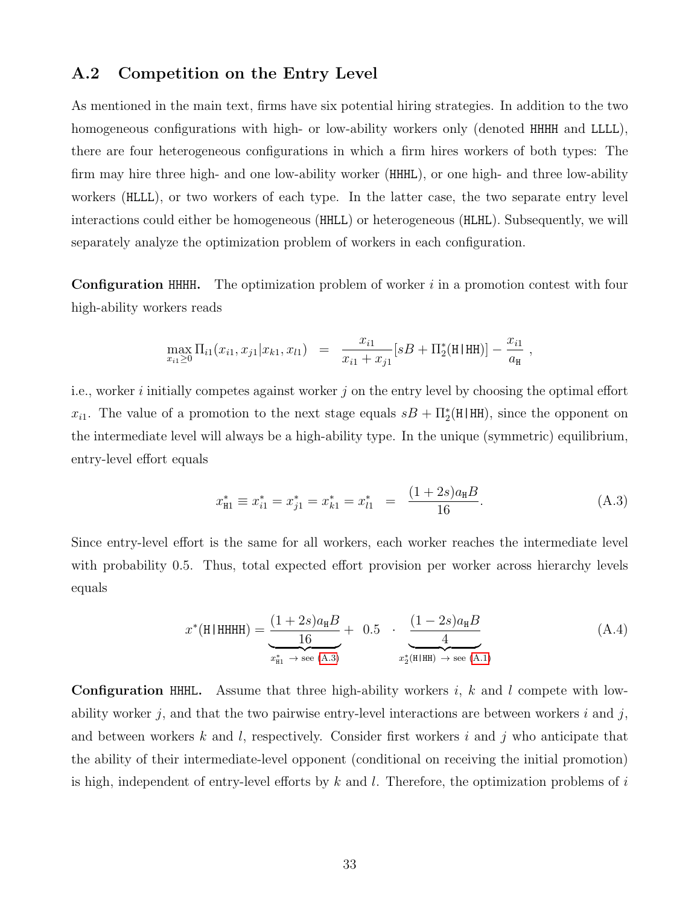## A.2 Competition on the Entry Level

As mentioned in the main text, firms have six potential hiring strategies. In addition to the two homogeneous configurations with high- or low-ability workers only (denoted HHHH and LLLL), there are four heterogeneous configurations in which a firm hires workers of both types: The firm may hire three high- and one low-ability worker (HHHL), or one high- and three low-ability workers (HLLL), or two workers of each type. In the latter case, the two separate entry level interactions could either be homogeneous (HHLL) or heterogeneous (HLHL). Subsequently, we will separately analyze the optimization problem of workers in each configuration.

**Configuration HHHH.** The optimization problem of worker $i$ in a promotion contest with four high-ability workers reads

$$\max_{x_{i1} \geq 0} \Pi_{i1}(x_{i1}, x_{j1} | x_{k1}, x_{l1}) \;\;=\;\; \frac{x_{i1}}{x_{i1}+x_{j1}}[sB + \Pi_2^*(\mathtt{H|HH})] - \frac{x_{i1}}{a_{\mathtt{H}}} \;,$$

i.e., worker $i$ initially competes against worker $j$ on the entry level by choosing the optimal effort $x_{i1}$. The value of a promotion to the next stage equals $sB + \Pi_2^*(\mathtt{H|HH})$, since the opponent on the intermediate level will always be a high-ability type. In the unique (symmetric) equilibrium, entry-level effort equals

$$x_{\mathtt{H}1}^* \equiv x_{i1}^* = x_{j1}^* = x_{k1}^* = x_{l1}^* \;\;=\;\; \frac{(1+2s)a_{\mathtt{H}}B}{16}. \tag{A.3}$$

Since entry-level effort is the same for all workers, each worker reaches the intermediate level with probability 0.5. Thus, total expected effort provision per worker across hierarchy levels equals

$$x^*(\mathtt{H|HHHH}) = \underbrace{\frac{(1+2s)a_{\mathtt{H}}B}{16}}_{x_{\mathtt{H}1}^* \;\to\; \text{see (A.3)}} + \;0.5 \;\;\cdot\;\; \underbrace{\frac{(1-2s)a_{\mathtt{H}}B}{4}}_{x_2^*(\mathtt{H|HH}) \;\to\; \text{see (A.1)}} \tag{A.4}$$

**Configuration HHHL.** Assume that three high-ability workers $i$, $k$ and $l$ compete with low-ability worker $j$, and that the two pairwise entry-level interactions are between workers $i$ and $j$, and between workers $k$ and $l$, respectively. Consider first workers $i$ and $j$ who anticipate that the ability of their intermediate-level opponent (conditional on receiving the initial promotion) is high, independent of entry-level efforts by $k$ and $l$. Therefore, the optimization problems of $i$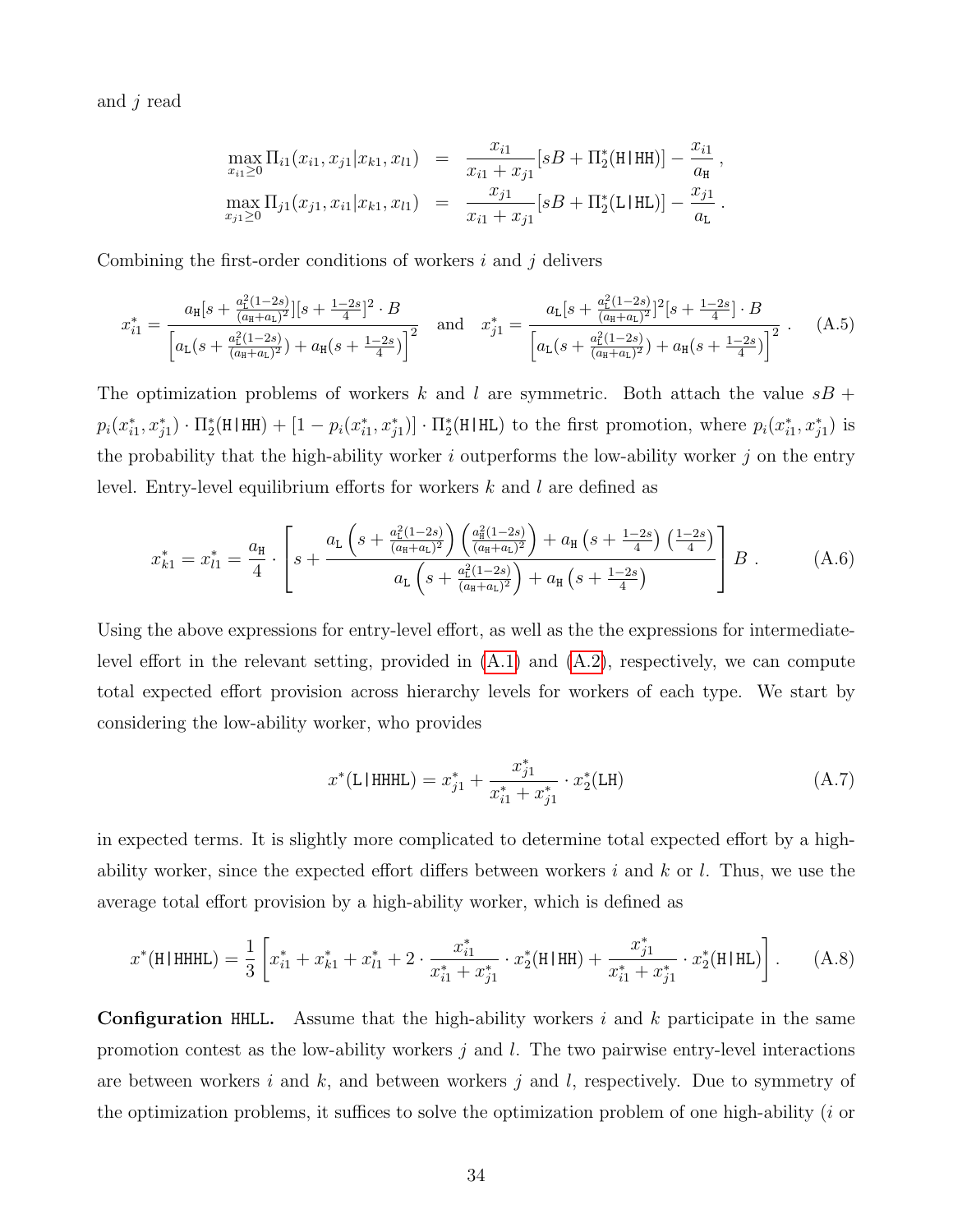and $j$ read

$$
\begin{aligned}
\max_{x_{i1}\geq 0} \Pi_{i1}(x_{i1}, x_{j1}|x_{k1}, x_{l1}) &= \frac{x_{i1}}{x_{i1}+x_{j1}}[sB + \Pi_2^*(\mathtt{H|HH})] - \frac{x_{i1}}{a_{\mathtt{H}}} \,, \\
\max_{x_{j1}\geq 0} \Pi_{j1}(x_{j1}, x_{i1}|x_{k1}, x_{l1}) &= \frac{x_{j1}}{x_{i1}+x_{j1}}[sB + \Pi_2^*(\mathtt{L|HL})] - \frac{x_{j1}}{a_{\mathtt{L}}} \,.
\end{aligned}
$$

Combining the first-order conditions of workers $i$ and $j$ delivers

$$
x_{i1}^* = \frac{a_{\mathtt{H}}[s + \frac{a_{\mathtt{L}}^2(1-2s)}{(a_{\mathtt{H}}+a_{\mathtt{L}})^2}][s+\frac{1-2s}{4}]^2 \cdot B}{\left[a_{\mathtt{L}}(s+\frac{a_{\mathtt{L}}^2(1-2s)}{(a_{\mathtt{H}}+a_{\mathtt{L}})^2}) + a_{\mathtt{H}}(s+\frac{1-2s}{4})\right]^2} \quad \text{and} \quad x_{j1}^* = \frac{a_{\mathtt{L}}[s + \frac{a_{\mathtt{L}}^2(1-2s)}{(a_{\mathtt{H}}+a_{\mathtt{L}})^2}]^2[s+\frac{1-2s}{4}] \cdot B}{\left[a_{\mathtt{L}}(s+\frac{a_{\mathtt{L}}^2(1-2s)}{(a_{\mathtt{H}}+a_{\mathtt{L}})^2}) + a_{\mathtt{H}}(s+\frac{1-2s}{4})\right]^2} \,. \tag{A.5}
$$

The optimization problems of workers $k$ and $l$ are symmetric. Both attach the value $sB + p_i(x_{i1}^*, x_{j1}^*) \cdot \Pi_2^*(\mathtt{H|HH}) + [1 - p_i(x_{i1}^*, x_{j1}^*)] \cdot \Pi_2^*(\mathtt{H|HL})$ to the first promotion, where $p_i(x_{i1}^*, x_{j1}^*)$ is the probability that the high-ability worker $i$ outperforms the low-ability worker $j$ on the entry level. Entry-level equilibrium efforts for workers $k$ and $l$ are defined as

$$
x_{k1}^* = x_{l1}^* = \frac{a_{\mathtt{H}}}{4} \cdot \left[ s + \frac{a_{\mathtt{L}}\left(s + \frac{a_{\mathtt{L}}^2(1-2s)}{(a_{\mathtt{H}}+a_{\mathtt{L}})^2}\right)\left(\frac{a_{\mathtt{H}}^2(1-2s)}{(a_{\mathtt{H}}+a_{\mathtt{L}})^2}\right) + a_{\mathtt{H}}\left(s+\frac{1-2s}{4}\right)\left(\frac{1-2s}{4}\right)}{a_{\mathtt{L}}\left(s + \frac{a_{\mathtt{L}}^2(1-2s)}{(a_{\mathtt{H}}+a_{\mathtt{L}})^2}\right) + a_{\mathtt{H}}\left(s+\frac{1-2s}{4}\right)} \right] B \,. \tag{A.6}
$$

Using the above expressions for entry-level effort, as well as the the expressions for intermediate-level effort in the relevant setting, provided in (A.1) and (A.2), respectively, we can compute total expected effort provision across hierarchy levels for workers of each type. We start by considering the low-ability worker, who provides

$$
x^*(\mathtt{L|HHHL}) = x_{j1}^* + \frac{x_{j1}^*}{x_{i1}^*+x_{j1}^*} \cdot x_2^*(\mathtt{LH}) \tag{A.7}
$$

in expected terms. It is slightly more complicated to determine total expected effort by a high-ability worker, since the expected effort differs between workers $i$ and $k$ or $l$. Thus, we use the average total effort provision by a high-ability worker, which is defined as

$$
x^*(\mathtt{H|HHHL}) = \frac{1}{3}\left[ x_{i1}^* + x_{k1}^* + x_{l1}^* + 2 \cdot \frac{x_{i1}^*}{x_{i1}^*+x_{j1}^*} \cdot x_2^*(\mathtt{H|HH}) + \frac{x_{j1}^*}{x_{i1}^*+x_{j1}^*} \cdot x_2^*(\mathtt{H|HL}) \right]. \tag{A.8}
$$

**Configuration HHLL.** Assume that the high-ability workers $i$ and $k$ participate in the same promotion contest as the low-ability workers $j$ and $l$. The two pairwise entry-level interactions are between workers $i$ and $k$, and between workers $j$ and $l$, respectively. Due to symmetry of the optimization problems, it suffices to solve the optimization problem of one high-ability ($i$ or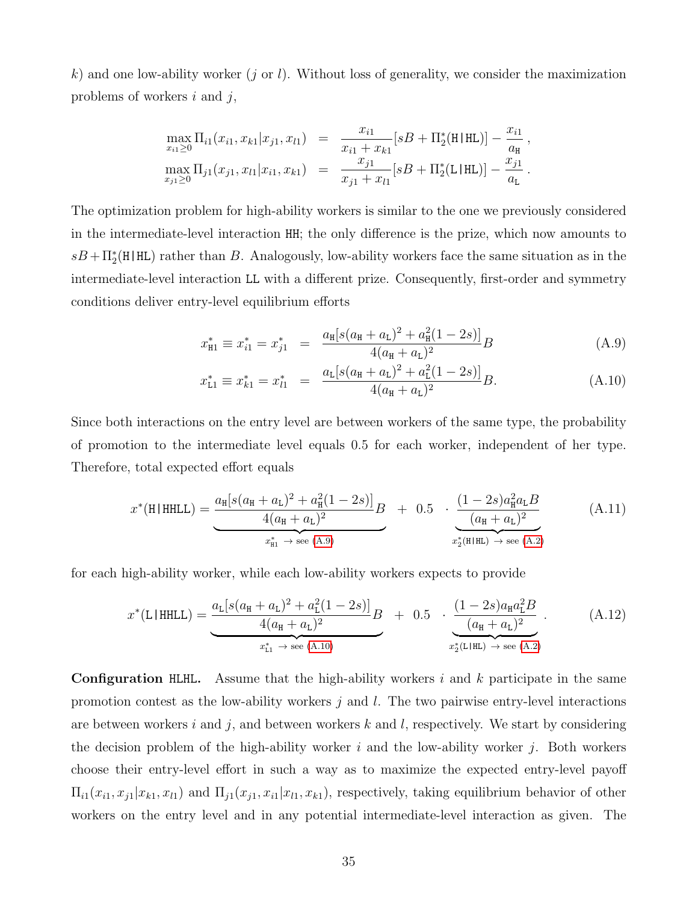$k$) and one low-ability worker ($j$ or $l$). Without loss of generality, we consider the maximization problems of workers $i$ and $j$,

$$\max_{x_{i1}\geq 0} \Pi_{i1}(x_{i1}, x_{k1}|x_{j1}, x_{l1}) = \frac{x_{i1}}{x_{i1}+x_{k1}}[sB + \Pi_2^*(\texttt{H|HL})] - \frac{x_{i1}}{a_{\texttt{H}}},$$
$$\max_{x_{j1}\geq 0} \Pi_{j1}(x_{j1}, x_{l1}|x_{i1}, x_{k1}) = \frac{x_{j1}}{x_{j1}+x_{l1}}[sB + \Pi_2^*(\texttt{L|HL})] - \frac{x_{j1}}{a_{\texttt{L}}}.$$

The optimization problem for high-ability workers is similar to the one we previously considered in the intermediate-level interaction HH; the only difference is the prize, which now amounts to $sB + \Pi_2^*(\texttt{H|HL})$ rather than $B$. Analogously, low-ability workers face the same situation as in the intermediate-level interaction LL with a different prize. Consequently, first-order and symmetry conditions deliver entry-level equilibrium efforts

$$x_{\texttt{H}1}^* \equiv x_{i1}^* = x_{j1}^* = \frac{a_{\texttt{H}}[s(a_{\texttt{H}}+a_{\texttt{L}})^2 + a_{\texttt{H}}^2(1-2s)]}{4(a_{\texttt{H}}+a_{\texttt{L}})^2}B \tag{A.9}$$

$$x_{\texttt{L}1}^* \equiv x_{k1}^* = x_{l1}^* = \frac{a_{\texttt{L}}[s(a_{\texttt{H}}+a_{\texttt{L}})^2 + a_{\texttt{L}}^2(1-2s)]}{4(a_{\texttt{H}}+a_{\texttt{L}})^2}B. \tag{A.10}$$

Since both interactions on the entry level are between workers of the same type, the probability of promotion to the intermediate level equals 0.5 for each worker, independent of her type. Therefore, total expected effort equals

$$x^*(\texttt{H|HHLL}) = \underbrace{\frac{a_{\texttt{H}}[s(a_{\texttt{H}}+a_{\texttt{L}})^2 + a_{\texttt{H}}^2(1-2s)]}{4(a_{\texttt{H}}+a_{\texttt{L}})^2}B}_{x_{\texttt{H}1}^* \ \to \text{ see (A.9)}} + 0.5 \cdot \underbrace{\frac{(1-2s)a_{\texttt{H}}^2 a_{\texttt{L}} B}{(a_{\texttt{H}}+a_{\texttt{L}})^2}}_{x_2^*(\texttt{H|HL}) \ \to \text{ see (A.2)}} \tag{A.11}$$

for each high-ability worker, while each low-ability workers expects to provide

$$x^*(\texttt{L|HHLL}) = \underbrace{\frac{a_{\texttt{L}}[s(a_{\texttt{H}}+a_{\texttt{L}})^2 + a_{\texttt{L}}^2(1-2s)]}{4(a_{\texttt{H}}+a_{\texttt{L}})^2}B}_{x_{\texttt{L}1}^* \ \to \text{ see (A.10)}} + 0.5 \cdot \underbrace{\frac{(1-2s)a_{\texttt{H}} a_{\texttt{L}}^2 B}{(a_{\texttt{H}}+a_{\texttt{L}})^2}}_{x_2^*(\texttt{L|HL}) \ \to \text{ see (A.2)}}. \tag{A.12}$$

**Configuration HLHL.** Assume that the high-ability workers $i$ and $k$ participate in the same promotion contest as the low-ability workers $j$ and $l$. The two pairwise entry-level interactions are between workers $i$ and $j$, and between workers $k$ and $l$, respectively. We start by considering the decision problem of the high-ability worker $i$ and the low-ability worker $j$. Both workers choose their entry-level effort in such a way as to maximize the expected entry-level payoff $\Pi_{i1}(x_{i1}, x_{j1}|x_{k1}, x_{l1})$ and $\Pi_{j1}(x_{j1}, x_{i1}|x_{l1}, x_{k1})$, respectively, taking equilibrium behavior of other workers on the entry level and in any potential intermediate-level interaction as given. The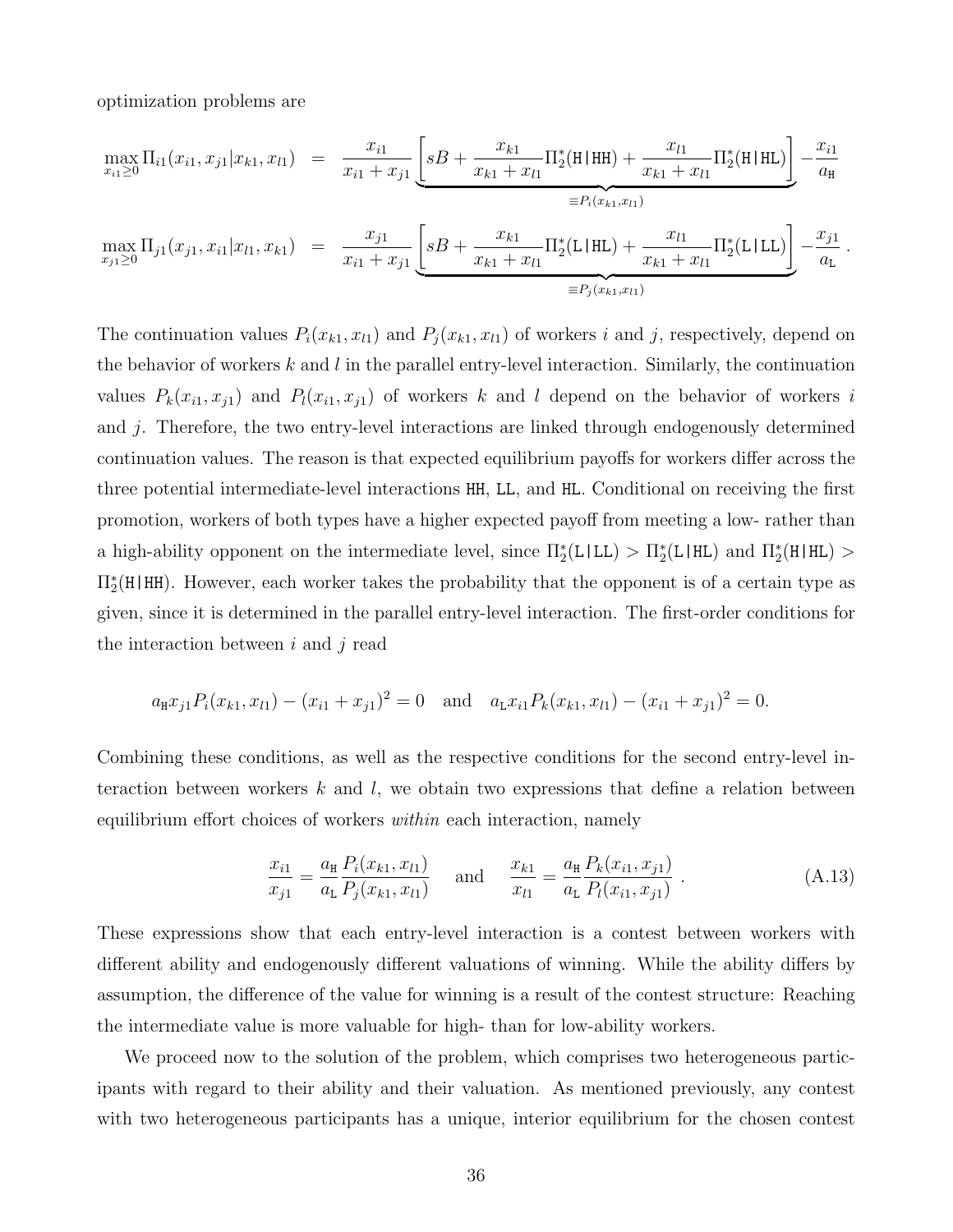optimization problems are

$$
\begin{aligned}
\max_{x_{i1}\geq 0} \Pi_{i1}(x_{i1}, x_{j1}|x_{k1}, x_{l1}) &= \frac{x_{i1}}{x_{i1}+x_{j1}} \underbrace{\left[ sB + \frac{x_{k1}}{x_{k1}+x_{l1}} \Pi_2^*(\texttt{H|HH}) + \frac{x_{l1}}{x_{k1}+x_{l1}} \Pi_2^*(\texttt{H|HL}) \right]}_{\equiv P_i(x_{k1},x_{l1})} - \frac{x_{i1}}{a_{\texttt{H}}} \\
\max_{x_{j1}\geq 0} \Pi_{j1}(x_{j1}, x_{i1}|x_{l1}, x_{k1}) &= \frac{x_{j1}}{x_{i1}+x_{j1}} \underbrace{\left[ sB + \frac{x_{k1}}{x_{k1}+x_{l1}} \Pi_2^*(\texttt{L|HL}) + \frac{x_{l1}}{x_{k1}+x_{l1}} \Pi_2^*(\texttt{L|LL}) \right]}_{\equiv P_j(x_{k1},x_{l1})} - \frac{x_{j1}}{a_{\texttt{L}}} \, .
\end{aligned}
$$

The continuation values $P_i(x_{k1}, x_{l1})$ and $P_j(x_{k1}, x_{l1})$ of workers $i$ and $j$, respectively, depend on the behavior of workers $k$ and $l$ in the parallel entry-level interaction. Similarly, the continuation values $P_k(x_{i1}, x_{j1})$ and $P_l(x_{i1}, x_{j1})$ of workers $k$ and $l$ depend on the behavior of workers $i$ and $j$. Therefore, the two entry-level interactions are linked through endogenously determined continuation values. The reason is that expected equilibrium payoffs for workers differ across the three potential intermediate-level interactions HH, LL, and HL. Conditional on receiving the first promotion, workers of both types have a higher expected payoff from meeting a low- rather than a high-ability opponent on the intermediate level, since $\Pi_2^*(\texttt{L|LL}) > \Pi_2^*(\texttt{L|HL})$ and $\Pi_2^*(\texttt{H|HL}) > \Pi_2^*(\texttt{H|HH})$. However, each worker takes the probability that the opponent is of a certain type as given, since it is determined in the parallel entry-level interaction. The first-order conditions for the interaction between $i$ and $j$ read

$$
a_{\texttt{H}} x_{j1} P_i(x_{k1}, x_{l1}) - (x_{i1}+x_{j1})^2 = 0 \quad \text{and} \quad a_{\texttt{L}} x_{i1} P_k(x_{k1}, x_{l1}) - (x_{i1}+x_{j1})^2 = 0.
$$

Combining these conditions, as well as the respective conditions for the second entry-level interaction between workers $k$ and $l$, we obtain two expressions that define a relation between equilibrium effort choices of workers *within* each interaction, namely

$$
\frac{x_{i1}}{x_{j1}} = \frac{a_{\texttt{H}}}{a_{\texttt{L}}} \frac{P_i(x_{k1}, x_{l1})}{P_j(x_{k1}, x_{l1})} \quad \text{and} \quad \frac{x_{k1}}{x_{l1}} = \frac{a_{\texttt{H}}}{a_{\texttt{L}}} \frac{P_k(x_{i1}, x_{j1})}{P_l(x_{i1}, x_{j1})} \, . \tag{A.13}
$$

These expressions show that each entry-level interaction is a contest between workers with different ability and endogenously different valuations of winning. While the ability differs by assumption, the difference of the value for winning is a result of the contest structure: Reaching the intermediate value is more valuable for high- than for low-ability workers.

We proceed now to the solution of the problem, which comprises two heterogeneous participants with regard to their ability and their valuation. As mentioned previously, any contest with two heterogeneous participants has a unique, interior equilibrium for the chosen contest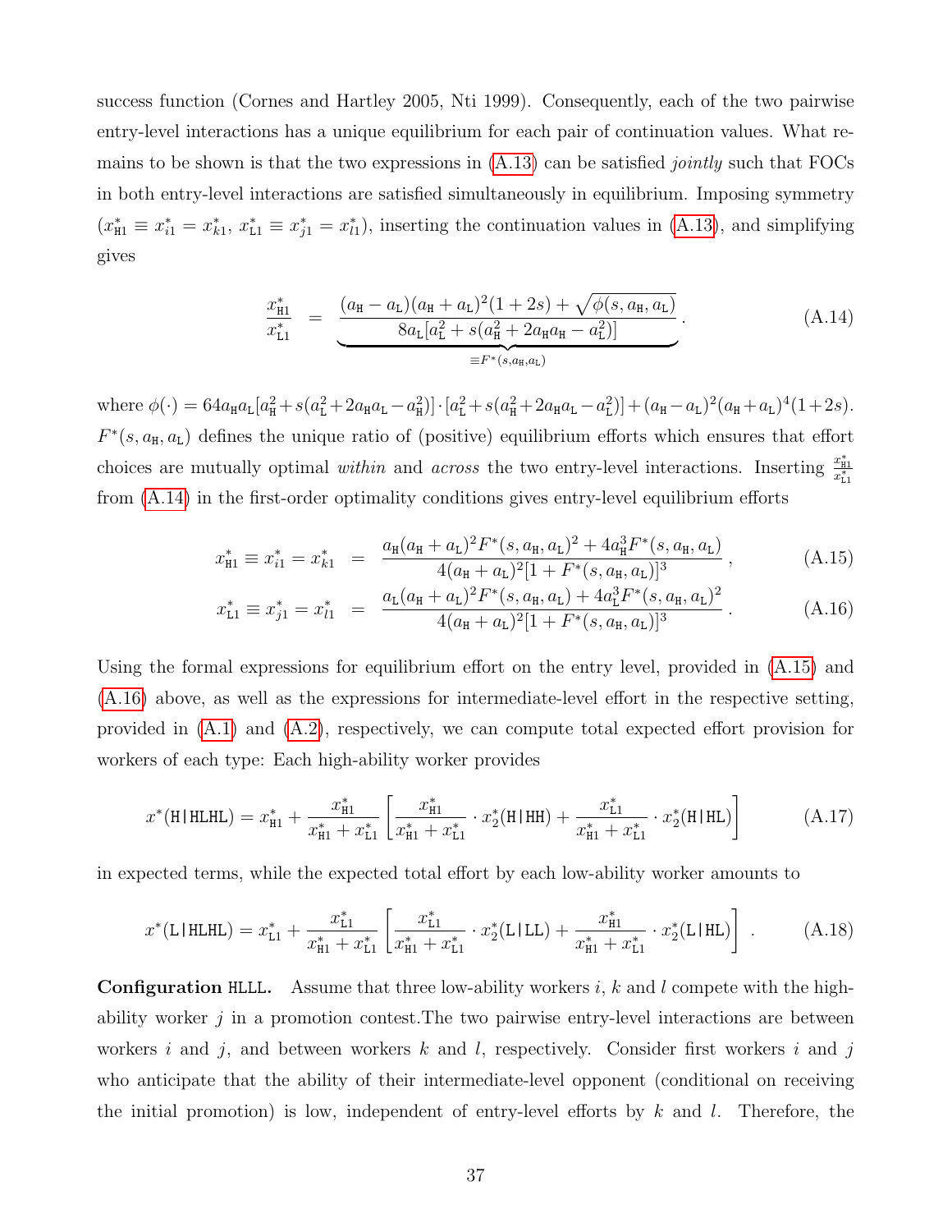success function (Cornes and Hartley 2005, Nti 1999). Consequently, each of the two pairwise entry-level interactions has a unique equilibrium for each pair of continuation values. What remains to be shown is that the two expressions in (A.13) can be satisfied *jointly* such that FOCs in both entry-level interactions are satisfied simultaneously in equilibrium. Imposing symmetry ($x^*_{\mathtt{H}1} \equiv x^*_{i1} = x^*_{k1}$, $x^*_{\mathtt{L}1} \equiv x^*_{j1} = x^*_{l1}$), inserting the continuation values in (A.13), and simplifying gives

$$\frac{x^*_{\mathtt{H}1}}{x^*_{\mathtt{L}1}} \;=\; \underbrace{\frac{(a_{\mathtt{H}} - a_{\mathtt{L}})(a_{\mathtt{H}} + a_{\mathtt{L}})^2(1+2s) + \sqrt{\phi(s, a_{\mathtt{H}}, a_{\mathtt{L}})}}{8a_{\mathtt{L}}[a_{\mathtt{L}}^2 + s(a_{\mathtt{H}}^2 + 2a_{\mathtt{H}}a_{\mathtt{H}} - a_{\mathtt{L}}^2)]}}_{\equiv F^*(s, a_{\mathtt{H}}, a_{\mathtt{L}})}. \tag{A.14}$$

where $\phi(\cdot) = 64a_{\mathtt{H}}a_{\mathtt{L}}[a_{\mathtt{H}}^2 + s(a_{\mathtt{L}}^2 + 2a_{\mathtt{H}}a_{\mathtt{L}} - a_{\mathtt{H}}^2)] \cdot [a_{\mathtt{L}}^2 + s(a_{\mathtt{H}}^2 + 2a_{\mathtt{H}}a_{\mathtt{L}} - a_{\mathtt{L}}^2)] + (a_{\mathtt{H}} - a_{\mathtt{L}})^2(a_{\mathtt{H}} + a_{\mathtt{L}})^4(1+2s)$. $F^*(s, a_{\mathtt{H}}, a_{\mathtt{L}})$ defines the unique ratio of (positive) equilibrium efforts which ensures that effort choices are mutually optimal *within* and *across* the two entry-level interactions. Inserting $\frac{x^*_{\mathtt{H}1}}{x^*_{\mathtt{L}1}}$ from (A.14) in the first-order optimality conditions gives entry-level equilibrium efforts

$$x^*_{\mathtt{H}1} \equiv x^*_{i1} = x^*_{k1} \;=\; \frac{a_{\mathtt{H}}(a_{\mathtt{H}} + a_{\mathtt{L}})^2 F^*(s, a_{\mathtt{H}}, a_{\mathtt{L}})^2 + 4a_{\mathtt{H}}^3 F^*(s, a_{\mathtt{H}}, a_{\mathtt{L}})}{4(a_{\mathtt{H}} + a_{\mathtt{L}})^2[1 + F^*(s, a_{\mathtt{H}}, a_{\mathtt{L}})]^3}, \tag{A.15}$$

$$x^*_{\mathtt{L}1} \equiv x^*_{j1} = x^*_{l1} \;=\; \frac{a_{\mathtt{L}}(a_{\mathtt{H}} + a_{\mathtt{L}})^2 F^*(s, a_{\mathtt{H}}, a_{\mathtt{L}}) + 4a_{\mathtt{L}}^3 F^*(s, a_{\mathtt{H}}, a_{\mathtt{L}})^2}{4(a_{\mathtt{H}} + a_{\mathtt{L}})^2[1 + F^*(s, a_{\mathtt{H}}, a_{\mathtt{L}})]^3}. \tag{A.16}$$

Using the formal expressions for equilibrium effort on the entry level, provided in (A.15) and (A.16) above, as well as the expressions for intermediate-level effort in the respective setting, provided in (A.1) and (A.2), respectively, we can compute total expected effort provision for workers of each type: Each high-ability worker provides

$$x^*(\mathtt{H|HLHL}) = x^*_{\mathtt{H}1} + \frac{x^*_{\mathtt{H}1}}{x^*_{\mathtt{H}1} + x^*_{\mathtt{L}1}} \left[ \frac{x^*_{\mathtt{H}1}}{x^*_{\mathtt{H}1} + x^*_{\mathtt{L}1}} \cdot x^*_2(\mathtt{H|HH}) + \frac{x^*_{\mathtt{L}1}}{x^*_{\mathtt{H}1} + x^*_{\mathtt{L}1}} \cdot x^*_2(\mathtt{H|HL}) \right] \tag{A.17}$$

in expected terms, while the expected total effort by each low-ability worker amounts to

$$x^*(\mathtt{L|HLHL}) = x^*_{\mathtt{L}1} + \frac{x^*_{\mathtt{L}1}}{x^*_{\mathtt{H}1} + x^*_{\mathtt{L}1}} \left[ \frac{x^*_{\mathtt{L}1}}{x^*_{\mathtt{H}1} + x^*_{\mathtt{L}1}} \cdot x^*_2(\mathtt{L|LL}) + \frac{x^*_{\mathtt{H}1}}{x^*_{\mathtt{H}1} + x^*_{\mathtt{L}1}} \cdot x^*_2(\mathtt{L|HL}) \right]. \tag{A.18}$$

**Configuration HLLL.** Assume that three low-ability workers $i$, $k$ and $l$ compete with the high-ability worker $j$ in a promotion contest.The two pairwise entry-level interactions are between workers $i$ and $j$, and between workers $k$ and $l$, respectively. Consider first workers $i$ and $j$ who anticipate that the ability of their intermediate-level opponent (conditional on receiving the initial promotion) is low, independent of entry-level efforts by $k$ and $l$. Therefore, the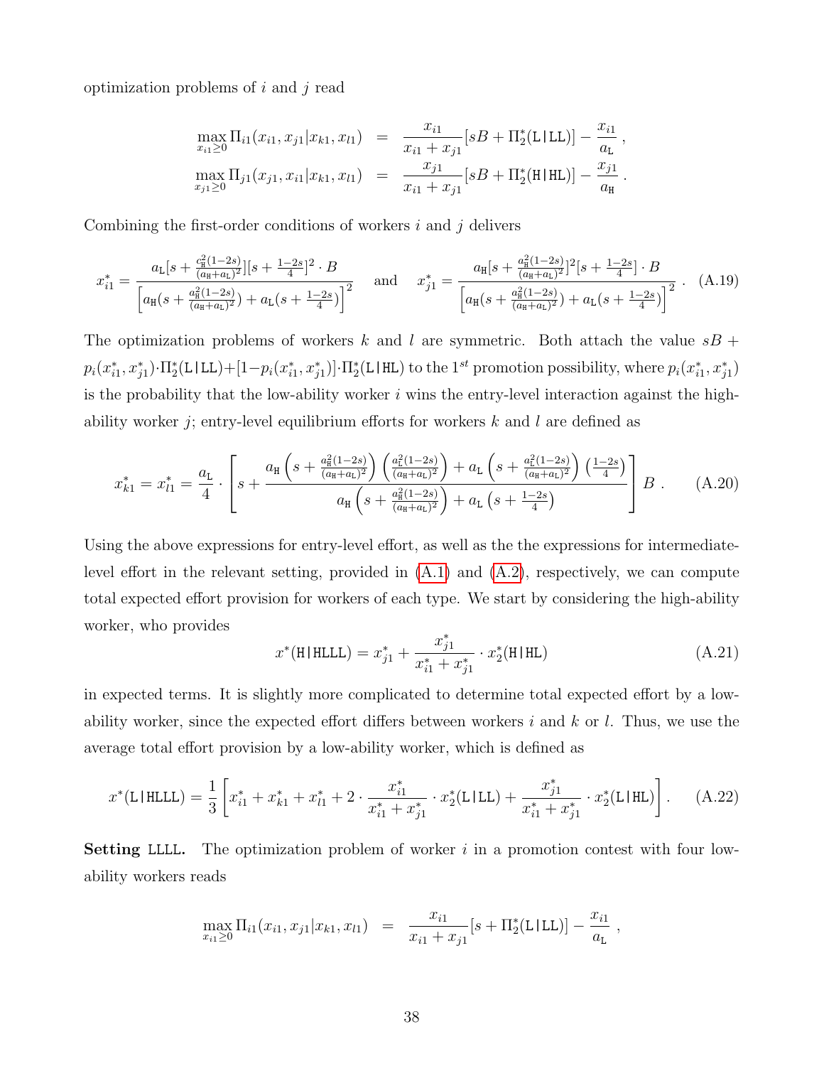optimization problems of $i$ and $j$ read

$$
\begin{aligned}
\max_{x_{i1}\geq 0} \Pi_{i1}(x_{i1}, x_{j1}|x_{k1}, x_{l1}) &= \frac{x_{i1}}{x_{i1}+x_{j1}}[sB + \Pi_2^*(\mathtt{L|LL})] - \frac{x_{i1}}{a_\mathtt{L}} \,, \\
\max_{x_{j1}\geq 0} \Pi_{j1}(x_{j1}, x_{i1}|x_{k1}, x_{l1}) &= \frac{x_{j1}}{x_{i1}+x_{j1}}[sB + \Pi_2^*(\mathtt{H|HL})] - \frac{x_{j1}}{a_\mathtt{H}} \,.
\end{aligned}
$$

Combining the first-order conditions of workers $i$ and $j$ delivers

$$
x_{i1}^* = \frac{a_\mathtt{L}[s+\frac{c_\mathtt{H}^2(1-2s)}{(a_\mathtt{H}+a_\mathtt{L})^2}][s+\frac{1-2s}{4}]^2 \cdot B}{\left[a_\mathtt{H}(s+\frac{a_\mathtt{H}^2(1-2s)}{(a_\mathtt{H}+a_\mathtt{L})^2}) + a_\mathtt{L}(s+\frac{1-2s}{4})\right]^2} \quad \text{and} \quad x_{j1}^* = \frac{a_\mathtt{H}[s+\frac{a_\mathtt{H}^2(1-2s)}{(a_\mathtt{H}+a_\mathtt{L})^2}]^2[s+\frac{1-2s}{4}] \cdot B}{\left[a_\mathtt{H}(s+\frac{a_\mathtt{H}^2(1-2s)}{(a_\mathtt{H}+a_\mathtt{L})^2}) + a_\mathtt{L}(s+\frac{1-2s}{4})\right]^2} \,. \quad \text{(A.19)}
$$

The optimization problems of workers $k$ and $l$ are symmetric. Both attach the value $sB + p_i(x_{i1}^*, x_{j1}^*) \cdot \Pi_2^*(\mathtt{L|LL}) + [1-p_i(x_{i1}^*, x_{j1}^*)] \cdot \Pi_2^*(\mathtt{L|HL})$ to the $1^{st}$ promotion possibility, where $p_i(x_{i1}^*, x_{j1}^*)$ is the probability that the low-ability worker $i$ wins the entry-level interaction against the high-ability worker $j$; entry-level equilibrium efforts for workers $k$ and $l$ are defined as

$$
x_{k1}^* = x_{l1}^* = \frac{a_\mathtt{L}}{4} \cdot \left[ s + \frac{a_\mathtt{H}\left(s+\frac{a_\mathtt{H}^2(1-2s)}{(a_\mathtt{H}+a_\mathtt{L})^2}\right)\left(\frac{a_\mathtt{L}^2(1-2s)}{(a_\mathtt{H}+a_\mathtt{L})^2}\right) + a_\mathtt{L}\left(s+\frac{a_\mathtt{L}^2(1-2s)}{(a_\mathtt{H}+a_\mathtt{L})^2}\right)\left(\frac{1-2s}{4}\right)}{a_\mathtt{H}\left(s+\frac{a_\mathtt{H}^2(1-2s)}{(a_\mathtt{H}+a_\mathtt{L})^2}\right) + a_\mathtt{L}\left(s+\frac{1-2s}{4}\right)} \right] B \,. \qquad \text{(A.20)}
$$

Using the above expressions for entry-level effort, as well as the the expressions for intermediate-level effort in the relevant setting, provided in (A.1) and (A.2), respectively, we can compute total expected effort provision for workers of each type. We start by considering the high-ability worker, who provides

$$
x^*(\mathtt{H|HLLL}) = x_{j1}^* + \frac{x_{j1}^*}{x_{i1}^*+x_{j1}^*} \cdot x_2^*(\mathtt{H|HL}) \qquad \text{(A.21)}
$$

in expected terms. It is slightly more complicated to determine total expected effort by a low-ability worker, since the expected effort differs between workers $i$ and $k$ or $l$. Thus, we use the average total effort provision by a low-ability worker, which is defined as

$$
x^*(\mathtt{L|HLLL}) = \frac{1}{3}\left[x_{i1}^* + x_{k1}^* + x_{l1}^* + 2 \cdot \frac{x_{i1}^*}{x_{i1}^*+x_{j1}^*} \cdot x_2^*(\mathtt{L|LL}) + \frac{x_{j1}^*}{x_{i1}^*+x_{j1}^*} \cdot x_2^*(\mathtt{L|HL})\right]. \qquad \text{(A.22)}
$$

**Setting LLLL.** The optimization problem of worker $i$ in a promotion contest with four low-ability workers reads

$$
\max_{x_{i1}\geq 0} \Pi_{i1}(x_{i1}, x_{j1}|x_{k1}, x_{l1}) = \frac{x_{i1}}{x_{i1}+x_{j1}}[s + \Pi_2^*(\mathtt{L|LL})] - \frac{x_{i1}}{a_\mathtt{L}} \,,
$$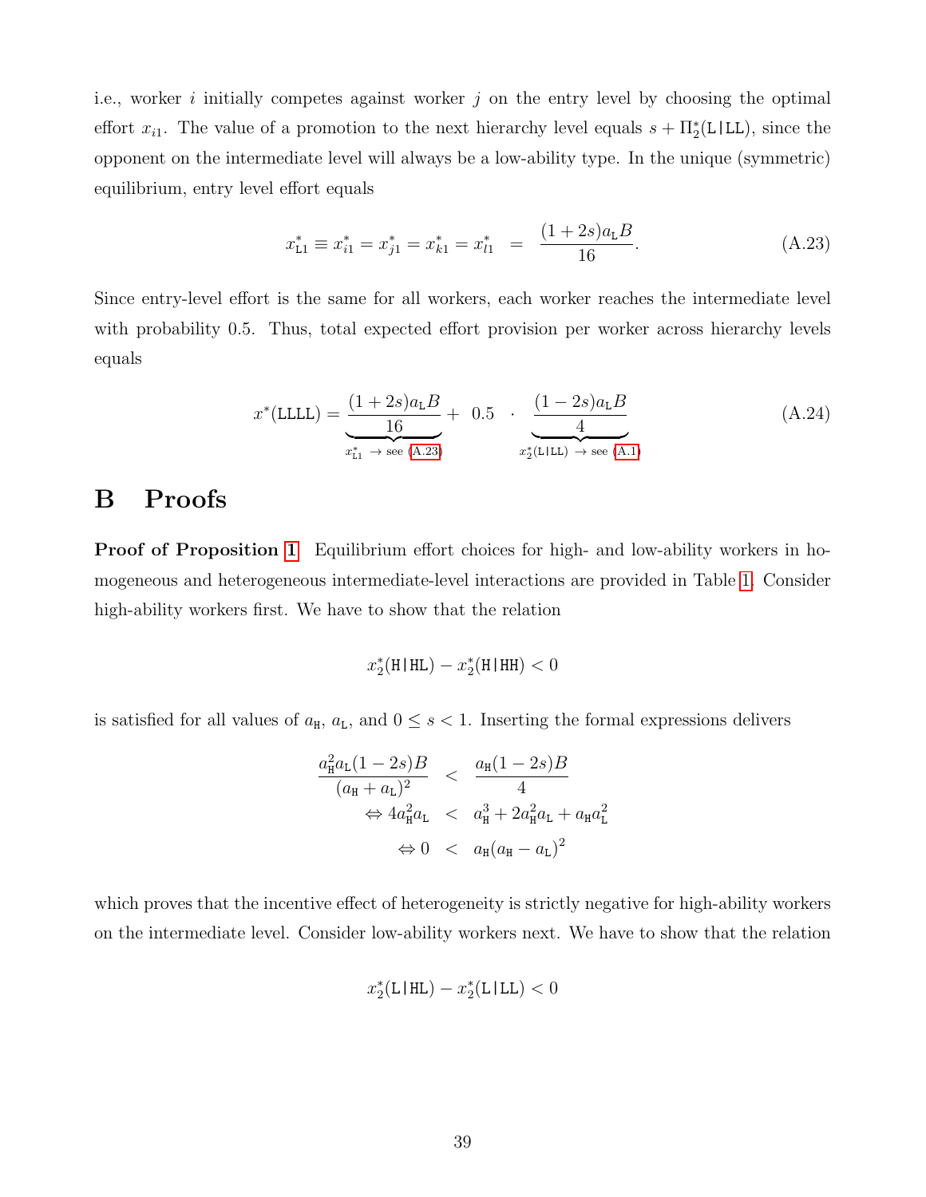i.e., worker $i$ initially competes against worker $j$ on the entry level by choosing the optimal effort $x_{i1}$. The value of a promotion to the next hierarchy level equals $s + \Pi_2^*(\mathtt{L|LL})$, since the opponent on the intermediate level will always be a low-ability type. In the unique (symmetric) equilibrium, entry level effort equals

$$x_{\mathtt{L}1}^* \equiv x_{i1}^* = x_{j1}^* = x_{k1}^* = x_{l1}^* \;\; = \;\; \frac{(1+2s)a_{\mathtt{L}}B}{16}. \tag{A.23}$$

Since entry-level effort is the same for all workers, each worker reaches the intermediate level with probability 0.5. Thus, total expected effort provision per worker across hierarchy levels equals

$$x^*(\mathtt{LLLL}) = \underbrace{\frac{(1+2s)a_{\mathtt{L}}B}{16}}_{x_{\mathtt{L}1}^* \;\to\; \text{see (A.23)}} + \;\; 0.5 \;\; \cdot \;\; \underbrace{\frac{(1-2s)a_{\mathtt{L}}B}{4}}_{x_2^*(\mathtt{L|LL}) \;\to\; \text{see (A.1)}} \tag{A.24}$$

# B Proofs

**Proof of Proposition 1** Equilibrium effort choices for high- and low-ability workers in homogeneous and heterogeneous intermediate-level interactions are provided in Table 1. Consider high-ability workers first. We have to show that the relation

$$x_2^*(\mathtt{H|HL}) - x_2^*(\mathtt{H|HH}) < 0$$

is satisfied for all values of $a_{\mathtt{H}}$, $a_{\mathtt{L}}$, and $0 \leq s < 1$. Inserting the formal expressions delivers

$$\begin{aligned}
\frac{a_{\mathtt{H}}^2 a_{\mathtt{L}}(1-2s)B}{(a_{\mathtt{H}}+a_{\mathtt{L}})^2} \;\; &< \;\; \frac{a_{\mathtt{H}}(1-2s)B}{4} \\
\Leftrightarrow 4a_{\mathtt{H}}^2 a_{\mathtt{L}} \;\; &< \;\; a_{\mathtt{H}}^3 + 2a_{\mathtt{H}}^2 a_{\mathtt{L}} + a_{\mathtt{H}} a_{\mathtt{L}}^2 \\
\Leftrightarrow 0 \;\; &< \;\; a_{\mathtt{H}}(a_{\mathtt{H}} - a_{\mathtt{L}})^2
\end{aligned}$$

which proves that the incentive effect of heterogeneity is strictly negative for high-ability workers on the intermediate level. Consider low-ability workers next. We have to show that the relation

$$x_2^*(\mathtt{L|HL}) - x_2^*(\mathtt{L|LL}) < 0$$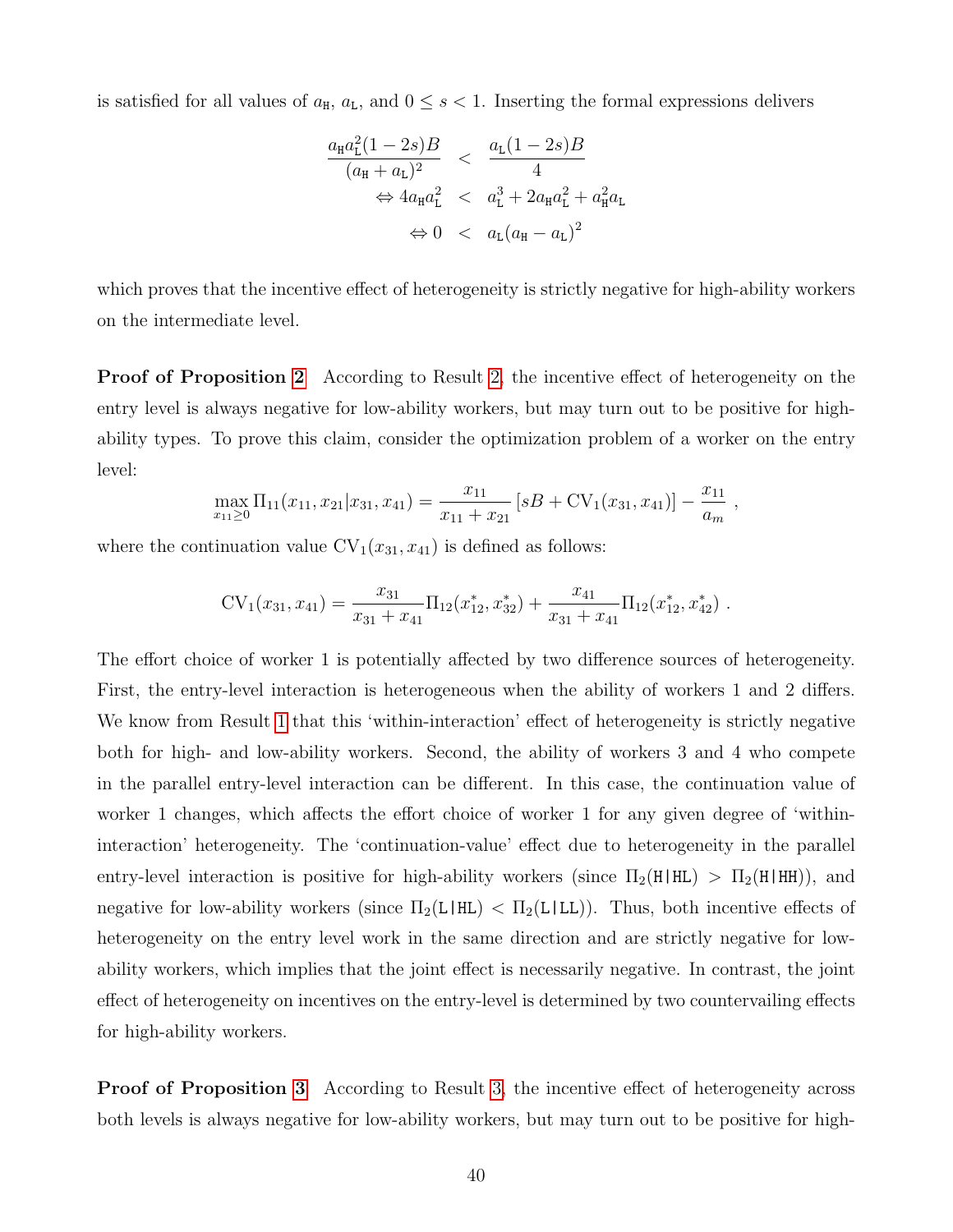is satisfied for all values of $a_{\mathtt{H}}$, $a_{\mathtt{L}}$, and $0 \leq s < 1$. Inserting the formal expressions delivers

$$
\begin{aligned}
\frac{a_{\mathtt{H}} a_{\mathtt{L}}^2 (1-2s) B}{(a_{\mathtt{H}} + a_{\mathtt{L}})^2} &< \frac{a_{\mathtt{L}}(1-2s)B}{4} \\
\Leftrightarrow 4 a_{\mathtt{H}} a_{\mathtt{L}}^2 &< a_{\mathtt{L}}^3 + 2 a_{\mathtt{H}} a_{\mathtt{L}}^2 + a_{\mathtt{H}}^2 a_{\mathtt{L}} \\
\Leftrightarrow 0 &< a_{\mathtt{L}} (a_{\mathtt{H}} - a_{\mathtt{L}})^2
\end{aligned}
$$

which proves that the incentive effect of heterogeneity is strictly negative for high-ability workers on the intermediate level.

**Proof of Proposition 2** According to Result 2, the incentive effect of heterogeneity on the entry level is always negative for low-ability workers, but may turn out to be positive for high-ability types. To prove this claim, consider the optimization problem of a worker on the entry level:

$$
\max_{x_{11} \geq 0} \Pi_{11}(x_{11}, x_{21} | x_{31}, x_{41}) = \frac{x_{11}}{x_{11} + x_{21}} \left[ sB + \mathrm{CV}_1(x_{31}, x_{41}) \right] - \frac{x_{11}}{a_m} \ ,
$$

where the continuation value $\mathrm{CV}_1(x_{31}, x_{41})$ is defined as follows:

$$
\mathrm{CV}_1(x_{31}, x_{41}) = \frac{x_{31}}{x_{31} + x_{41}} \Pi_{12}(x_{12}^*, x_{32}^*) + \frac{x_{41}}{x_{31} + x_{41}} \Pi_{12}(x_{12}^*, x_{42}^*) \ .
$$

The effort choice of worker 1 is potentially affected by two difference sources of heterogeneity. First, the entry-level interaction is heterogeneous when the ability of workers 1 and 2 differs. We know from Result 1 that this 'within-interaction' effect of heterogeneity is strictly negative both for high- and low-ability workers. Second, the ability of workers 3 and 4 who compete in the parallel entry-level interaction can be different. In this case, the continuation value of worker 1 changes, which affects the effort choice of worker 1 for any given degree of 'within-interaction' heterogeneity. The 'continuation-value' effect due to heterogeneity in the parallel entry-level interaction is positive for high-ability workers (since $\Pi_2(\mathtt{H}|\mathtt{HL}) > \Pi_2(\mathtt{H}|\mathtt{HH})$), and negative for low-ability workers (since $\Pi_2(\mathtt{L}|\mathtt{HL}) < \Pi_2(\mathtt{L}|\mathtt{LL})$). Thus, both incentive effects of heterogeneity on the entry level work in the same direction and are strictly negative for low-ability workers, which implies that the joint effect is necessarily negative. In contrast, the joint effect of heterogeneity on incentives on the entry-level is determined by two countervailing effects for high-ability workers.

**Proof of Proposition 3** According to Result 3, the incentive effect of heterogeneity across both levels is always negative for low-ability workers, but may turn out to be positive for high-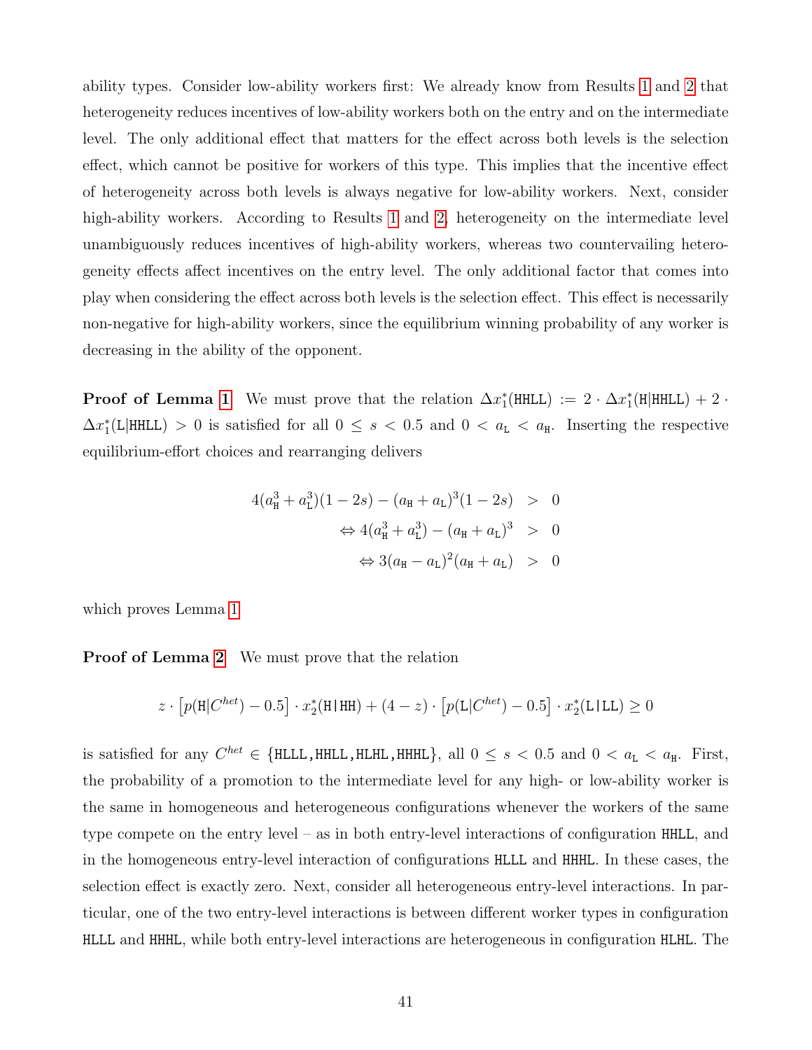ability types. Consider low-ability workers first: We already know from Results 1 and 2 that heterogeneity reduces incentives of low-ability workers both on the entry and on the intermediate level. The only additional effect that matters for the effect across both levels is the selection effect, which cannot be positive for workers of this type. This implies that the incentive effect of heterogeneity across both levels is always negative for low-ability workers. Next, consider high-ability workers. According to Results 1 and 2, heterogeneity on the intermediate level unambiguously reduces incentives of high-ability workers, whereas two countervailing heterogeneity effects affect incentives on the entry level. The only additional factor that comes into play when considering the effect across both levels is the selection effect. This effect is necessarily non-negative for high-ability workers, since the equilibrium winning probability of any worker is decreasing in the ability of the opponent.

**Proof of Lemma 1** We must prove that the relation $\Delta x_1^*(\texttt{HHLL}) := 2 \cdot \Delta x_1^*(\texttt{H}|\texttt{HHLL}) + 2 \cdot \Delta x_1^*(\texttt{L}|\texttt{HHLL}) > 0$ is satisfied for all $0 \leq s < 0.5$ and $0 < a_\texttt{L} < a_\texttt{H}$. Inserting the respective equilibrium-effort choices and rearranging delivers

$$
\begin{aligned}
4(a_\texttt{H}^3 + a_\texttt{L}^3)(1-2s) - (a_\texttt{H} + a_\texttt{L})^3(1-2s) &> 0 \\
\Leftrightarrow 4(a_\texttt{H}^3 + a_\texttt{L}^3) - (a_\texttt{H} + a_\texttt{L})^3 &> 0 \\
\Leftrightarrow 3(a_\texttt{H} - a_\texttt{L})^2(a_\texttt{H} + a_\texttt{L}) &> 0
\end{aligned}
$$

which proves Lemma 1.

**Proof of Lemma 2** We must prove that the relation

$$
z \cdot \left[p(\texttt{H}|C^{het}) - 0.5\right] \cdot x_2^*(\texttt{H|HH}) + (4-z) \cdot \left[p(\texttt{L}|C^{het}) - 0.5\right] \cdot x_2^*(\texttt{L|LL}) \geq 0
$$

is satisfied for any $C^{het} \in \{\texttt{HLLL}, \texttt{HHLL}, \texttt{HLHL}, \texttt{HHHL}\}$, all $0 \leq s < 0.5$ and $0 < a_\texttt{L} < a_\texttt{H}$. First, the probability of a promotion to the intermediate level for any high- or low-ability worker is the same in homogeneous and heterogeneous configurations whenever the workers of the same type compete on the entry level – as in both entry-level interactions of configuration HHLL, and in the homogeneous entry-level interaction of configurations HLLL and HHHL. In these cases, the selection effect is exactly zero. Next, consider all heterogeneous entry-level interactions. In particular, one of the two entry-level interactions is between different worker types in configuration HLLL and HHHL, while both entry-level interactions are heterogeneous in configuration HLHL. The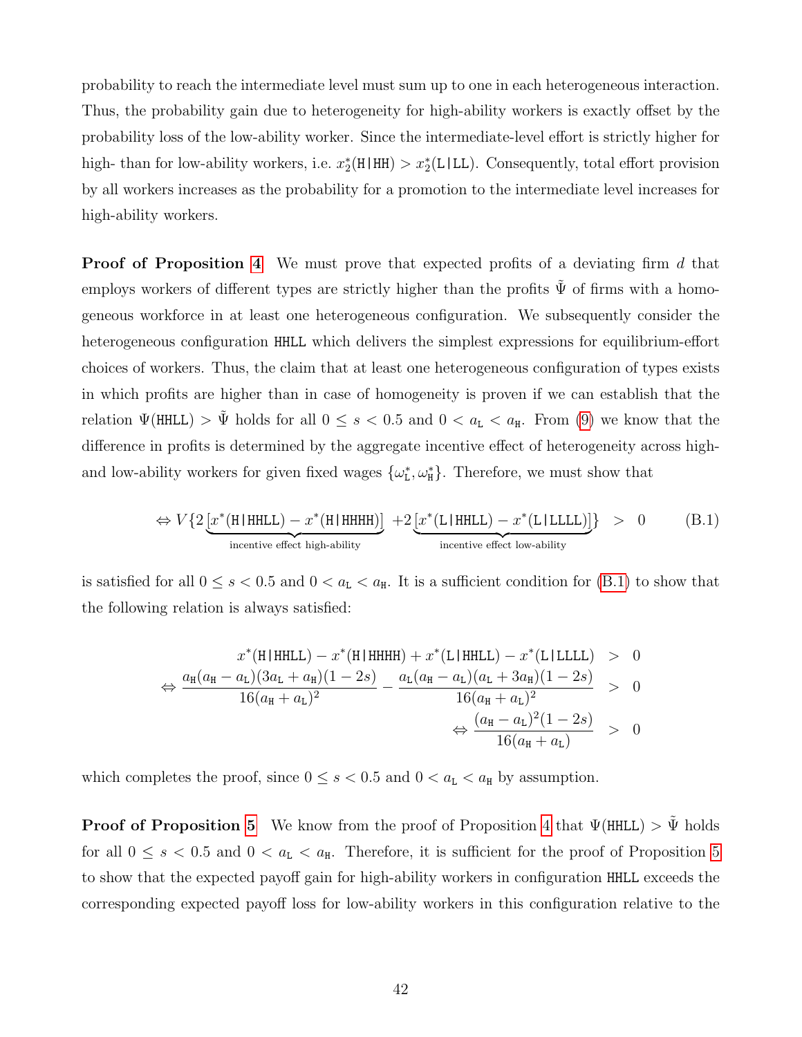probability to reach the intermediate level must sum up to one in each heterogeneous interaction. Thus, the probability gain due to heterogeneity for high-ability workers is exactly offset by the probability loss of the low-ability worker. Since the intermediate-level effort is strictly higher for high- than for low-ability workers, i.e. $x_2^*(\mathtt{H|HH}) > x_2^*(\mathtt{L|LL})$. Consequently, total effort provision by all workers increases as the probability for a promotion to the intermediate level increases for high-ability workers.

**Proof of Proposition 4** We must prove that expected profits of a deviating firm $d$ that employs workers of different types are strictly higher than the profits $\tilde{\Psi}$ of firms with a homogeneous workforce in at least one heterogeneous configuration. We subsequently consider the heterogeneous configuration HHLL which delivers the simplest expressions for equilibrium-effort choices of workers. Thus, the claim that at least one heterogeneous configuration of types exists in which profits are higher than in case of homogeneity is proven if we can establish that the relation $\Psi(\mathtt{HHLL}) > \tilde{\Psi}$ holds for all $0 \leq s < 0.5$ and $0 < a_{\mathtt{L}} < a_{\mathtt{H}}$. From (9) we know that the difference in profits is determined by the aggregate incentive effect of heterogeneity across high- and low-ability workers for given fixed wages $\{\omega_{\mathtt{L}}^*, \omega_{\mathtt{H}}^*\}$. Therefore, we must show that

$$\Leftrightarrow V\{2\underbrace{[x^*(\mathtt{H|HHLL}) - x^*(\mathtt{H|HHHH})]}_{\text{incentive effect high-ability}} + 2\underbrace{[x^*(\mathtt{L|HHLL}) - x^*(\mathtt{L|LLLL})]}_{\text{incentive effect low-ability}}\} > 0 \tag{B.1}$$

is satisfied for all $0 \leq s < 0.5$ and $0 < a_{\mathtt{L}} < a_{\mathtt{H}}$. It is a sufficient condition for (B.1) to show that the following relation is always satisfied:

$$\begin{aligned}
x^*(\mathtt{H|HHLL}) - x^*(\mathtt{H|HHHH}) + x^*(\mathtt{L|HHLL}) - x^*(\mathtt{L|LLLL}) &> 0 \\
\Leftrightarrow \frac{a_{\mathtt{H}}(a_{\mathtt{H}} - a_{\mathtt{L}})(3a_{\mathtt{L}} + a_{\mathtt{H}})(1-2s)}{16(a_{\mathtt{H}} + a_{\mathtt{L}})^2} - \frac{a_{\mathtt{L}}(a_{\mathtt{H}} - a_{\mathtt{L}})(a_{\mathtt{L}} + 3a_{\mathtt{H}})(1-2s)}{16(a_{\mathtt{H}} + a_{\mathtt{L}})^2} &> 0 \\
\Leftrightarrow \frac{(a_{\mathtt{H}} - a_{\mathtt{L}})^2(1-2s)}{16(a_{\mathtt{H}} + a_{\mathtt{L}})} &> 0
\end{aligned}$$

which completes the proof, since $0 \leq s < 0.5$ and $0 < a_{\mathtt{L}} < a_{\mathtt{H}}$ by assumption.

**Proof of Proposition 5** We know from the proof of Proposition 4 that $\Psi(\mathtt{HHLL}) > \tilde{\Psi}$ holds for all $0 \leq s < 0.5$ and $0 < a_{\mathtt{L}} < a_{\mathtt{H}}$. Therefore, it is sufficient for the proof of Proposition 5 to show that the expected payoff gain for high-ability workers in configuration HHLL exceeds the corresponding expected payoff loss for low-ability workers in this configuration relative to the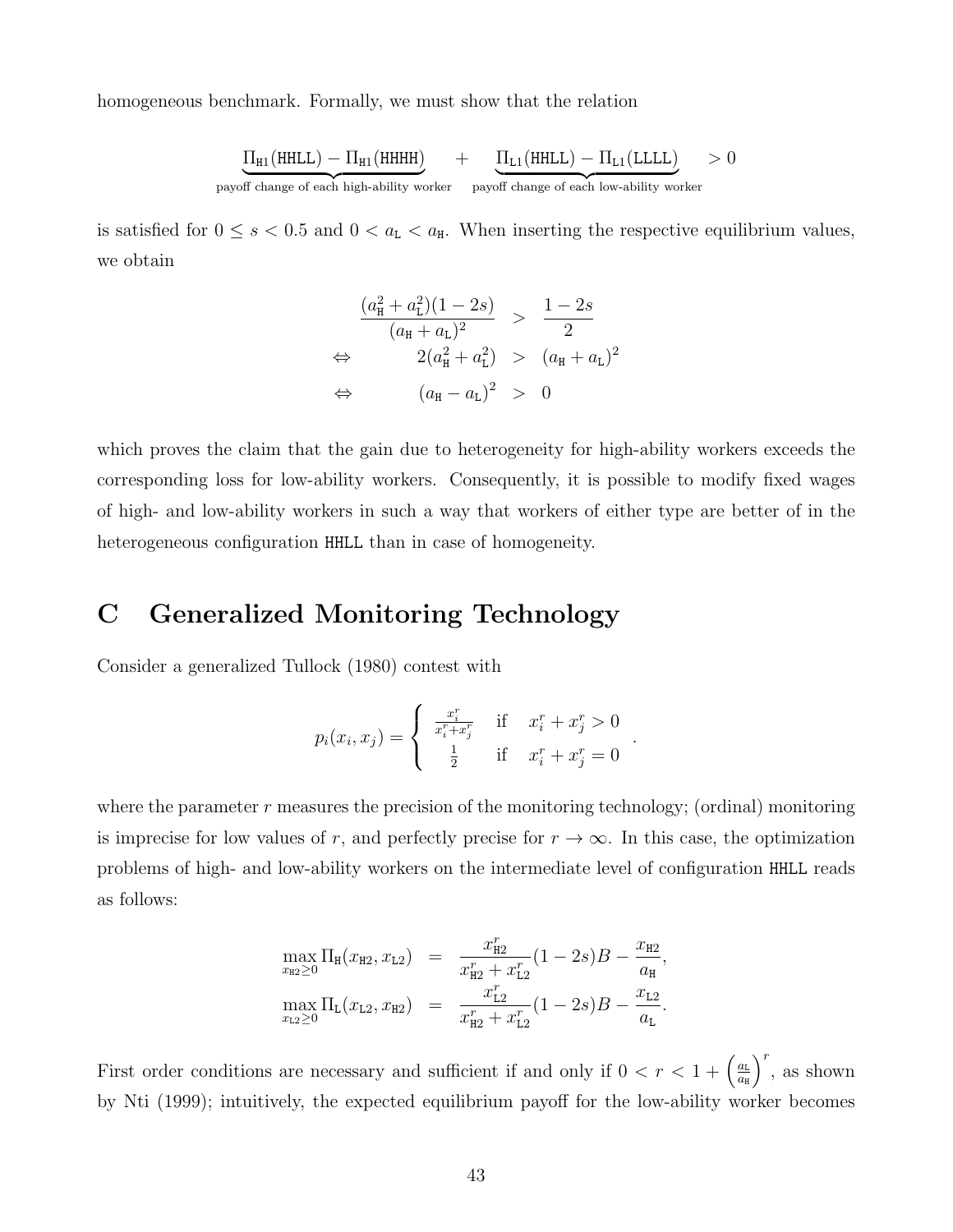homogeneous benchmark. Formally, we must show that the relation

$$\underbrace{\Pi_{\texttt{H1}}(\texttt{HHLL}) - \Pi_{\texttt{H1}}(\texttt{HHHH})}_{\text{payoff change of each high-ability worker}} \quad + \quad \underbrace{\Pi_{\texttt{L1}}(\texttt{HHLL}) - \Pi_{\texttt{L1}}(\texttt{LLLL})}_{\text{payoff change of each low-ability worker}} \quad > 0$$

is satisfied for $0 \leq s < 0.5$ and $0 < a_{\texttt{L}} < a_{\texttt{H}}$. When inserting the respective equilibrium values, we obtain

$$\begin{aligned} \frac{(a_{\texttt{H}}^2 + a_{\texttt{L}}^2)(1-2s)}{(a_{\texttt{H}} + a_{\texttt{L}})^2} &> \frac{1-2s}{2} \\ \Leftrightarrow \qquad 2(a_{\texttt{H}}^2 + a_{\texttt{L}}^2) &> (a_{\texttt{H}} + a_{\texttt{L}})^2 \\ \Leftrightarrow \qquad (a_{\texttt{H}} - a_{\texttt{L}})^2 &> 0 \end{aligned}$$

which proves the claim that the gain due to heterogeneity for high-ability workers exceeds the corresponding loss for low-ability workers. Consequently, it is possible to modify fixed wages of high- and low-ability workers in such a way that workers of either type are better of in the heterogeneous configuration HHLL than in case of homogeneity.

# C Generalized Monitoring Technology

Consider a generalized Tullock (1980) contest with

$$p_i(x_i, x_j) = \begin{cases} \frac{x_i^r}{x_i^r + x_j^r} & \text{if} \quad x_i^r + x_j^r > 0 \\ \frac{1}{2} & \text{if} \quad x_i^r + x_j^r = 0 \end{cases}.$$

where the parameter $r$ measures the precision of the monitoring technology; (ordinal) monitoring is imprecise for low values of $r$, and perfectly precise for $r \to \infty$. In this case, the optimization problems of high- and low-ability workers on the intermediate level of configuration HHLL reads as follows:

$$\begin{aligned} \max_{x_{\texttt{H2}} \geq 0} \Pi_{\texttt{H}}(x_{\texttt{H2}}, x_{\texttt{L2}}) &= \frac{x_{\texttt{H2}}^r}{x_{\texttt{H2}}^r + x_{\texttt{L2}}^r}(1-2s)B - \frac{x_{\texttt{H2}}}{a_{\texttt{H}}}, \\ \max_{x_{\texttt{L2}} \geq 0} \Pi_{\texttt{L}}(x_{\texttt{L2}}, x_{\texttt{H2}}) &= \frac{x_{\texttt{L2}}^r}{x_{\texttt{H2}}^r + x_{\texttt{L2}}^r}(1-2s)B - \frac{x_{\texttt{L2}}}{a_{\texttt{L}}}. \end{aligned}$$

First order conditions are necessary and sufficient if and only if $0 < r < 1 + \left(\frac{a_{\texttt{L}}}{a_{\texttt{H}}}\right)^r$, as shown by Nti (1999); intuitively, the expected equilibrium payoff for the low-ability worker becomes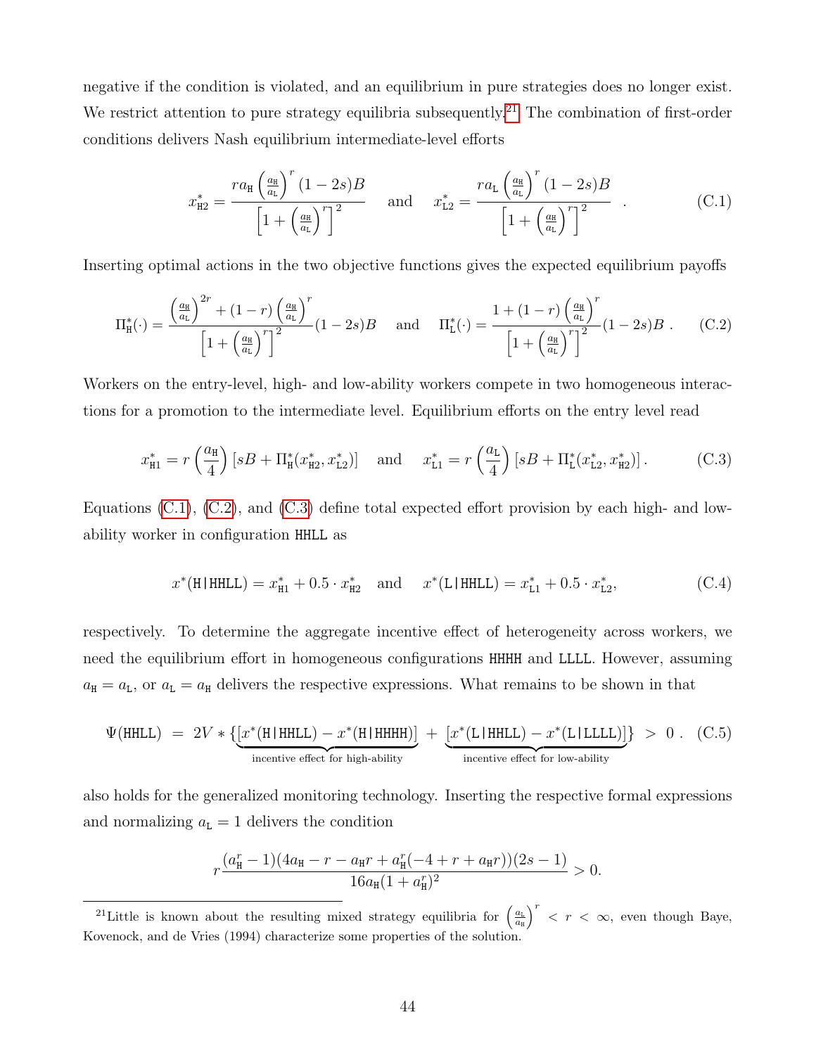negative if the condition is violated, and an equilibrium in pure strategies does no longer exist. We restrict attention to pure strategy equilibria subsequently.[21] The combination of first-order conditions delivers Nash equilibrium intermediate-level efforts

$$x^*_{\mathtt{H}2} = \frac{r a_{\mathtt{H}} \left(\frac{a_{\mathtt{H}}}{a_{\mathtt{L}}}\right)^r (1-2s)B}{\left[1+\left(\frac{a_{\mathtt{H}}}{a_{\mathtt{L}}}\right)^r\right]^2} \quad \text{and} \quad x^*_{\mathtt{L}2} = \frac{r a_{\mathtt{L}} \left(\frac{a_{\mathtt{H}}}{a_{\mathtt{L}}}\right)^r (1-2s)B}{\left[1+\left(\frac{a_{\mathtt{H}}}{a_{\mathtt{L}}}\right)^r\right]^2} \ . \tag{C.1}$$

Inserting optimal actions in the two objective functions gives the expected equilibrium payoffs

$$\Pi^*_{\mathtt{H}}(\cdot) = \frac{\left(\frac{a_{\mathtt{H}}}{a_{\mathtt{L}}}\right)^{2r} + (1-r)\left(\frac{a_{\mathtt{H}}}{a_{\mathtt{L}}}\right)^r}{\left[1+\left(\frac{a_{\mathtt{H}}}{a_{\mathtt{L}}}\right)^r\right]^2}(1-2s)B \quad \text{and} \quad \Pi^*_{\mathtt{L}}(\cdot) = \frac{1 + (1-r)\left(\frac{a_{\mathtt{H}}}{a_{\mathtt{L}}}\right)^r}{\left[1+\left(\frac{a_{\mathtt{H}}}{a_{\mathtt{L}}}\right)^r\right]^2}(1-2s)B \ . \tag{C.2}$$

Workers on the entry-level, high- and low-ability workers compete in two homogeneous interactions for a promotion to the intermediate level. Equilibrium efforts on the entry level read

$$x^*_{\mathtt{H}1} = r\left(\frac{a_{\mathtt{H}}}{4}\right)\left[sB + \Pi^*_{\mathtt{H}}(x^*_{\mathtt{H}2}, x^*_{\mathtt{L}2})\right] \quad \text{and} \quad x^*_{\mathtt{L}1} = r\left(\frac{a_{\mathtt{L}}}{4}\right)\left[sB + \Pi^*_{\mathtt{L}}(x^*_{\mathtt{L}2}, x^*_{\mathtt{H}2})\right]. \tag{C.3}$$

Equations (C.1), (C.2), and (C.3) define total expected effort provision by each high- and low-ability worker in configuration HHLL as

$$x^*(\mathtt{H|HHLL}) = x^*_{\mathtt{H}1} + 0.5 \cdot x^*_{\mathtt{H}2} \quad \text{and} \quad x^*(\mathtt{L|HHLL}) = x^*_{\mathtt{L}1} + 0.5 \cdot x^*_{\mathtt{L}2}, \tag{C.4}$$

respectively. To determine the aggregate incentive effect of heterogeneity across workers, we need the equilibrium effort in homogeneous configurations HHHH and LLLL. However, assuming $a_{\mathtt{H}} = a_{\mathtt{L}}$, or $a_{\mathtt{L}} = a_{\mathtt{H}}$ delivers the respective expressions. What remains to be shown in that

$$\Psi(\mathtt{HHLL}) \ = \ 2V * \{\underbrace{[x^*(\mathtt{H|HHLL}) - x^*(\mathtt{H|HHHH})]}_{\text{incentive effect for high-ability}} + \underbrace{[x^*(\mathtt{L|HHLL}) - x^*(\mathtt{L|LLLL})]}_{\text{incentive effect for low-ability}}\} \ > \ 0 \ . \tag{C.5}$$

also holds for the generalized monitoring technology. Inserting the respective formal expressions and normalizing $a_{\mathtt{L}} = 1$ delivers the condition

$$r\frac{(a^r_{\mathtt{H}} - 1)(4a_{\mathtt{H}} - r - a_{\mathtt{H}}r + a^r_{\mathtt{H}}(-4 + r + a_{\mathtt{H}}r))(2s-1)}{16a_{\mathtt{H}}(1+a^r_{\mathtt{H}})^2} > 0.$$

[21] Little is known about the resulting mixed strategy equilibria for $\left(\frac{a_{\mathtt{L}}}{a_{\mathtt{H}}}\right)^r < r < \infty$, even though Baye, Kovenock, and de Vries (1994) characterize some properties of the solution.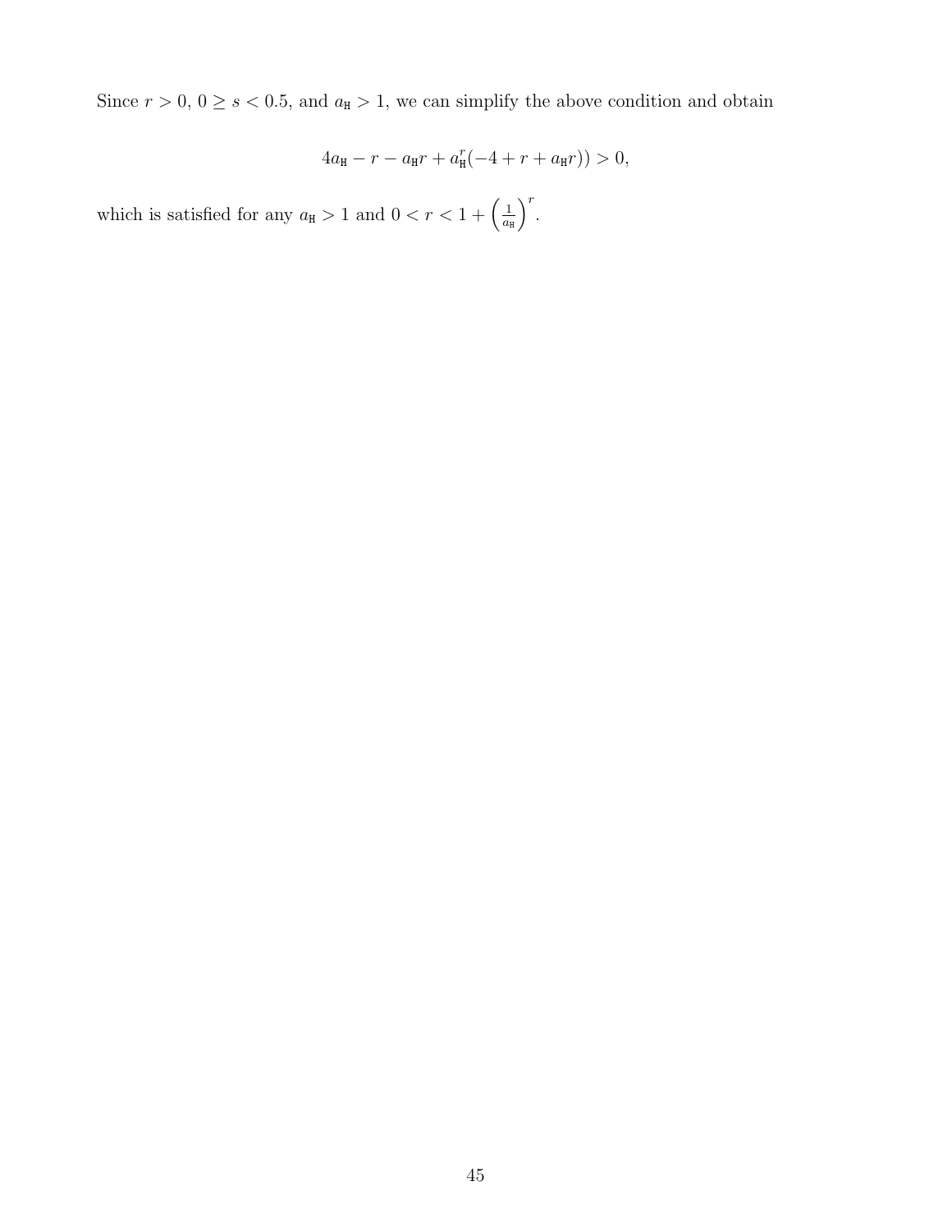Since $r > 0$, $0 \geq s < 0.5$, and $a_{\mathtt{H}} > 1$, we can simplify the above condition and obtain

$$4a_{\mathtt{H}} - r - a_{\mathtt{H}}r + a_{\mathtt{H}}^{r}(-4 + r + a_{\mathtt{H}}r)) > 0,$$

which is satisfied for any $a_{\mathtt{H}} > 1$ and $0 < r < 1 + \left(\frac{1}{a_{\mathtt{H}}}\right)^{r}$.